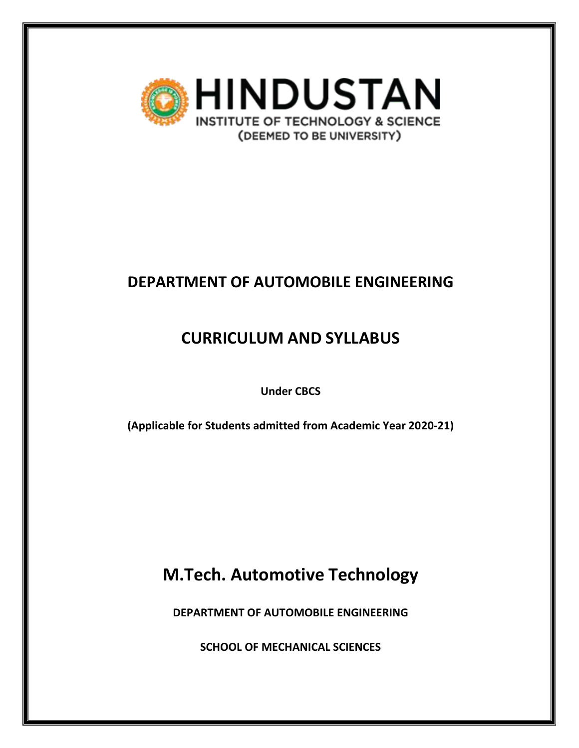# HINDUSTAN

INSTITUTE OF TECHNOLOGY & SCIENCE

(DEEMED TO BE UNIVERSITY)

## DEPARTMENT OF AUTOMOBILE ENGINEERING

## CURRICULUM AND SYLLABUS

**Under CBCS**

**(Applicable for Students admitted from Academic Year 2020-21)**

# M.Tech. Automotive Technology

**DEPARTMENT OF AUTOMOBILE ENGINEERING**

**SCHOOL OF MECHANICAL SCIENCES**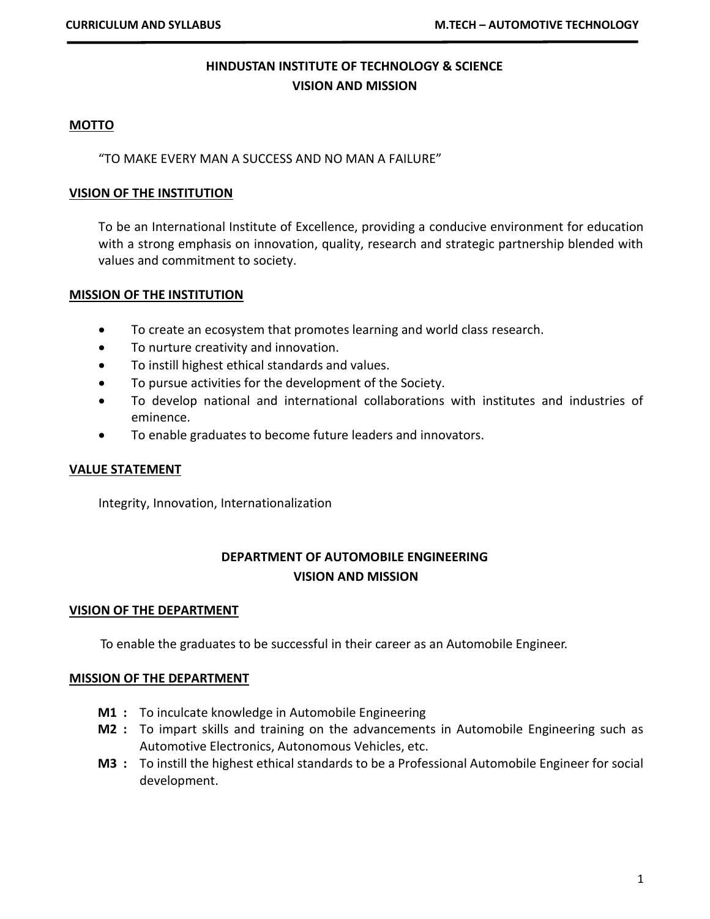# HINDUSTAN INSTITUTE OF TECHNOLOGY & SCIENCE
## VISION AND MISSION

### MOTTO

"TO MAKE EVERY MAN A SUCCESS AND NO MAN A FAILURE"

### VISION OF THE INSTITUTION

To be an International Institute of Excellence, providing a conducive environment for education with a strong emphasis on innovation, quality, research and strategic partnership blended with values and commitment to society.

### MISSION OF THE INSTITUTION

- To create an ecosystem that promotes learning and world class research.
- To nurture creativity and innovation.
- To instill highest ethical standards and values.
- To pursue activities for the development of the Society.
- To develop national and international collaborations with institutes and industries of eminence.
- To enable graduates to become future leaders and innovators.

### VALUE STATEMENT

Integrity, Innovation, Internationalization

# DEPARTMENT OF AUTOMOBILE ENGINEERING
## VISION AND MISSION

### VISION OF THE DEPARTMENT

To enable the graduates to be successful in their career as an Automobile Engineer.

### MISSION OF THE DEPARTMENT

- **M1 :** To inculcate knowledge in Automobile Engineering
- **M2 :** To impart skills and training on the advancements in Automobile Engineering such as Automotive Electronics, Autonomous Vehicles, etc.
- **M3 :** To instill the highest ethical standards to be a Professional Automobile Engineer for social development.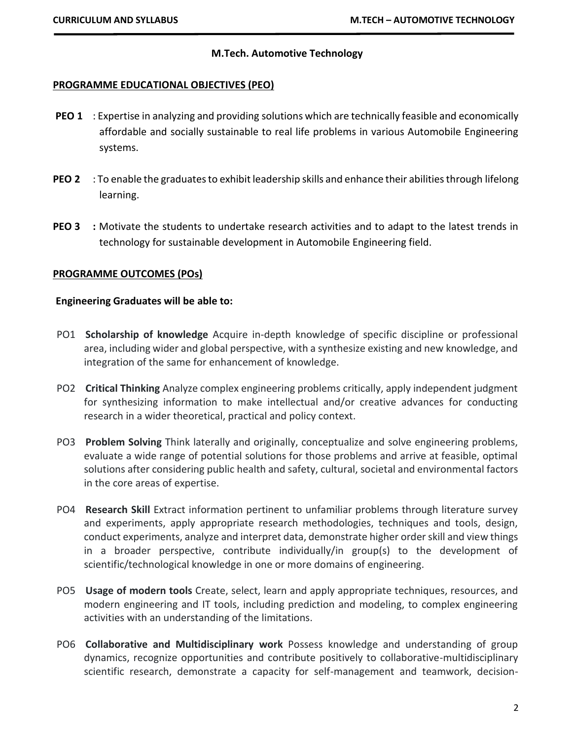# M.Tech. Automotive Technology

## PROGRAMME EDUCATIONAL OBJECTIVES (PEO)

**PEO 1** : Expertise in analyzing and providing solutions which are technically feasible and economically affordable and socially sustainable to real life problems in various Automobile Engineering systems.

**PEO 2** : To enable the graduates to exhibit leadership skills and enhance their abilities through lifelong learning.

**PEO 3 :** Motivate the students to undertake research activities and to adapt to the latest trends in technology for sustainable development in Automobile Engineering field.

## PROGRAMME OUTCOMES (POs)

**Engineering Graduates will be able to:**

PO1 **Scholarship of knowledge** Acquire in-depth knowledge of specific discipline or professional area, including wider and global perspective, with a synthesize existing and new knowledge, and integration of the same for enhancement of knowledge.

PO2 **Critical Thinking** Analyze complex engineering problems critically, apply independent judgment for synthesizing information to make intellectual and/or creative advances for conducting research in a wider theoretical, practical and policy context.

PO3 **Problem Solving** Think laterally and originally, conceptualize and solve engineering problems, evaluate a wide range of potential solutions for those problems and arrive at feasible, optimal solutions after considering public health and safety, cultural, societal and environmental factors in the core areas of expertise.

PO4 **Research Skill** Extract information pertinent to unfamiliar problems through literature survey and experiments, apply appropriate research methodologies, techniques and tools, design, conduct experiments, analyze and interpret data, demonstrate higher order skill and view things in a broader perspective, contribute individually/in group(s) to the development of scientific/technological knowledge in one or more domains of engineering.

PO5 **Usage of modern tools** Create, select, learn and apply appropriate techniques, resources, and modern engineering and IT tools, including prediction and modeling, to complex engineering activities with an understanding of the limitations.

PO6 **Collaborative and Multidisciplinary work** Possess knowledge and understanding of group dynamics, recognize opportunities and contribute positively to collaborative-multidisciplinary scientific research, demonstrate a capacity for self-management and teamwork, decision-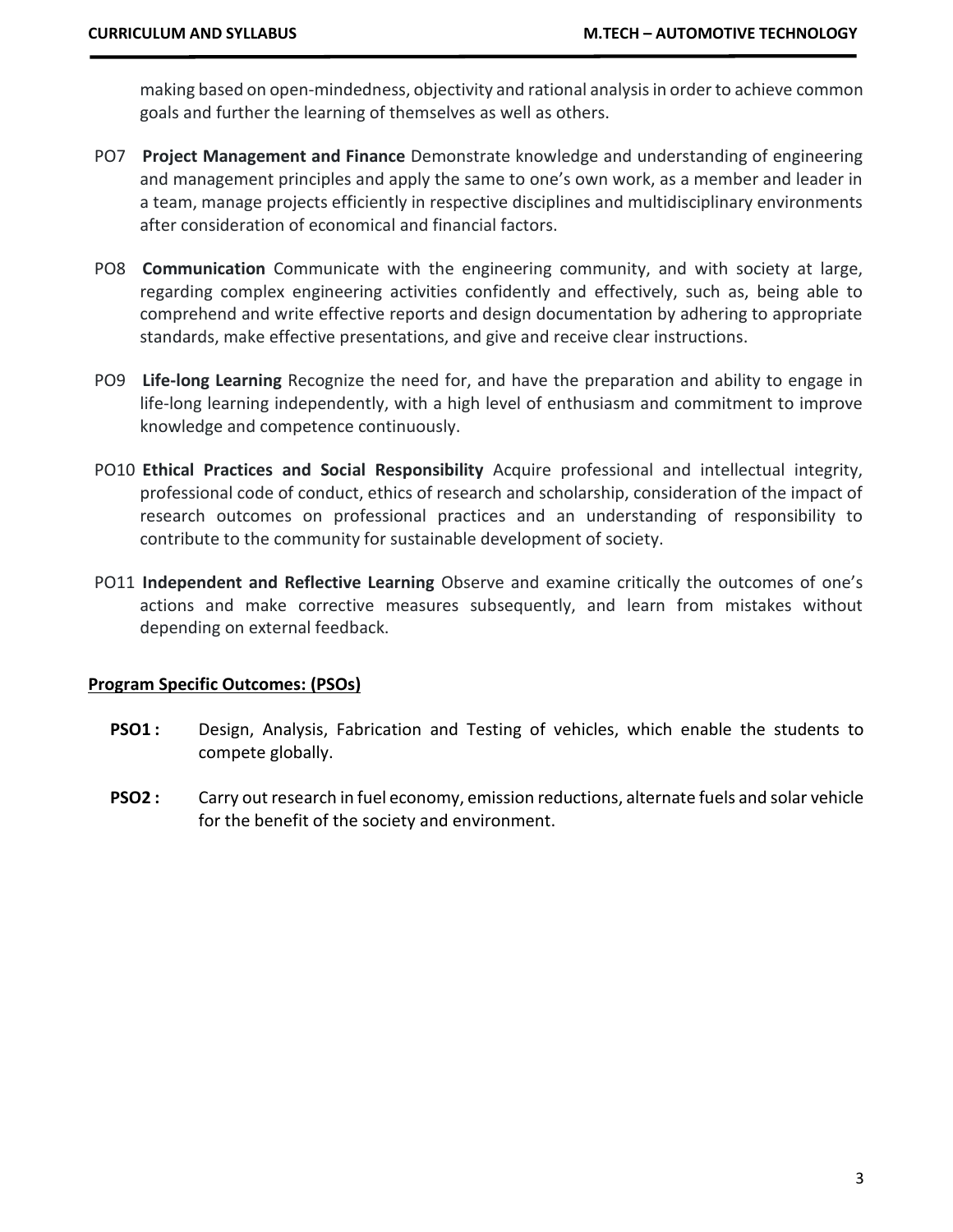making based on open-mindedness, objectivity and rational analysis in order to achieve common goals and further the learning of themselves as well as others.

PO7 **Project Management and Finance** Demonstrate knowledge and understanding of engineering and management principles and apply the same to one's own work, as a member and leader in a team, manage projects efficiently in respective disciplines and multidisciplinary environments after consideration of economical and financial factors.

PO8 **Communication** Communicate with the engineering community, and with society at large, regarding complex engineering activities confidently and effectively, such as, being able to comprehend and write effective reports and design documentation by adhering to appropriate standards, make effective presentations, and give and receive clear instructions.

PO9 **Life-long Learning** Recognize the need for, and have the preparation and ability to engage in life-long learning independently, with a high level of enthusiasm and commitment to improve knowledge and competence continuously.

PO10 **Ethical Practices and Social Responsibility** Acquire professional and intellectual integrity, professional code of conduct, ethics of research and scholarship, consideration of the impact of research outcomes on professional practices and an understanding of responsibility to contribute to the community for sustainable development of society.

PO11 **Independent and Reflective Learning** Observe and examine critically the outcomes of one's actions and make corrective measures subsequently, and learn from mistakes without depending on external feedback.

## Program Specific Outcomes: (PSOs)

**PSO1 :** Design, Analysis, Fabrication and Testing of vehicles, which enable the students to compete globally.

**PSO2 :** Carry out research in fuel economy, emission reductions, alternate fuels and solar vehicle for the benefit of the society and environment.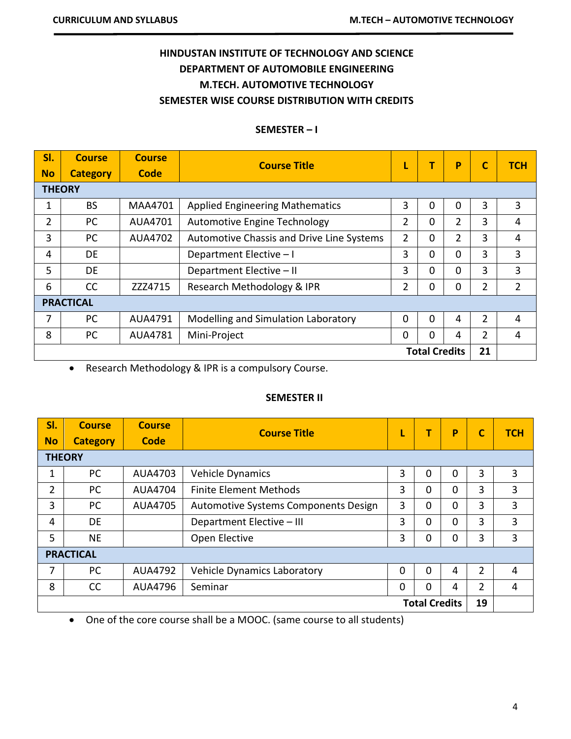## HINDUSTAN INSTITUTE OF TECHNOLOGY AND SCIENCE
## DEPARTMENT OF AUTOMOBILE ENGINEERING
## M.TECH. AUTOMOTIVE TECHNOLOGY
## SEMESTER WISE COURSE DISTRIBUTION WITH CREDITS

### SEMESTER – I

| Sl. No | Course Category | Course Code | Course Title | L | T | P | C | TCH |
|---|---|---|---|---|---|---|---|---|
| **THEORY** | | | | | | | | |
| 1 | BS | MAA4701 | Applied Engineering Mathematics | 3 | 0 | 0 | 3 | 3 |
| 2 | PC | AUA4701 | Automotive Engine Technology | 2 | 0 | 2 | 3 | 4 |
| 3 | PC | AUA4702 | Automotive Chassis and Drive Line Systems | 2 | 0 | 2 | 3 | 4 |
| 4 | DE | | Department Elective – I | 3 | 0 | 0 | 3 | 3 |
| 5 | DE | | Department Elective – II | 3 | 0 | 0 | 3 | 3 |
| 6 | CC | ZZZ4715 | Research Methodology & IPR | 2 | 0 | 0 | 2 | 2 |
| **PRACTICAL** | | | | | | | | |
| 7 | PC | AUA4791 | Modelling and Simulation Laboratory | 0 | 0 | 4 | 2 | 4 |
| 8 | PC | AUA4781 | Mini-Project | 0 | 0 | 4 | 2 | 4 |
| | | | | | | **Total Credits** | **21** | |

- Research Methodology & IPR is a compulsory Course.

### SEMESTER II

| Sl. No | Course Category | Course Code | Course Title | L | T | P | C | TCH |
|---|---|---|---|---|---|---|---|---|
| **THEORY** | | | | | | | | |
| 1 | PC | AUA4703 | Vehicle Dynamics | 3 | 0 | 0 | 3 | 3 |
| 2 | PC | AUA4704 | Finite Element Methods | 3 | 0 | 0 | 3 | 3 |
| 3 | PC | AUA4705 | Automotive Systems Components Design | 3 | 0 | 0 | 3 | 3 |
| 4 | DE | | Department Elective – III | 3 | 0 | 0 | 3 | 3 |
| 5 | NE | | Open Elective | 3 | 0 | 0 | 3 | 3 |
| **PRACTICAL** | | | | | | | | |
| 7 | PC | AUA4792 | Vehicle Dynamics Laboratory | 0 | 0 | 4 | 2 | 4 |
| 8 | CC | AUA4796 | Seminar | 0 | 0 | 4 | 2 | 4 |
| | | | | | | **Total Credits** | **19** | |

- One of the core course shall be a MOOC. (same course to all students)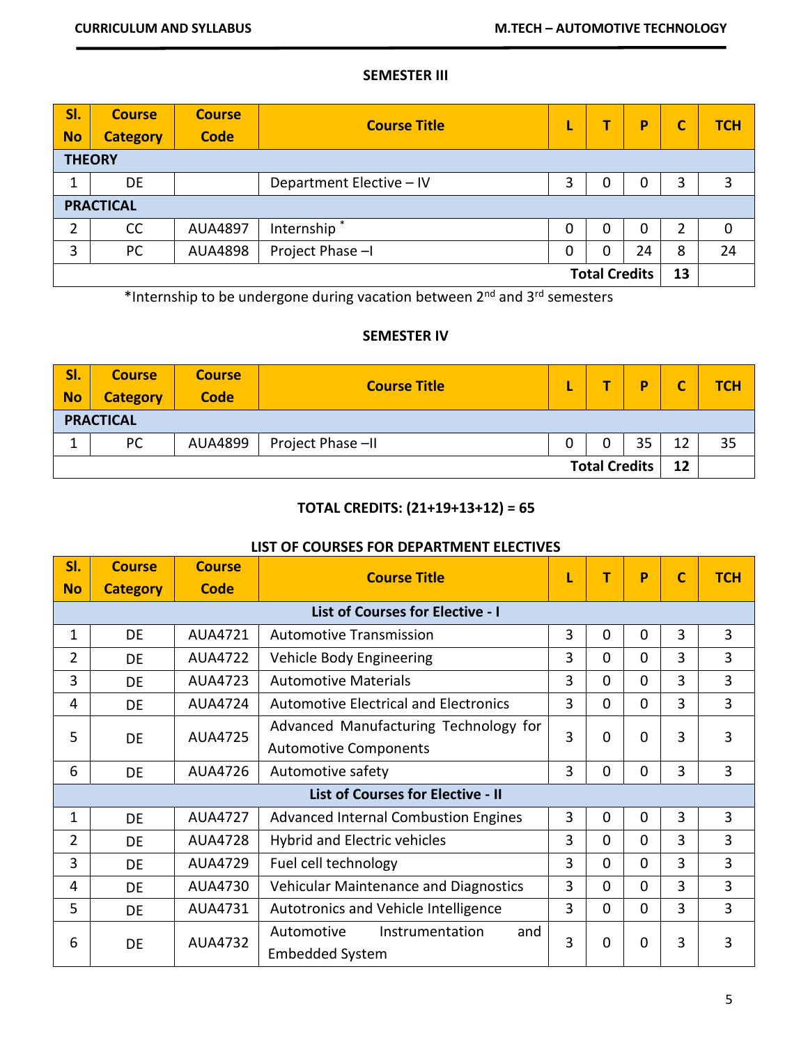### SEMESTER III

| Sl. No | Course Category | Course Code | Course Title | L | T | P | C | TCH |
|---|---|---|---|---|---|---|---|---|
| **THEORY** | | | | | | | | |
| 1 | DE | | Department Elective – IV | 3 | 0 | 0 | 3 | 3 |
| **PRACTICAL** | | | | | | | | |
| 2 | CC | AUA4897 | Internship * | 0 | 0 | 0 | 2 | 0 |
| 3 | PC | AUA4898 | Project Phase –I | 0 | 0 | 24 | 8 | 24 |
| | | | | | | **Total Credits** | **13** | |

*Internship to be undergone during vacation between 2nd and 3rd semesters

### SEMESTER IV

| Sl. No | Course Category | Course Code | Course Title | L | T | P | C | TCH |
|---|---|---|---|---|---|---|---|---|
| **PRACTICAL** | | | | | | | | |
| 1 | PC | AUA4899 | Project Phase –II | 0 | 0 | 35 | 12 | 35 |
| | | | | | | **Total Credits** | **12** | |

**TOTAL CREDITS: (21+19+13+12) = 65**

### LIST OF COURSES FOR DEPARTMENT ELECTIVES

| Sl. No | Course Category | Course Code | Course Title | L | T | P | C | TCH |
|---|---|---|---|---|---|---|---|---|
| **List of Courses for Elective - I** | | | | | | | | |
| 1 | DE | AUA4721 | Automotive Transmission | 3 | 0 | 0 | 3 | 3 |
| 2 | DE | AUA4722 | Vehicle Body Engineering | 3 | 0 | 0 | 3 | 3 |
| 3 | DE | AUA4723 | Automotive Materials | 3 | 0 | 0 | 3 | 3 |
| 4 | DE | AUA4724 | Automotive Electrical and Electronics | 3 | 0 | 0 | 3 | 3 |
| 5 | DE | AUA4725 | Advanced Manufacturing Technology for Automotive Components | 3 | 0 | 0 | 3 | 3 |
| 6 | DE | AUA4726 | Automotive safety | 3 | 0 | 0 | 3 | 3 |
| **List of Courses for Elective - II** | | | | | | | | |
| 1 | DE | AUA4727 | Advanced Internal Combustion Engines | 3 | 0 | 0 | 3 | 3 |
| 2 | DE | AUA4728 | Hybrid and Electric vehicles | 3 | 0 | 0 | 3 | 3 |
| 3 | DE | AUA4729 | Fuel cell technology | 3 | 0 | 0 | 3 | 3 |
| 4 | DE | AUA4730 | Vehicular Maintenance and Diagnostics | 3 | 0 | 0 | 3 | 3 |
| 5 | DE | AUA4731 | Autotronics and Vehicle Intelligence | 3 | 0 | 0 | 3 | 3 |
| 6 | DE | AUA4732 | Automotive Instrumentation and Embedded System | 3 | 0 | 0 | 3 | 3 |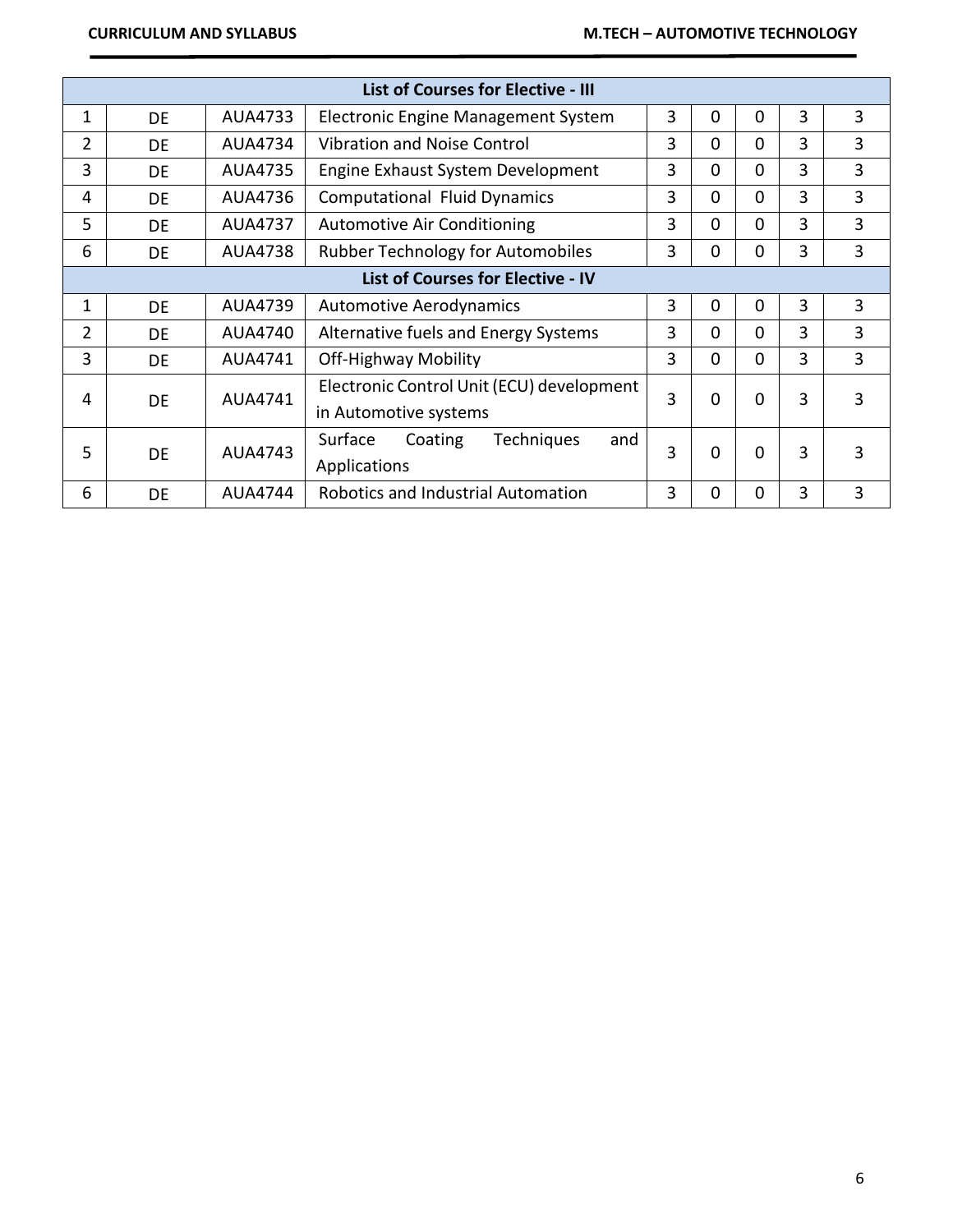| List of Courses for Elective - III | | | | | | | | |
|---|---|---|---|---|---|---|---|---|
| 1 | DE | AUA4733 | Electronic Engine Management System | 3 | 0 | 0 | 3 | 3 |
| 2 | DE | AUA4734 | Vibration and Noise Control | 3 | 0 | 0 | 3 | 3 |
| 3 | DE | AUA4735 | Engine Exhaust System Development | 3 | 0 | 0 | 3 | 3 |
| 4 | DE | AUA4736 | Computational Fluid Dynamics | 3 | 0 | 0 | 3 | 3 |
| 5 | DE | AUA4737 | Automotive Air Conditioning | 3 | 0 | 0 | 3 | 3 |
| 6 | DE | AUA4738 | Rubber Technology for Automobiles | 3 | 0 | 0 | 3 | 3 |
| **List of Courses for Elective - IV** | | | | | | | | |
| 1 | DE | AUA4739 | Automotive Aerodynamics | 3 | 0 | 0 | 3 | 3 |
| 2 | DE | AUA4740 | Alternative fuels and Energy Systems | 3 | 0 | 0 | 3 | 3 |
| 3 | DE | AUA4741 | Off-Highway Mobility | 3 | 0 | 0 | 3 | 3 |
| 4 | DE | AUA4741 | Electronic Control Unit (ECU) development in Automotive systems | 3 | 0 | 0 | 3 | 3 |
| 5 | DE | AUA4743 | Surface Coating Techniques and Applications | 3 | 0 | 0 | 3 | 3 |
| 6 | DE | AUA4744 | Robotics and Industrial Automation | 3 | 0 | 0 | 3 | 3 |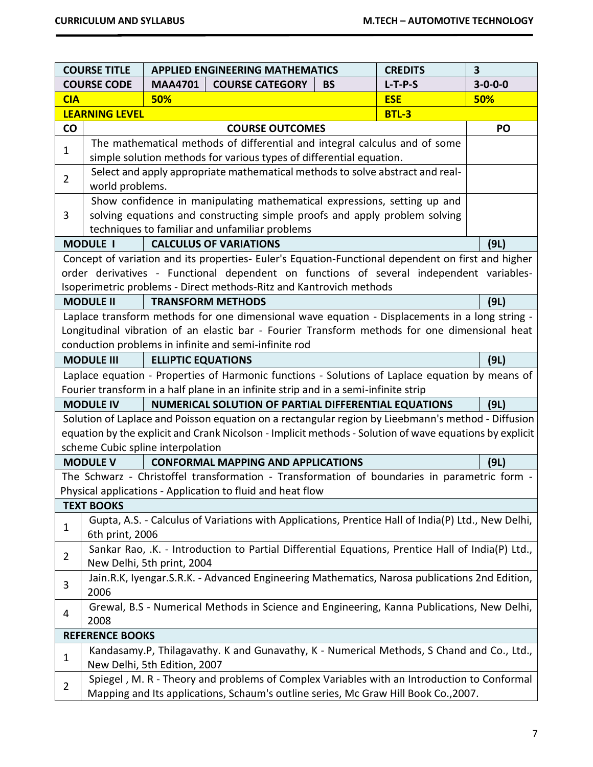| COURSE TITLE | APPLIED ENGINEERING MATHEMATICS | | | CREDITS | 3 |
|---|---|---|---|---|---|
| COURSE CODE | MAA4701 | COURSE CATEGORY | BS | L-T-P-S | 3-0-0-0 |
| CIA | 50% | | | ESE | 50% |
| LEARNING LEVEL | | | | BTL-3 | |

| CO | COURSE OUTCOMES | PO |
|---|---|---|
| 1 | The mathematical methods of differential and integral calculus and of some simple solution methods for various types of differential equation. | |
| 2 | Select and apply appropriate mathematical methods to solve abstract and real-world problems. | |
| 3 | Show confidence in manipulating mathematical expressions, setting up and solving equations and constructing simple proofs and apply problem solving techniques to familiar and unfamiliar problems | |

| MODULE I | CALCULUS OF VARIATIONS | (9L) |
|---|---|---|
| Concept of variation and its properties- Euler's Equation-Functional dependent on first and higher order derivatives - Functional dependent on functions of several independent variables- Isoperimetric problems - Direct methods-Ritz and Kantrovich methods | | |
| **MODULE II** | **TRANSFORM METHODS** | **(9L)** |
| Laplace transform methods for one dimensional wave equation - Displacements in a long string - Longitudinal vibration of an elastic bar - Fourier Transform methods for one dimensional heat conduction problems in infinite and semi-infinite rod | | |
| **MODULE III** | **ELLIPTIC EQUATIONS** | **(9L)** |
| Laplace equation - Properties of Harmonic functions - Solutions of Laplace equation by means of Fourier transform in a half plane in an infinite strip and in a semi-infinite strip | | |
| **MODULE IV** | **NUMERICAL SOLUTION OF PARTIAL DIFFERENTIAL EQUATIONS** | **(9L)** |
| Solution of Laplace and Poisson equation on a rectangular region by Lieebmann's method - Diffusion equation by the explicit and Crank Nicolson - Implicit methods - Solution of wave equations by explicit scheme Cubic spline interpolation | | |
| **MODULE V** | **CONFORMAL MAPPING AND APPLICATIONS** | **(9L)** |
| The Schwarz - Christoffel transformation - Transformation of boundaries in parametric form - Physical applications - Application to fluid and heat flow | | |

| TEXT BOOKS | |
|---|---|
| 1 | Gupta, A.S. - Calculus of Variations with Applications, Prentice Hall of India(P) Ltd., New Delhi, 6th print, 2006 |
| 2 | Sankar Rao, .K. - Introduction to Partial Differential Equations, Prentice Hall of India(P) Ltd., New Delhi, 5th print, 2004 |
| 3 | Jain.R.K, Iyengar.S.R.K. - Advanced Engineering Mathematics, Narosa publications 2nd Edition, 2006 |
| 4 | Grewal, B.S - Numerical Methods in Science and Engineering, Kanna Publications, New Delhi, 2008 |

| REFERENCE BOOKS | |
|---|---|
| 1 | Kandasamy.P, Thilagavathy. K and Gunavathy, K - Numerical Methods, S Chand and Co., Ltd., New Delhi, 5th Edition, 2007 |
| 2 | Spiegel , M. R - Theory and problems of Complex Variables with an Introduction to Conformal Mapping and Its applications, Schaum's outline series, Mc Graw Hill Book Co.,2007. |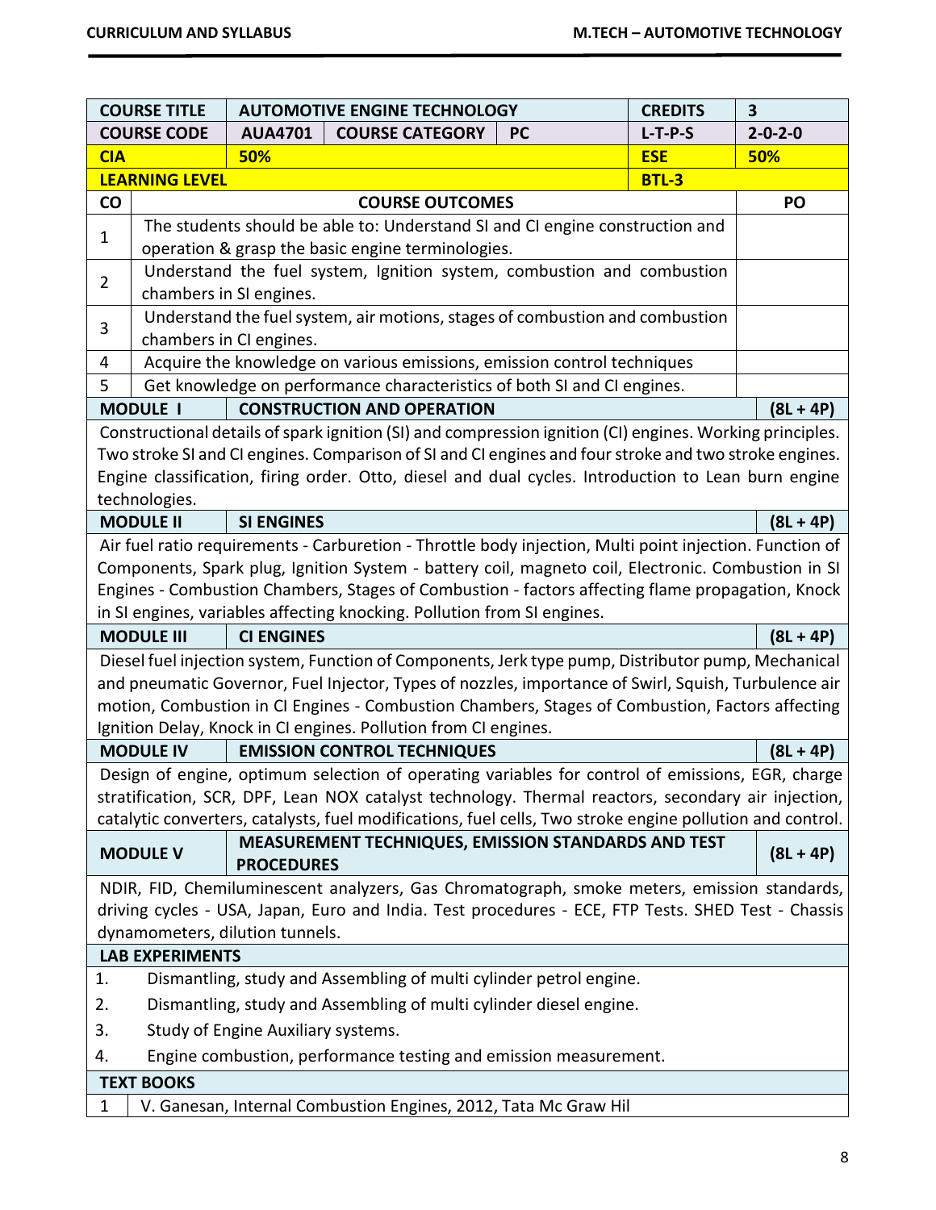| COURSE TITLE | AUTOMOTIVE ENGINE TECHNOLOGY | | | CREDITS | 3 |
|---|---|---|---|---|---|
| COURSE CODE | AUA4701 | COURSE CATEGORY | PC | L-T-P-S | 2-0-2-0 |
| CIA | 50% | | | ESE | 50% |
| LEARNING LEVEL | | | | BTL-3 | |

| CO | COURSE OUTCOMES | PO |
|---|---|---|
| 1 | The students should be able to: Understand SI and CI engine construction and operation & grasp the basic engine terminologies. | |
| 2 | Understand the fuel system, Ignition system, combustion and combustion chambers in SI engines. | |
| 3 | Understand the fuel system, air motions, stages of combustion and combustion chambers in CI engines. | |
| 4 | Acquire the knowledge on various emissions, emission control techniques | |
| 5 | Get knowledge on performance characteristics of both SI and CI engines. | |

**MODULE I — CONSTRUCTION AND OPERATION (8L + 4P)**

Constructional details of spark ignition (SI) and compression ignition (CI) engines. Working principles. Two stroke SI and CI engines. Comparison of SI and CI engines and four stroke and two stroke engines. Engine classification, firing order. Otto, diesel and dual cycles. Introduction to Lean burn engine technologies.

**MODULE II — SI ENGINES (8L + 4P)**

Air fuel ratio requirements - Carburetion - Throttle body injection, Multi point injection. Function of Components, Spark plug, Ignition System - battery coil, magneto coil, Electronic. Combustion in SI Engines - Combustion Chambers, Stages of Combustion - factors affecting flame propagation, Knock in SI engines, variables affecting knocking. Pollution from SI engines.

**MODULE III — CI ENGINES (8L + 4P)**

Diesel fuel injection system, Function of Components, Jerk type pump, Distributor pump, Mechanical and pneumatic Governor, Fuel Injector, Types of nozzles, importance of Swirl, Squish, Turbulence air motion, Combustion in CI Engines - Combustion Chambers, Stages of Combustion, Factors affecting Ignition Delay, Knock in CI engines. Pollution from CI engines.

**MODULE IV — EMISSION CONTROL TECHNIQUES (8L + 4P)**

Design of engine, optimum selection of operating variables for control of emissions, EGR, charge stratification, SCR, DPF, Lean NOX catalyst technology. Thermal reactors, secondary air injection, catalytic converters, catalysts, fuel modifications, fuel cells, Two stroke engine pollution and control.

**MODULE V — MEASUREMENT TECHNIQUES, EMISSION STANDARDS AND TEST PROCEDURES (8L + 4P)**

NDIR, FID, Chemiluminescent analyzers, Gas Chromatograph, smoke meters, emission standards, driving cycles - USA, Japan, Euro and India. Test procedures - ECE, FTP Tests. SHED Test - Chassis dynamometers, dilution tunnels.

**LAB EXPERIMENTS**

1. Dismantling, study and Assembling of multi cylinder petrol engine.
2. Dismantling, study and Assembling of multi cylinder diesel engine.
3. Study of Engine Auxiliary systems.
4. Engine combustion, performance testing and emission measurement.

**TEXT BOOKS**

1. V. Ganesan, Internal Combustion Engines, 2012, Tata Mc Graw Hil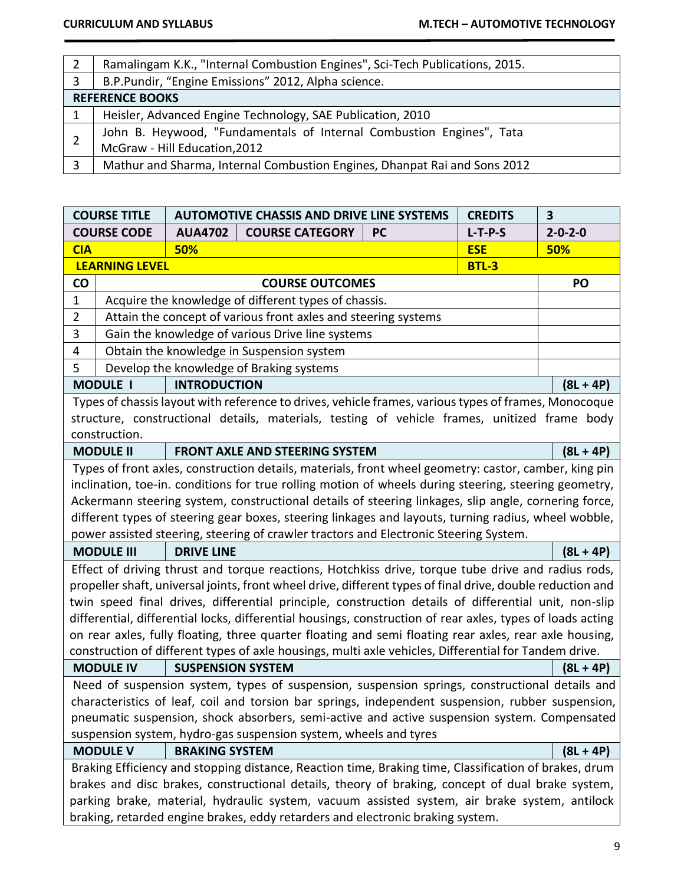| | |
|---|---|
| 2 | Ramalingam K.K., "Internal Combustion Engines", Sci-Tech Publications, 2015. |
| 3 | B.P.Pundir, "Engine Emissions" 2012, Alpha science. |
| **REFERENCE BOOKS** | |
| 1 | Heisler, Advanced Engine Technology, SAE Publication, 2010 |
| 2 | John B. Heywood, "Fundamentals of Internal Combustion Engines", Tata McGraw - Hill Education,2012 |
| 3 | Mathur and Sharma, Internal Combustion Engines, Dhanpat Rai and Sons 2012 |

| **COURSE TITLE** | **AUTOMOTIVE CHASSIS AND DRIVE LINE SYSTEMS** | | | **CREDITS** | **3** |
|---|---|---|---|---|---|
| **COURSE CODE** | **AUA4702** | **COURSE CATEGORY** | **PC** | **L-T-P-S** | **2-0-2-0** |
| **CIA** | **50%** | | | **ESE** | **50%** |
| **LEARNING LEVEL** | | | | **BTL-3** | |

| **CO** | **COURSE OUTCOMES** | **PO** |
|---|---|---|
| 1 | Acquire the knowledge of different types of chassis. | |
| 2 | Attain the concept of various front axles and steering systems | |
| 3 | Gain the knowledge of various Drive line systems | |
| 4 | Obtain the knowledge in Suspension system | |
| 5 | Develop the knowledge of Braking systems | |

**MODULE I — INTRODUCTION (8L + 4P)**

Types of chassis layout with reference to drives, vehicle frames, various types of frames, Monocoque structure, constructional details, materials, testing of vehicle frames, unitized frame body construction.

**MODULE II — FRONT AXLE AND STEERING SYSTEM (8L + 4P)**

Types of front axles, construction details, materials, front wheel geometry: castor, camber, king pin inclination, toe-in. conditions for true rolling motion of wheels during steering, steering geometry, Ackermann steering system, constructional details of steering linkages, slip angle, cornering force, different types of steering gear boxes, steering linkages and layouts, turning radius, wheel wobble, power assisted steering, steering of crawler tractors and Electronic Steering System.

**MODULE III — DRIVE LINE (8L + 4P)**

Effect of driving thrust and torque reactions, Hotchkiss drive, torque tube drive and radius rods, propeller shaft, universal joints, front wheel drive, different types of final drive, double reduction and twin speed final drives, differential principle, construction details of differential unit, non-slip differential, differential locks, differential housings, construction of rear axles, types of loads acting on rear axles, fully floating, three quarter floating and semi floating rear axles, rear axle housing, construction of different types of axle housings, multi axle vehicles, Differential for Tandem drive.

**MODULE IV — SUSPENSION SYSTEM (8L + 4P)**

Need of suspension system, types of suspension, suspension springs, constructional details and characteristics of leaf, coil and torsion bar springs, independent suspension, rubber suspension, pneumatic suspension, shock absorbers, semi-active and active suspension system. Compensated suspension system, hydro-gas suspension system, wheels and tyres

**MODULE V — BRAKING SYSTEM (8L + 4P)**

Braking Efficiency and stopping distance, Reaction time, Braking time, Classification of brakes, drum brakes and disc brakes, constructional details, theory of braking, concept of dual brake system, parking brake, material, hydraulic system, vacuum assisted system, air brake system, antilock braking, retarded engine brakes, eddy retarders and electronic braking system.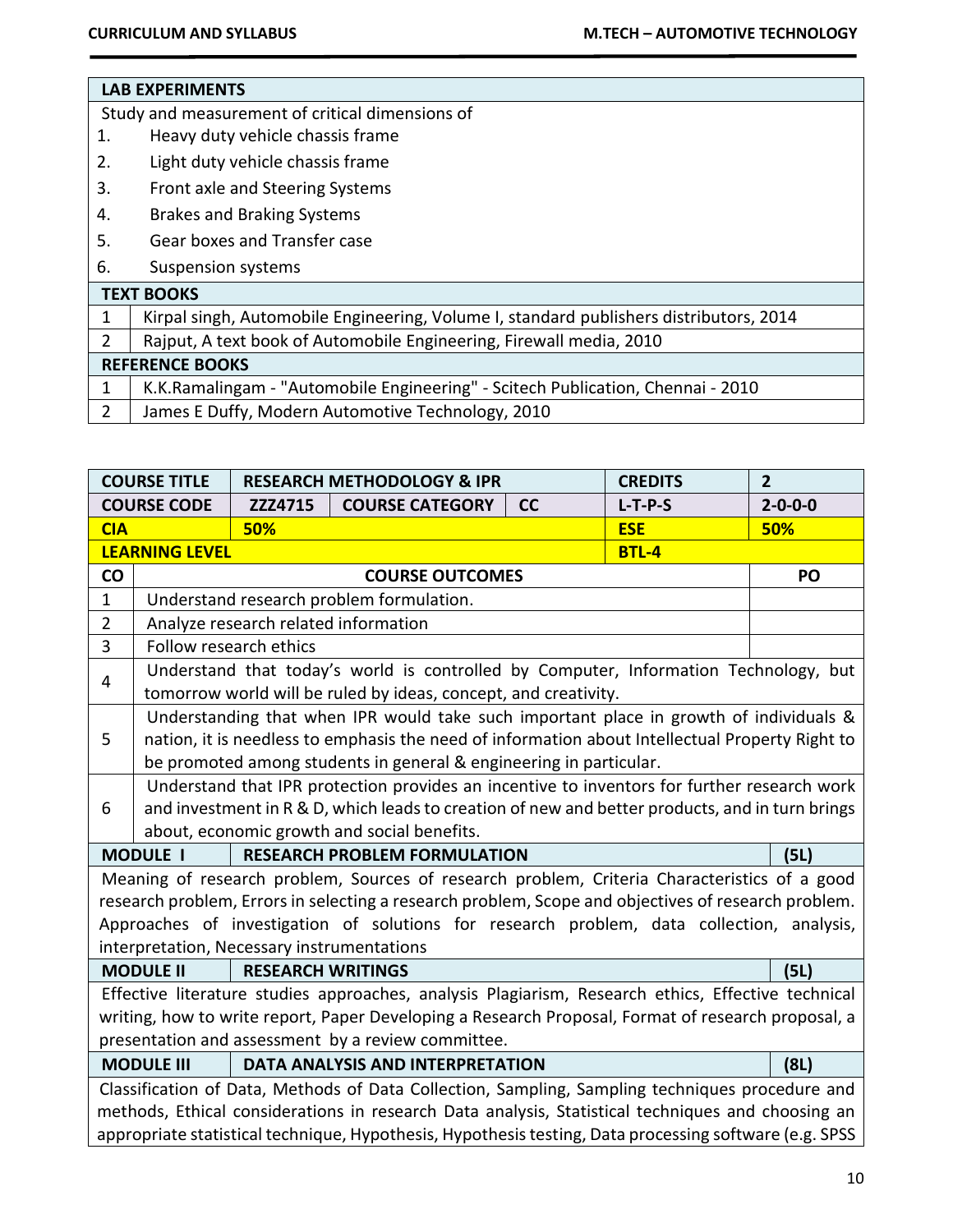| LAB EXPERIMENTS | |
|---|---|
| Study and measurement of critical dimensions of | |
| 1. | Heavy duty vehicle chassis frame |
| 2. | Light duty vehicle chassis frame |
| 3. | Front axle and Steering Systems |
| 4. | Brakes and Braking Systems |
| 5. | Gear boxes and Transfer case |
| 6. | Suspension systems |

| TEXT BOOKS | |
|---|---|
| 1 | Kirpal singh, Automobile Engineering, Volume I, standard publishers distributors, 2014 |
| 2 | Rajput, A text book of Automobile Engineering, Firewall media, 2010 |

| REFERENCE BOOKS | |
|---|---|
| 1 | K.K.Ramalingam - "Automobile Engineering" - Scitech Publication, Chennai - 2010 |
| 2 | James E Duffy, Modern Automotive Technology, 2010 |

| COURSE TITLE | RESEARCH METHODOLOGY & IPR | | | CREDITS | 2 |
|---|---|---|---|---|---|
| COURSE CODE | ZZZ4715 | COURSE CATEGORY | CC | L-T-P-S | 2-0-0-0 |
| CIA | 50% | | | ESE | 50% |
| LEARNING LEVEL | | | | BTL-4 | |

| CO | COURSE OUTCOMES | PO |
|---|---|---|
| 1 | Understand research problem formulation. | |
| 2 | Analyze research related information | |
| 3 | Follow research ethics | |
| 4 | Understand that today's world is controlled by Computer, Information Technology, but tomorrow world will be ruled by ideas, concept, and creativity. | |
| 5 | Understanding that when IPR would take such important place in growth of individuals & nation, it is needless to emphasis the need of information about Intellectual Property Right to be promoted among students in general & engineering in particular. | |
| 6 | Understand that IPR protection provides an incentive to inventors for further research work and investment in R & D, which leads to creation of new and better products, and in turn brings about, economic growth and social benefits. | |

| MODULE I | RESEARCH PROBLEM FORMULATION | (5L) |
|---|---|---|

Meaning of research problem, Sources of research problem, Criteria Characteristics of a good research problem, Errors in selecting a research problem, Scope and objectives of research problem. Approaches of investigation of solutions for research problem, data collection, analysis, interpretation, Necessary instrumentations

| MODULE II | RESEARCH WRITINGS | (5L) |
|---|---|---|

Effective literature studies approaches, analysis Plagiarism, Research ethics, Effective technical writing, how to write report, Paper Developing a Research Proposal, Format of research proposal, a presentation and assessment by a review committee.

| MODULE III | DATA ANALYSIS AND INTERPRETATION | (8L) |
|---|---|---|

Classification of Data, Methods of Data Collection, Sampling, Sampling techniques procedure and methods, Ethical considerations in research Data analysis, Statistical techniques and choosing an appropriate statistical technique, Hypothesis, Hypothesis testing, Data processing software (e.g. SPSS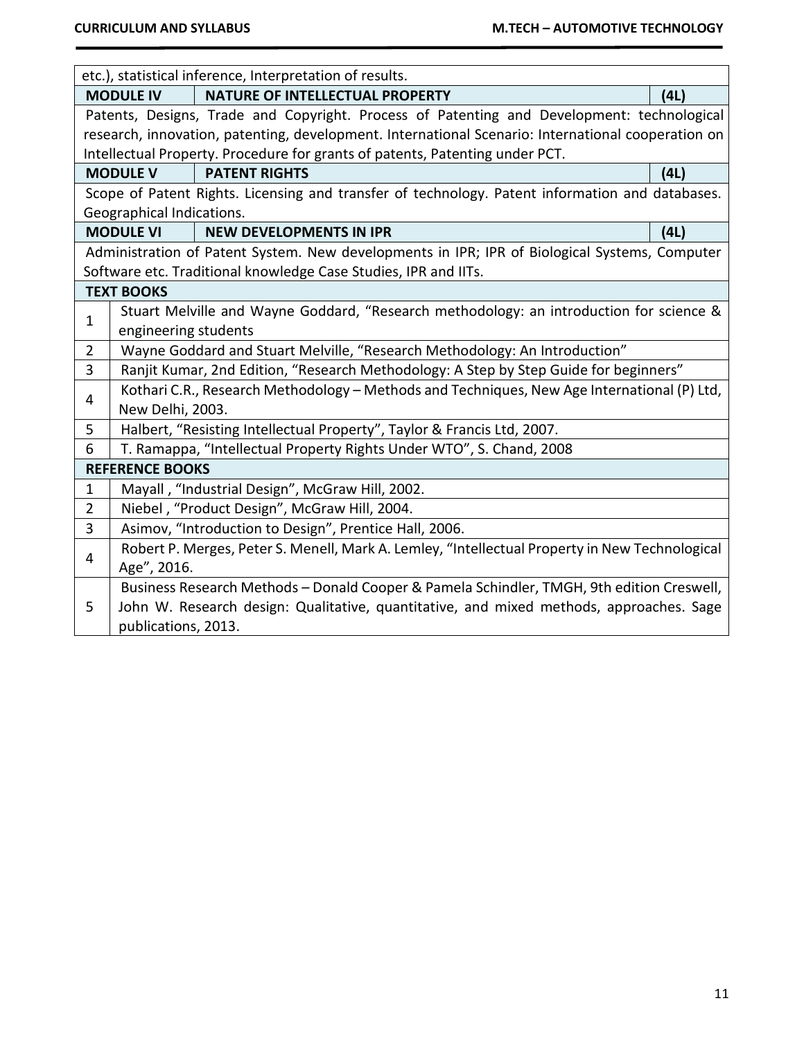etc.), statistical inference, Interpretation of results.

| MODULE IV | NATURE OF INTELLECTUAL PROPERTY | (4L) |
|---|---|---|

Patents, Designs, Trade and Copyright. Process of Patenting and Development: technological research, innovation, patenting, development. International Scenario: International cooperation on Intellectual Property. Procedure for grants of patents, Patenting under PCT.

| MODULE V | PATENT RIGHTS | (4L) |
|---|---|---|

Scope of Patent Rights. Licensing and transfer of technology. Patent information and databases. Geographical Indications.

| MODULE VI | NEW DEVELOPMENTS IN IPR | (4L) |
|---|---|---|

Administration of Patent System. New developments in IPR; IPR of Biological Systems, Computer Software etc. Traditional knowledge Case Studies, IPR and IITs.

**TEXT BOOKS**

| | |
|---|---|
| 1 | Stuart Melville and Wayne Goddard, "Research methodology: an introduction for science & engineering students |
| 2 | Wayne Goddard and Stuart Melville, "Research Methodology: An Introduction" |
| 3 | Ranjit Kumar, 2nd Edition, "Research Methodology: A Step by Step Guide for beginners" |
| 4 | Kothari C.R., Research Methodology – Methods and Techniques, New Age International (P) Ltd, New Delhi, 2003. |
| 5 | Halbert, "Resisting Intellectual Property", Taylor & Francis Ltd, 2007. |
| 6 | T. Ramappa, "Intellectual Property Rights Under WTO", S. Chand, 2008 |

**REFERENCE BOOKS**

| | |
|---|---|
| 1 | Mayall , "Industrial Design", McGraw Hill, 2002. |
| 2 | Niebel , "Product Design", McGraw Hill, 2004. |
| 3 | Asimov, "Introduction to Design", Prentice Hall, 2006. |
| 4 | Robert P. Merges, Peter S. Menell, Mark A. Lemley, "Intellectual Property in New Technological Age", 2016. |
| 5 | Business Research Methods – Donald Cooper & Pamela Schindler, TMGH, 9th edition Creswell, John W. Research design: Qualitative, quantitative, and mixed methods, approaches. Sage publications, 2013. |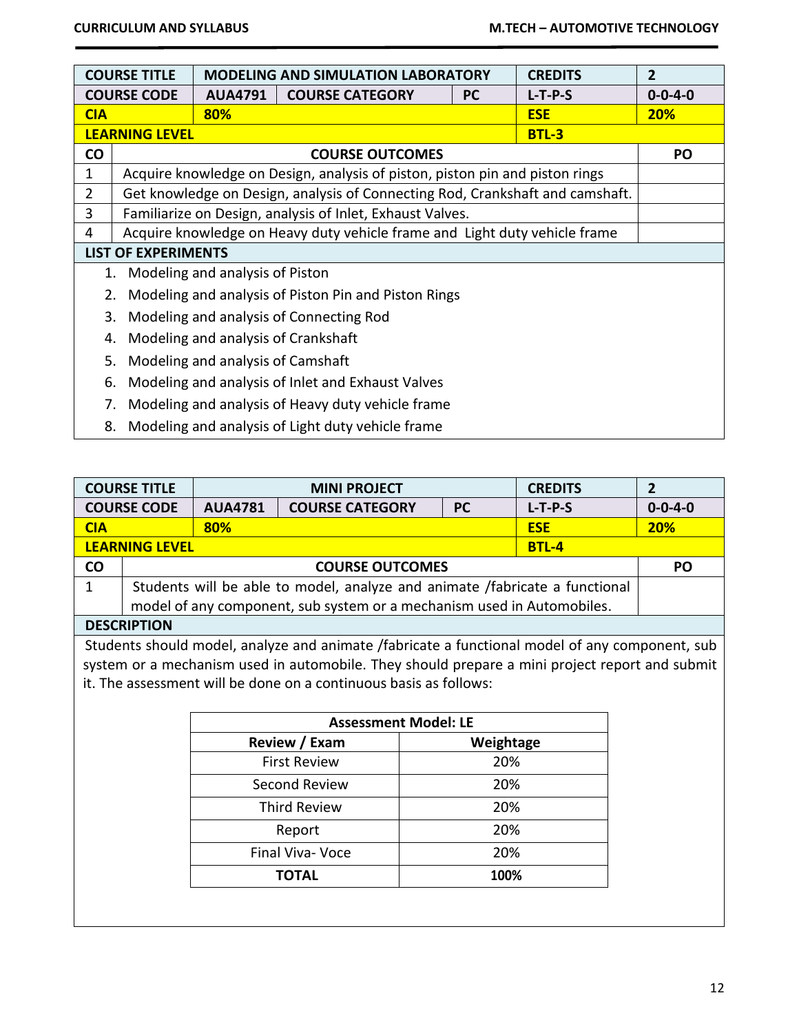| COURSE TITLE | MODELING AND SIMULATION LABORATORY | | | CREDITS | 2 |
|---|---|---|---|---|---|
| COURSE CODE | AUA4791 | COURSE CATEGORY | PC | L-T-P-S | 0-0-4-0 |
| CIA | 80% | | | ESE | 20% |
| LEARNING LEVEL | | | | BTL-3 | |

| CO | COURSE OUTCOMES | PO |
|---|---|---|
| 1 | Acquire knowledge on Design, analysis of piston, piston pin and piston rings | |
| 2 | Get knowledge on Design, analysis of Connecting Rod, Crankshaft and camshaft. | |
| 3 | Familiarize on Design, analysis of Inlet, Exhaust Valves. | |
| 4 | Acquire knowledge on Heavy duty vehicle frame and Light duty vehicle frame | |

**LIST OF EXPERIMENTS**

1. Modeling and analysis of Piston
2. Modeling and analysis of Piston Pin and Piston Rings
3. Modeling and analysis of Connecting Rod
4. Modeling and analysis of Crankshaft
5. Modeling and analysis of Camshaft
6. Modeling and analysis of Inlet and Exhaust Valves
7. Modeling and analysis of Heavy duty vehicle frame
8. Modeling and analysis of Light duty vehicle frame

| COURSE TITLE | MINI PROJECT | | | CREDITS | 2 |
|---|---|---|---|---|---|
| COURSE CODE | AUA4781 | COURSE CATEGORY | PC | L-T-P-S | 0-0-4-0 |
| CIA | 80% | | | ESE | 20% |
| LEARNING LEVEL | | | | BTL-4 | |

| CO | COURSE OUTCOMES | PO |
|---|---|---|
| 1 | Students will be able to model, analyze and animate /fabricate a functional model of any component, sub system or a mechanism used in Automobiles. | |

**DESCRIPTION**

Students should model, analyze and animate /fabricate a functional model of any component, sub system or a mechanism used in automobile. They should prepare a mini project report and submit it. The assessment will be done on a continuous basis as follows:

| Assessment Model: LE | |
|---|---|
| **Review / Exam** | **Weightage** |
| First Review | 20% |
| Second Review | 20% |
| Third Review | 20% |
| Report | 20% |
| Final Viva- Voce | 20% |
| **TOTAL** | **100%** |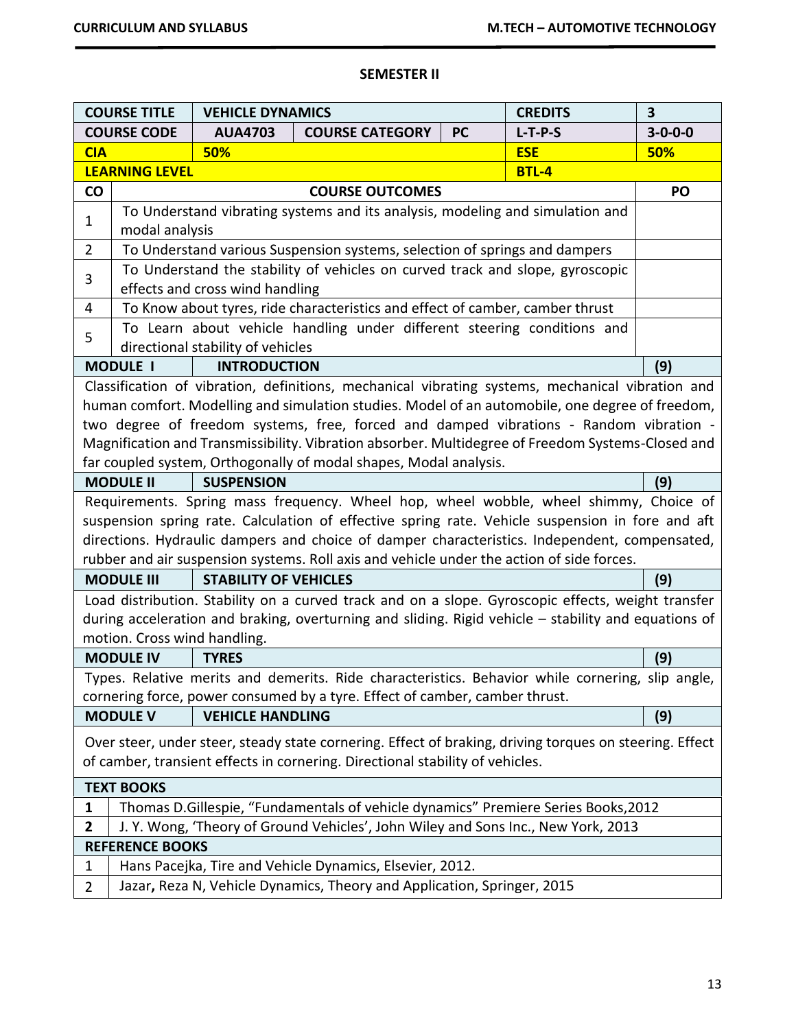## SEMESTER II

| COURSE TITLE | VEHICLE DYNAMICS | | | CREDITS | 3 |
|---|---|---|---|---|---|
| COURSE CODE | AUA4703 | COURSE CATEGORY | PC | L-T-P-S | 3-0-0-0 |
| CIA | 50% | | | ESE | 50% |
| LEARNING LEVEL | | | | BTL-4 | |

| CO | COURSE OUTCOMES | PO |
|---|---|---|
| 1 | To Understand vibrating systems and its analysis, modeling and simulation and modal analysis | |
| 2 | To Understand various Suspension systems, selection of springs and dampers | |
| 3 | To Understand the stability of vehicles on curved track and slope, gyroscopic effects and cross wind handling | |
| 4 | To Know about tyres, ride characteristics and effect of camber, camber thrust | |
| 5 | To Learn about vehicle handling under different steering conditions and directional stability of vehicles | |

| MODULE I | INTRODUCTION | (9) |
|---|---|---|

Classification of vibration, definitions, mechanical vibrating systems, mechanical vibration and human comfort. Modelling and simulation studies. Model of an automobile, one degree of freedom, two degree of freedom systems, free, forced and damped vibrations - Random vibration - Magnification and Transmissibility. Vibration absorber. Multidegree of Freedom Systems-Closed and far coupled system, Orthogonally of modal shapes, Modal analysis.

| MODULE II | SUSPENSION | (9) |
|---|---|---|

Requirements. Spring mass frequency. Wheel hop, wheel wobble, wheel shimmy, Choice of suspension spring rate. Calculation of effective spring rate. Vehicle suspension in fore and aft directions. Hydraulic dampers and choice of damper characteristics. Independent, compensated, rubber and air suspension systems. Roll axis and vehicle under the action of side forces.

| MODULE III | STABILITY OF VEHICLES | (9) |
|---|---|---|

Load distribution. Stability on a curved track and on a slope. Gyroscopic effects, weight transfer during acceleration and braking, overturning and sliding. Rigid vehicle – stability and equations of motion. Cross wind handling.

| MODULE IV | TYRES | (9) |
|---|---|---|

Types. Relative merits and demerits. Ride characteristics. Behavior while cornering, slip angle, cornering force, power consumed by a tyre. Effect of camber, camber thrust.

| MODULE V | VEHICLE HANDLING | (9) |
|---|---|---|

Over steer, under steer, steady state cornering. Effect of braking, driving torques on steering. Effect of camber, transient effects in cornering. Directional stability of vehicles.

| TEXT BOOKS | |
|---|---|
| 1 | Thomas D.Gillespie, "Fundamentals of vehicle dynamics" Premiere Series Books,2012 |
| 2 | J. Y. Wong, 'Theory of Ground Vehicles', John Wiley and Sons Inc., New York, 2013 |

| REFERENCE BOOKS | |
|---|---|
| 1 | Hans Pacejka, Tire and Vehicle Dynamics, Elsevier, 2012. |
| 2 | Jazar**,** Reza N, Vehicle Dynamics, Theory and Application, Springer, 2015 |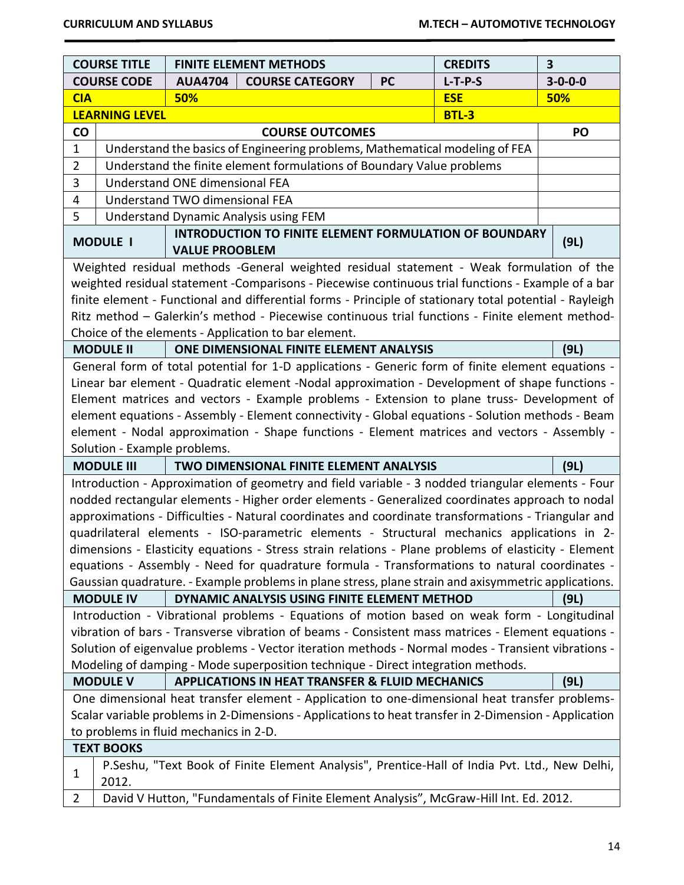| COURSE TITLE | FINITE ELEMENT METHODS | | | CREDITS | 3 |
|---|---|---|---|---|---|
| COURSE CODE | AUA4704 | COURSE CATEGORY | PC | L-T-P-S | 3-0-0-0 |
| CIA | 50% | | | ESE | 50% |
| LEARNING LEVEL | | | | BTL-3 | |

| CO | COURSE OUTCOMES | PO |
|---|---|---|
| 1 | Understand the basics of Engineering problems, Mathematical modeling of FEA | |
| 2 | Understand the finite element formulations of Boundary Value problems | |
| 3 | Understand ONE dimensional FEA | |
| 4 | Understand TWO dimensional FEA | |
| 5 | Understand Dynamic Analysis using FEM | |

**MODULE I — INTRODUCTION TO FINITE ELEMENT FORMULATION OF BOUNDARY VALUE PROOBLEM (9L)**

Weighted residual methods -General weighted residual statement - Weak formulation of the weighted residual statement -Comparisons - Piecewise continuous trial functions - Example of a bar finite element - Functional and differential forms - Principle of stationary total potential - Rayleigh Ritz method – Galerkin's method - Piecewise continuous trial functions - Finite element method-Choice of the elements - Application to bar element.

**MODULE II — ONE DIMENSIONAL FINITE ELEMENT ANALYSIS (9L)**

General form of total potential for 1-D applications - Generic form of finite element equations - Linear bar element - Quadratic element -Nodal approximation - Development of shape functions - Element matrices and vectors - Example problems - Extension to plane truss- Development of element equations - Assembly - Element connectivity - Global equations - Solution methods - Beam element - Nodal approximation - Shape functions - Element matrices and vectors - Assembly - Solution - Example problems.

**MODULE III — TWO DIMENSIONAL FINITE ELEMENT ANALYSIS (9L)**

Introduction - Approximation of geometry and field variable - 3 nodded triangular elements - Four nodded rectangular elements - Higher order elements - Generalized coordinates approach to nodal approximations - Difficulties - Natural coordinates and coordinate transformations - Triangular and quadrilateral elements - ISO-parametric elements - Structural mechanics applications in 2-dimensions - Elasticity equations - Stress strain relations - Plane problems of elasticity - Element equations - Assembly - Need for quadrature formula - Transformations to natural coordinates - Gaussian quadrature. - Example problems in plane stress, plane strain and axisymmetric applications.

**MODULE IV — DYNAMIC ANALYSIS USING FINITE ELEMENT METHOD (9L)**

Introduction - Vibrational problems - Equations of motion based on weak form - Longitudinal vibration of bars - Transverse vibration of beams - Consistent mass matrices - Element equations - Solution of eigenvalue problems - Vector iteration methods - Normal modes - Transient vibrations - Modeling of damping - Mode superposition technique - Direct integration methods.

**MODULE V — APPLICATIONS IN HEAT TRANSFER & FLUID MECHANICS (9L)**

One dimensional heat transfer element - Application to one-dimensional heat transfer problems-Scalar variable problems in 2-Dimensions - Applications to heat transfer in 2-Dimension - Application to problems in fluid mechanics in 2-D.

**TEXT BOOKS**

| | |
|---|---|
| 1 | P.Seshu, "Text Book of Finite Element Analysis", Prentice-Hall of India Pvt. Ltd., New Delhi, 2012. |
| 2 | David V Hutton, "Fundamentals of Finite Element Analysis", McGraw-Hill Int. Ed. 2012. |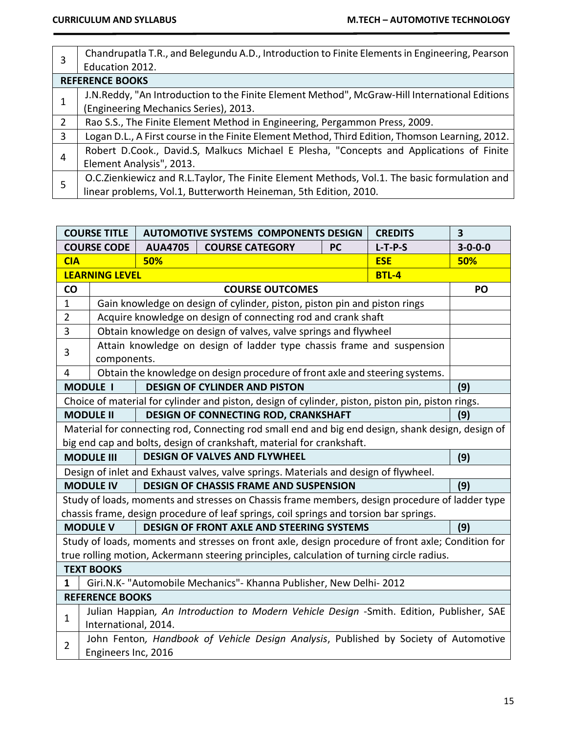| | |
|---|---|
| 3 | Chandrupatla T.R., and Belegundu A.D., Introduction to Finite Elements in Engineering, Pearson Education 2012. |
| **REFERENCE BOOKS** | |
| 1 | J.N.Reddy, "An Introduction to the Finite Element Method", McGraw-Hill International Editions (Engineering Mechanics Series), 2013. |
| 2 | Rao S.S., The Finite Element Method in Engineering, Pergammon Press, 2009. |
| 3 | Logan D.L., A First course in the Finite Element Method, Third Edition, Thomson Learning, 2012. |
| 4 | Robert D.Cook., David.S, Malkucs Michael E Plesha, "Concepts and Applications of Finite Element Analysis", 2013. |
| 5 | O.C.Zienkiewicz and R.L.Taylor, The Finite Element Methods, Vol.1. The basic formulation and linear problems, Vol.1, Butterworth Heineman, 5th Edition, 2010. |

| **COURSE TITLE** | **AUTOMOTIVE SYSTEMS COMPONENTS DESIGN** | | | **CREDITS** | **3** |
|---|---|---|---|---|---|
| **COURSE CODE** | **AUA4705** | **COURSE CATEGORY** | **PC** | **L-T-P-S** | **3-0-0-0** |
| **CIA** | **50%** | | | **ESE** | **50%** |
| **LEARNING LEVEL** | | | | **BTL-4** | |
| **CO** | **COURSE OUTCOMES** | | | | **PO** |
| 1 | Gain knowledge on design of cylinder, piston, piston pin and piston rings | | | | |
| 2 | Acquire knowledge on design of connecting rod and crank shaft | | | | |
| 3 | Obtain knowledge on design of valves, valve springs and flywheel | | | | |
| 3 | Attain knowledge on design of ladder type chassis frame and suspension components. | | | | |
| 4 | Obtain the knowledge on design procedure of front axle and steering systems. | | | | |
| **MODULE I** | **DESIGN OF CYLINDER AND PISTON** | | | | **(9)** |
| Choice of material for cylinder and piston, design of cylinder, piston, piston pin, piston rings. | | | | | |
| **MODULE II** | **DESIGN OF CONNECTING ROD, CRANKSHAFT** | | | | **(9)** |
| Material for connecting rod, Connecting rod small end and big end design, shank design, design of big end cap and bolts, design of crankshaft, material for crankshaft. | | | | | |
| **MODULE III** | **DESIGN OF VALVES AND FLYWHEEL** | | | | **(9)** |
| Design of inlet and Exhaust valves, valve springs. Materials and design of flywheel. | | | | | |
| **MODULE IV** | **DESIGN OF CHASSIS FRAME AND SUSPENSION** | | | | **(9)** |
| Study of loads, moments and stresses on Chassis frame members, design procedure of ladder type chassis frame, design procedure of leaf springs, coil springs and torsion bar springs. | | | | | |
| **MODULE V** | **DESIGN OF FRONT AXLE AND STEERING SYSTEMS** | | | | **(9)** |
| Study of loads, moments and stresses on front axle, design procedure of front axle; Condition for true rolling motion, Ackermann steering principles, calculation of turning circle radius. | | | | | |
| **TEXT BOOKS** | | | | | |
| **1** | Giri.N.K- "Automobile Mechanics"- Khanna Publisher, New Delhi- 2012 | | | | |
| **REFERENCE BOOKS** | | | | | |
| 1 | Julian Happian, *An Introduction to Modern Vehicle Design* -Smith. Edition, Publisher, SAE International, 2014. | | | | |
| 2 | John Fenton, *Handbook of Vehicle Design Analysis*, Published by Society of Automotive Engineers Inc, 2016 | | | | |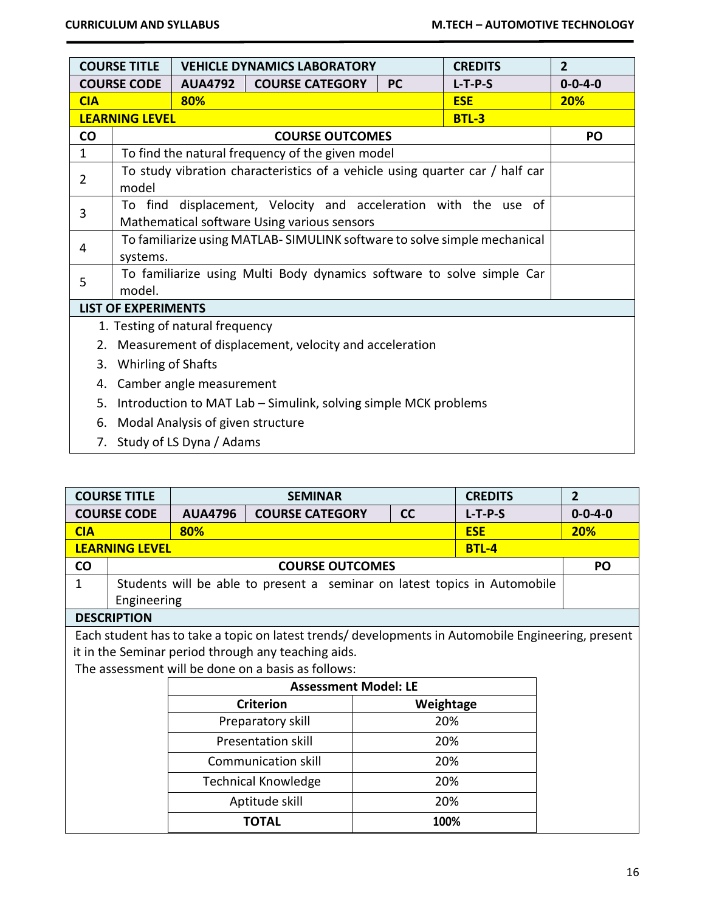| COURSE TITLE | VEHICLE DYNAMICS LABORATORY | | | CREDITS | 2 |
|---|---|---|---|---|---|
| COURSE CODE | AUA4792 | COURSE CATEGORY | PC | L-T-P-S | 0-0-4-0 |
| CIA | 80% | | | ESE | 20% |
| LEARNING LEVEL | | | | BTL-3 | |

| CO | COURSE OUTCOMES | PO |
|---|---|---|
| 1 | To find the natural frequency of the given model | |
| 2 | To study vibration characteristics of a vehicle using quarter car / half car model | |
| 3 | To find displacement, Velocity and acceleration with the use of Mathematical software Using various sensors | |
| 4 | To familiarize using MATLAB- SIMULINK software to solve simple mechanical systems. | |
| 5 | To familiarize using Multi Body dynamics software to solve simple Car model. | |

**LIST OF EXPERIMENTS**

1. Testing of natural frequency
2. Measurement of displacement, velocity and acceleration
3. Whirling of Shafts
4. Camber angle measurement
5. Introduction to MAT Lab – Simulink, solving simple MCK problems
6. Modal Analysis of given structure
7. Study of LS Dyna / Adams

| COURSE TITLE | SEMINAR | | | CREDITS | 2 |
|---|---|---|---|---|---|
| COURSE CODE | AUA4796 | COURSE CATEGORY | CC | L-T-P-S | 0-0-4-0 |
| CIA | 80% | | | ESE | 20% |
| LEARNING LEVEL | | | | BTL-4 | |

| CO | COURSE OUTCOMES | PO |
|---|---|---|
| 1 | Students will be able to present a seminar on latest topics in Automobile Engineering | |

**DESCRIPTION**

Each student has to take a topic on latest trends/ developments in Automobile Engineering, present it in the Seminar period through any teaching aids.

The assessment will be done on a basis as follows:

| Assessment Model: LE | |
|---|---|
| **Criterion** | **Weightage** |
| Preparatory skill | 20% |
| Presentation skill | 20% |
| Communication skill | 20% |
| Technical Knowledge | 20% |
| Aptitude skill | 20% |
| **TOTAL** | **100%** |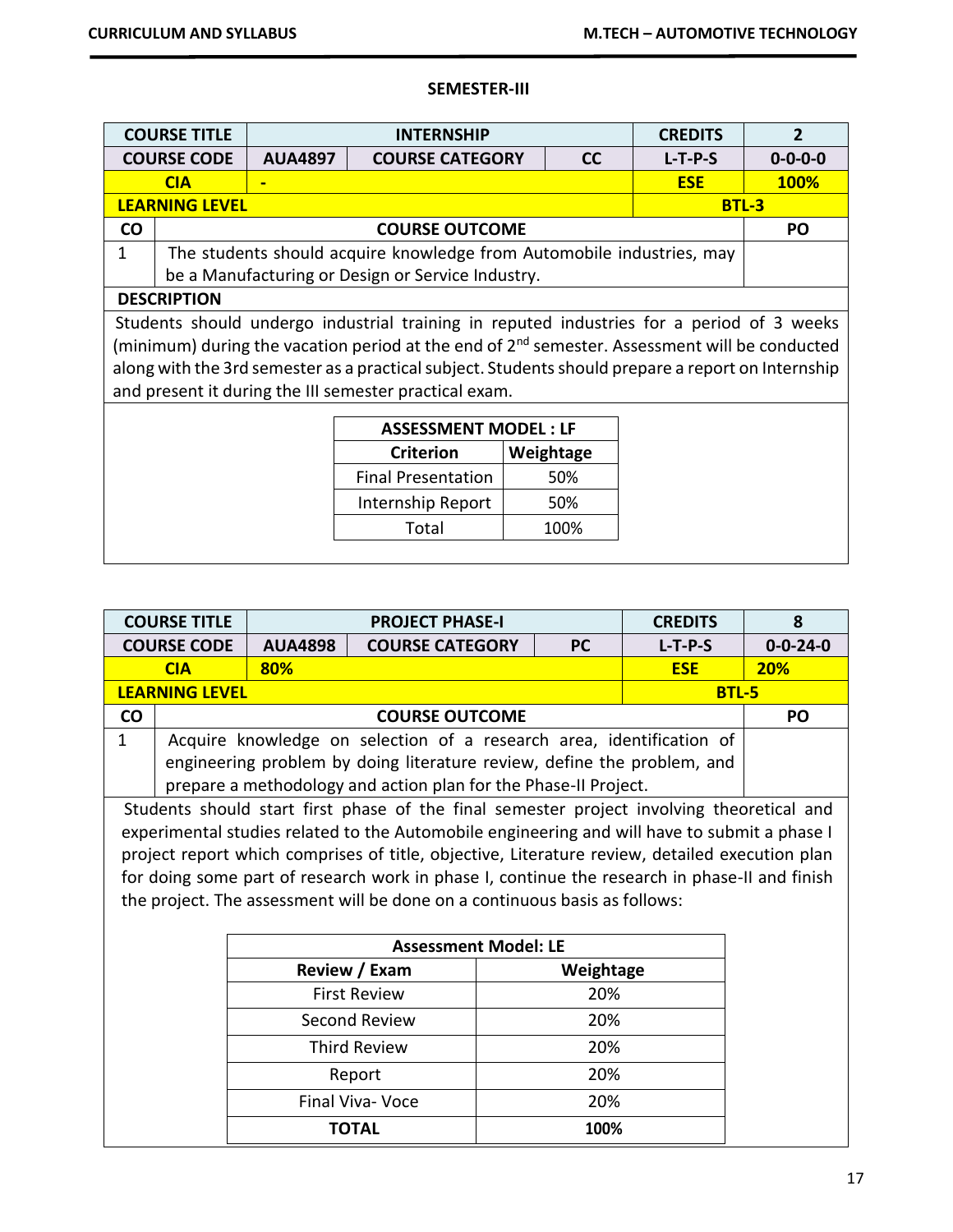## SEMESTER-III

| COURSE TITLE | INTERNSHIP | | | CREDITS | 2 |
|---|---|---|---|---|---|
| COURSE CODE | AUA4897 | COURSE CATEGORY | CC | L-T-P-S | 0-0-0-0 |
| CIA | - | | | ESE | 100% |
| LEARNING LEVEL | | | | BTL-3 | |
| CO | COURSE OUTCOME | | | | PO |
| 1 | The students should acquire knowledge from Automobile industries, may be a Manufacturing or Design or Service Industry. | | | | |

**DESCRIPTION**

Students should undergo industrial training in reputed industries for a period of 3 weeks (minimum) during the vacation period at the end of 2nd semester. Assessment will be conducted along with the 3rd semester as a practical subject. Students should prepare a report on Internship and present it during the III semester practical exam.

| ASSESSMENT MODEL : LF | |
|---|---|
| **Criterion** | **Weightage** |
| Final Presentation | 50% |
| Internship Report | 50% |
| Total | 100% |

| COURSE TITLE | PROJECT PHASE-I | | | CREDITS | 8 |
|---|---|---|---|---|---|
| COURSE CODE | AUA4898 | COURSE CATEGORY | PC | L-T-P-S | 0-0-24-0 |
| CIA | 80% | | | ESE | 20% |
| LEARNING LEVEL | | | | BTL-5 | |
| CO | COURSE OUTCOME | | | | PO |
| 1 | Acquire knowledge on selection of a research area, identification of engineering problem by doing literature review, define the problem, and prepare a methodology and action plan for the Phase-II Project. | | | | |

Students should start first phase of the final semester project involving theoretical and experimental studies related to the Automobile engineering and will have to submit a phase I project report which comprises of title, objective, Literature review, detailed execution plan for doing some part of research work in phase I, continue the research in phase-II and finish the project. The assessment will be done on a continuous basis as follows:

| Assessment Model: LE | |
|---|---|
| **Review / Exam** | **Weightage** |
| First Review | 20% |
| Second Review | 20% |
| Third Review | 20% |
| Report | 20% |
| Final Viva- Voce | 20% |
| **TOTAL** | **100%** |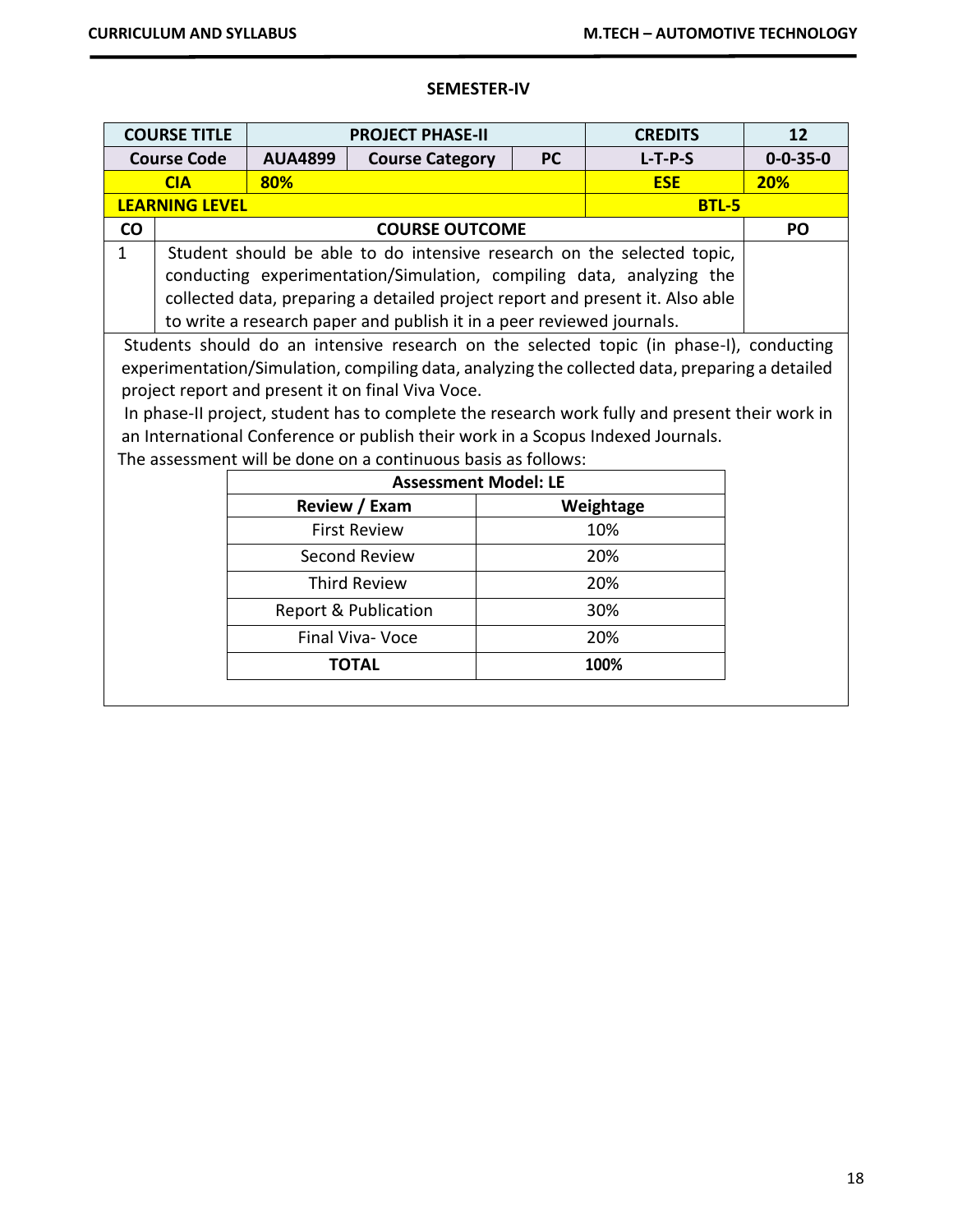## SEMESTER-IV

| COURSE TITLE | PROJECT PHASE-II | | | CREDITS | 12 |
|---|---|---|---|---|---|
| Course Code | AUA4899 | Course Category | PC | L-T-P-S | 0-0-35-0 |
| CIA | 80% | | | ESE | 20% |
| LEARNING LEVEL | | | | BTL-5 | |

| CO | COURSE OUTCOME | PO |
|---|---|---|
| 1 | Student should be able to do intensive research on the selected topic, conducting experimentation/Simulation, compiling data, analyzing the collected data, preparing a detailed project report and present it. Also able to write a research paper and publish it in a peer reviewed journals. | |

Students should do an intensive research on the selected topic (in phase-I), conducting experimentation/Simulation, compiling data, analyzing the collected data, preparing a detailed project report and present it on final Viva Voce.

In phase-II project, student has to complete the research work fully and present their work in an International Conference or publish their work in a Scopus Indexed Journals.

The assessment will be done on a continuous basis as follows:

| Assessment Model: LE | |
|---|---|
| **Review / Exam** | **Weightage** |
| First Review | 10% |
| Second Review | 20% |
| Third Review | 20% |
| Report & Publication | 30% |
| Final Viva- Voce | 20% |
| **TOTAL** | **100%** |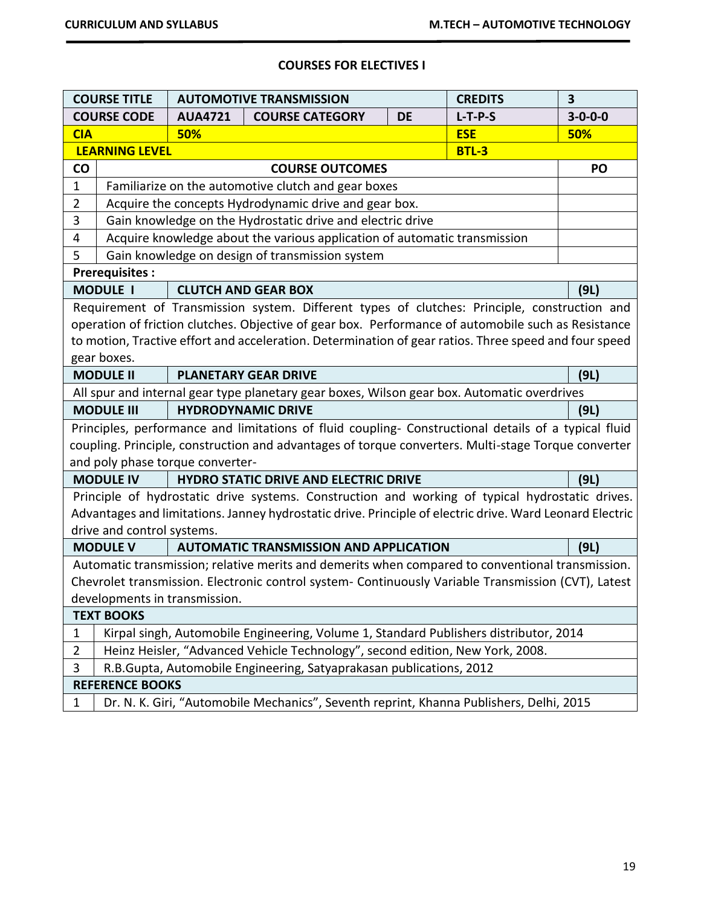## COURSES FOR ELECTIVES I

| COURSE TITLE | AUTOMOTIVE TRANSMISSION | | | CREDITS | 3 |
|---|---|---|---|---|---|
| COURSE CODE | AUA4721 | COURSE CATEGORY | DE | L-T-P-S | 3-0-0-0 |
| CIA | 50% | | | ESE | 50% |
| LEARNING LEVEL | | | | BTL-3 | |

| CO | COURSE OUTCOMES | PO |
|---|---|---|
| 1 | Familiarize on the automotive clutch and gear boxes | |
| 2 | Acquire the concepts Hydrodynamic drive and gear box. | |
| 3 | Gain knowledge on the Hydrostatic drive and electric drive | |
| 4 | Acquire knowledge about the various application of automatic transmission | |
| 5 | Gain knowledge on design of transmission system | |

**Prerequisites :**

| MODULE I | CLUTCH AND GEAR BOX | (9L) |
|---|---|---|

Requirement of Transmission system. Different types of clutches: Principle, construction and operation of friction clutches. Objective of gear box. Performance of automobile such as Resistance to motion, Tractive effort and acceleration. Determination of gear ratios. Three speed and four speed gear boxes.

| MODULE II | PLANETARY GEAR DRIVE | (9L) |
|---|---|---|

All spur and internal gear type planetary gear boxes, Wilson gear box. Automatic overdrives

| MODULE III | HYDRODYNAMIC DRIVE | (9L) |
|---|---|---|

Principles, performance and limitations of fluid coupling- Constructional details of a typical fluid coupling. Principle, construction and advantages of torque converters. Multi-stage Torque converter and poly phase torque converter-

| MODULE IV | HYDRO STATIC DRIVE AND ELECTRIC DRIVE | (9L) |
|---|---|---|

Principle of hydrostatic drive systems. Construction and working of typical hydrostatic drives. Advantages and limitations. Janney hydrostatic drive. Principle of electric drive. Ward Leonard Electric drive and control systems.

| MODULE V | AUTOMATIC TRANSMISSION AND APPLICATION | (9L) |
|---|---|---|

Automatic transmission; relative merits and demerits when compared to conventional transmission. Chevrolet transmission. Electronic control system- Continuously Variable Transmission (CVT), Latest developments in transmission.

**TEXT BOOKS**

1. Kirpal singh, Automobile Engineering, Volume 1, Standard Publishers distributor, 2014
2. Heinz Heisler, "Advanced Vehicle Technology", second edition, New York, 2008.
3. R.B.Gupta, Automobile Engineering, Satyaprakasan publications, 2012

**REFERENCE BOOKS**

1. Dr. N. K. Giri, "Automobile Mechanics", Seventh reprint, Khanna Publishers, Delhi, 2015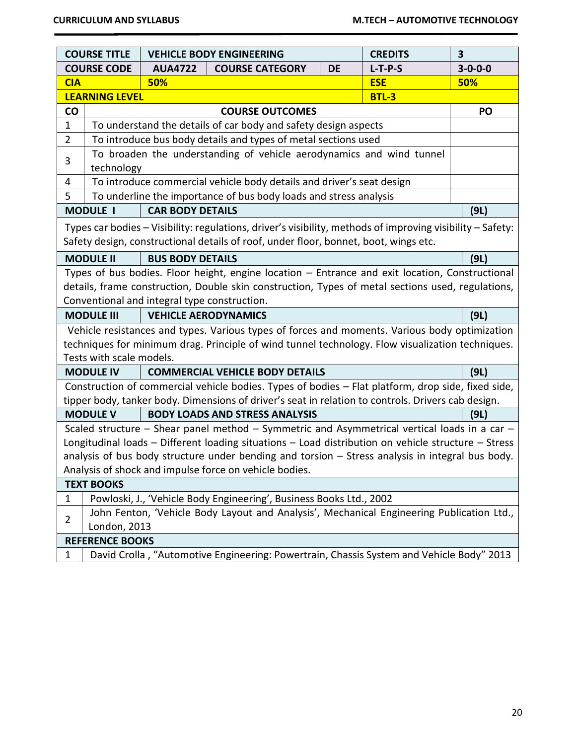| COURSE TITLE | VEHICLE BODY ENGINEERING | | | CREDITS | 3 |
|---|---|---|---|---|---|
| COURSE CODE | AUA4722 | COURSE CATEGORY | DE | L-T-P-S | 3-0-0-0 |
| CIA | 50% | | | ESE | 50% |
| LEARNING LEVEL | | | | BTL-3 | |

| CO | COURSE OUTCOMES | PO |
|---|---|---|
| 1 | To understand the details of car body and safety design aspects | |
| 2 | To introduce bus body details and types of metal sections used | |
| 3 | To broaden the understanding of vehicle aerodynamics and wind tunnel technology | |
| 4 | To introduce commercial vehicle body details and driver's seat design | |
| 5 | To underline the importance of bus body loads and stress analysis | |

**MODULE I — CAR BODY DETAILS (9L)**

Types car bodies – Visibility: regulations, driver's visibility, methods of improving visibility – Safety: Safety design, constructional details of roof, under floor, bonnet, boot, wings etc.

**MODULE II — BUS BODY DETAILS (9L)**

Types of bus bodies. Floor height, engine location – Entrance and exit location, Constructional details, frame construction, Double skin construction, Types of metal sections used, regulations, Conventional and integral type construction.

**MODULE III — VEHICLE AERODYNAMICS (9L)**

Vehicle resistances and types. Various types of forces and moments. Various body optimization techniques for minimum drag. Principle of wind tunnel technology. Flow visualization techniques. Tests with scale models.

**MODULE IV — COMMERCIAL VEHICLE BODY DETAILS (9L)**

Construction of commercial vehicle bodies. Types of bodies – Flat platform, drop side, fixed side, tipper body, tanker body. Dimensions of driver's seat in relation to controls. Drivers cab design.

**MODULE V — BODY LOADS AND STRESS ANALYSIS (9L)**

Scaled structure – Shear panel method – Symmetric and Asymmetrical vertical loads in a car – Longitudinal loads – Different loading situations – Load distribution on vehicle structure – Stress analysis of bus body structure under bending and torsion – Stress analysis in integral bus body. Analysis of shock and impulse force on vehicle bodies.

**TEXT BOOKS**

1. Powloski, J., 'Vehicle Body Engineering', Business Books Ltd., 2002
2. John Fenton, 'Vehicle Body Layout and Analysis', Mechanical Engineering Publication Ltd., London, 2013

**REFERENCE BOOKS**

1. David Crolla , "Automotive Engineering: Powertrain, Chassis System and Vehicle Body" 2013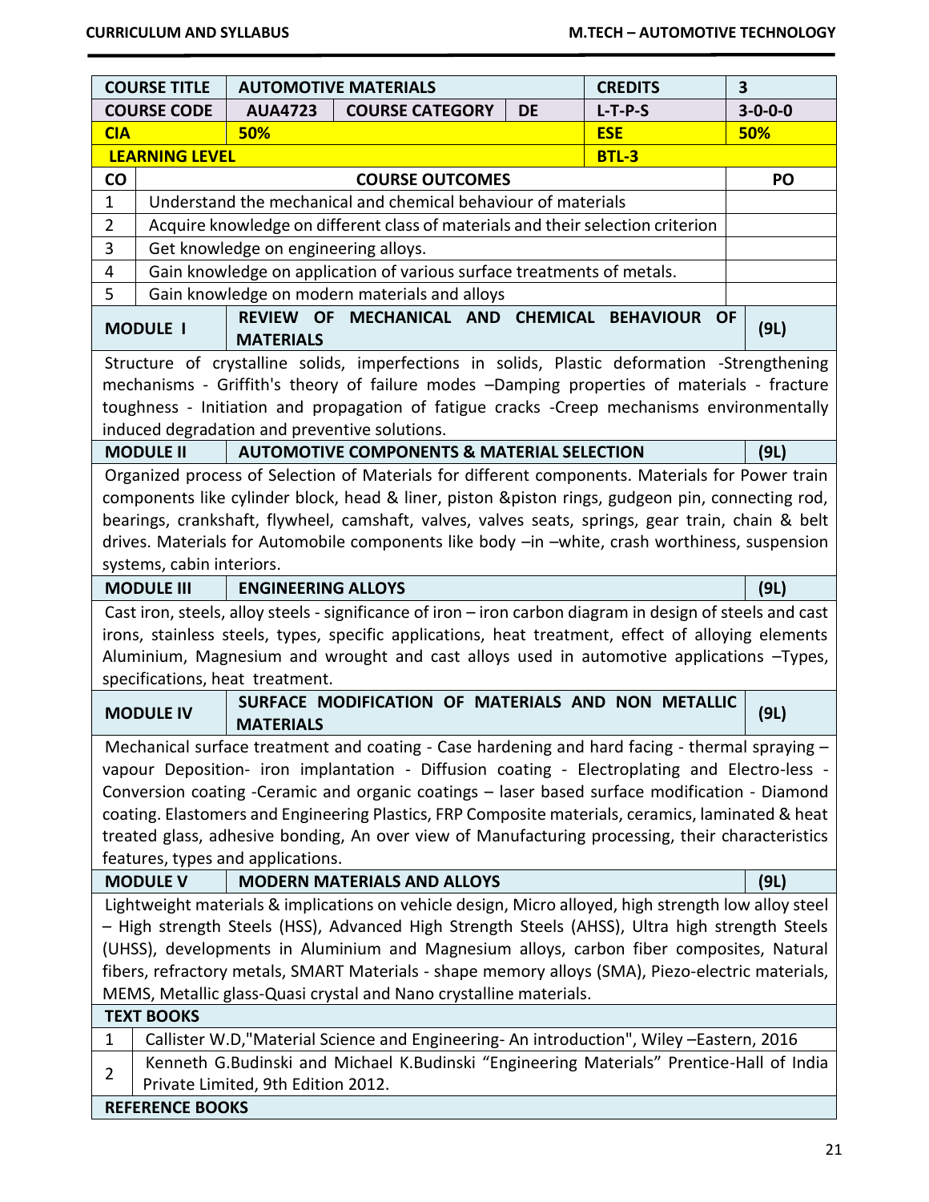| COURSE TITLE | AUTOMOTIVE MATERIALS | | | CREDITS | 3 |
|---|---|---|---|---|---|
| COURSE CODE | AUA4723 | COURSE CATEGORY | DE | L-T-P-S | 3-0-0-0 |
| CIA | 50% | | | ESE | 50% |
| LEARNING LEVEL | | | | BTL-3 | |

| CO | COURSE OUTCOMES | PO |
|---|---|---|
| 1 | Understand the mechanical and chemical behaviour of materials | |
| 2 | Acquire knowledge on different class of materials and their selection criterion | |
| 3 | Get knowledge on engineering alloys. | |
| 4 | Gain knowledge on application of various surface treatments of metals. | |
| 5 | Gain knowledge on modern materials and alloys | |

**MODULE I — REVIEW OF MECHANICAL AND CHEMICAL BEHAVIOUR OF MATERIALS (9L)**

Structure of crystalline solids, imperfections in solids, Plastic deformation -Strengthening mechanisms - Griffith's theory of failure modes –Damping properties of materials - fracture toughness - Initiation and propagation of fatigue cracks -Creep mechanisms environmentally induced degradation and preventive solutions.

**MODULE II — AUTOMOTIVE COMPONENTS & MATERIAL SELECTION (9L)**

Organized process of Selection of Materials for different components. Materials for Power train components like cylinder block, head & liner, piston &piston rings, gudgeon pin, connecting rod, bearings, crankshaft, flywheel, camshaft, valves, valves seats, springs, gear train, chain & belt drives. Materials for Automobile components like body –in –white, crash worthiness, suspension systems, cabin interiors.

**MODULE III — ENGINEERING ALLOYS (9L)**

Cast iron, steels, alloy steels - significance of iron – iron carbon diagram in design of steels and cast irons, stainless steels, types, specific applications, heat treatment, effect of alloying elements Aluminium, Magnesium and wrought and cast alloys used in automotive applications –Types, specifications, heat treatment.

**MODULE IV — SURFACE MODIFICATION OF MATERIALS AND NON METALLIC MATERIALS (9L)**

Mechanical surface treatment and coating - Case hardening and hard facing - thermal spraying – vapour Deposition- iron implantation - Diffusion coating - Electroplating and Electro-less - Conversion coating -Ceramic and organic coatings – laser based surface modification - Diamond coating. Elastomers and Engineering Plastics, FRP Composite materials, ceramics, laminated & heat treated glass, adhesive bonding, An over view of Manufacturing processing, their characteristics features, types and applications.

**MODULE V — MODERN MATERIALS AND ALLOYS (9L)**

Lightweight materials & implications on vehicle design, Micro alloyed, high strength low alloy steel – High strength Steels (HSS), Advanced High Strength Steels (AHSS), Ultra high strength Steels (UHSS), developments in Aluminium and Magnesium alloys, carbon fiber composites, Natural fibers, refractory metals, SMART Materials - shape memory alloys (SMA), Piezo-electric materials, MEMS, Metallic glass-Quasi crystal and Nano crystalline materials.

**TEXT BOOKS**

1. Callister W.D,"Material Science and Engineering- An introduction", Wiley –Eastern, 2016
2. Kenneth G.Budinski and Michael K.Budinski “Engineering Materials” Prentice-Hall of India Private Limited, 9th Edition 2012.

**REFERENCE BOOKS**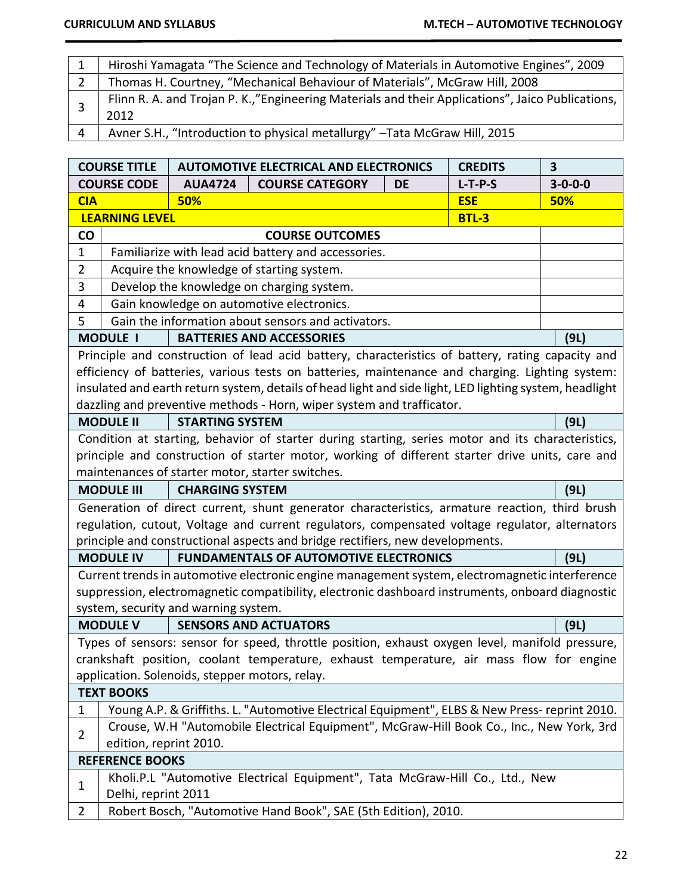| | |
|---|---|
| 1 | Hiroshi Yamagata "The Science and Technology of Materials in Automotive Engines", 2009 |
| 2 | Thomas H. Courtney, "Mechanical Behaviour of Materials", McGraw Hill, 2008 |
| 3 | Flinn R. A. and Trojan P. K.,"Engineering Materials and their Applications", Jaico Publications, 2012 |
| 4 | Avner S.H., "Introduction to physical metallurgy" –Tata McGraw Hill, 2015 |

| **COURSE TITLE** | **AUTOMOTIVE ELECTRICAL AND ELECTRONICS** | | | **CREDITS** | **3** |
|---|---|---|---|---|---|
| **COURSE CODE** | **AUA4724** | **COURSE CATEGORY** | **DE** | **L-T-P-S** | **3-0-0-0** |
| **CIA** | **50%** | | | **ESE** | **50%** |
| **LEARNING LEVEL** | | | | **BTL-3** | |

| **CO** | **COURSE OUTCOMES** | |
|---|---|---|
| 1 | Familiarize with lead acid battery and accessories. | |
| 2 | Acquire the knowledge of starting system. | |
| 3 | Develop the knowledge on charging system. | |
| 4 | Gain knowledge on automotive electronics. | |
| 5 | Gain the information about sensors and activators. | |

**MODULE I — BATTERIES AND ACCESSORIES (9L)**

Principle and construction of lead acid battery, characteristics of battery, rating capacity and efficiency of batteries, various tests on batteries, maintenance and charging. Lighting system: insulated and earth return system, details of head light and side light, LED lighting system, headlight dazzling and preventive methods - Horn, wiper system and trafficator.

**MODULE II — STARTING SYSTEM (9L)**

Condition at starting, behavior of starter during starting, series motor and its characteristics, principle and construction of starter motor, working of different starter drive units, care and maintenances of starter motor, starter switches.

**MODULE III — CHARGING SYSTEM (9L)**

Generation of direct current, shunt generator characteristics, armature reaction, third brush regulation, cutout, Voltage and current regulators, compensated voltage regulator, alternators principle and constructional aspects and bridge rectifiers, new developments.

**MODULE IV — FUNDAMENTALS OF AUTOMOTIVE ELECTRONICS (9L)**

Current trends in automotive electronic engine management system, electromagnetic interference suppression, electromagnetic compatibility, electronic dashboard instruments, onboard diagnostic system, security and warning system.

**MODULE V — SENSORS AND ACTUATORS (9L)**

Types of sensors: sensor for speed, throttle position, exhaust oxygen level, manifold pressure, crankshaft position, coolant temperature, exhaust temperature, air mass flow for engine application. Solenoids, stepper motors, relay.

**TEXT BOOKS**

| | |
|---|---|
| 1 | Young A.P. & Griffiths. L. "Automotive Electrical Equipment", ELBS & New Press- reprint 2010. |
| 2 | Crouse, W.H "Automobile Electrical Equipment", McGraw-Hill Book Co., Inc., New York, 3rd edition, reprint 2010. |

**REFERENCE BOOKS**

| | |
|---|---|
| 1 | Kholi.P.L "Automotive Electrical Equipment", Tata McGraw-Hill Co., Ltd., New Delhi, reprint 2011 |
| 2 | Robert Bosch, "Automotive Hand Book", SAE (5th Edition), 2010. |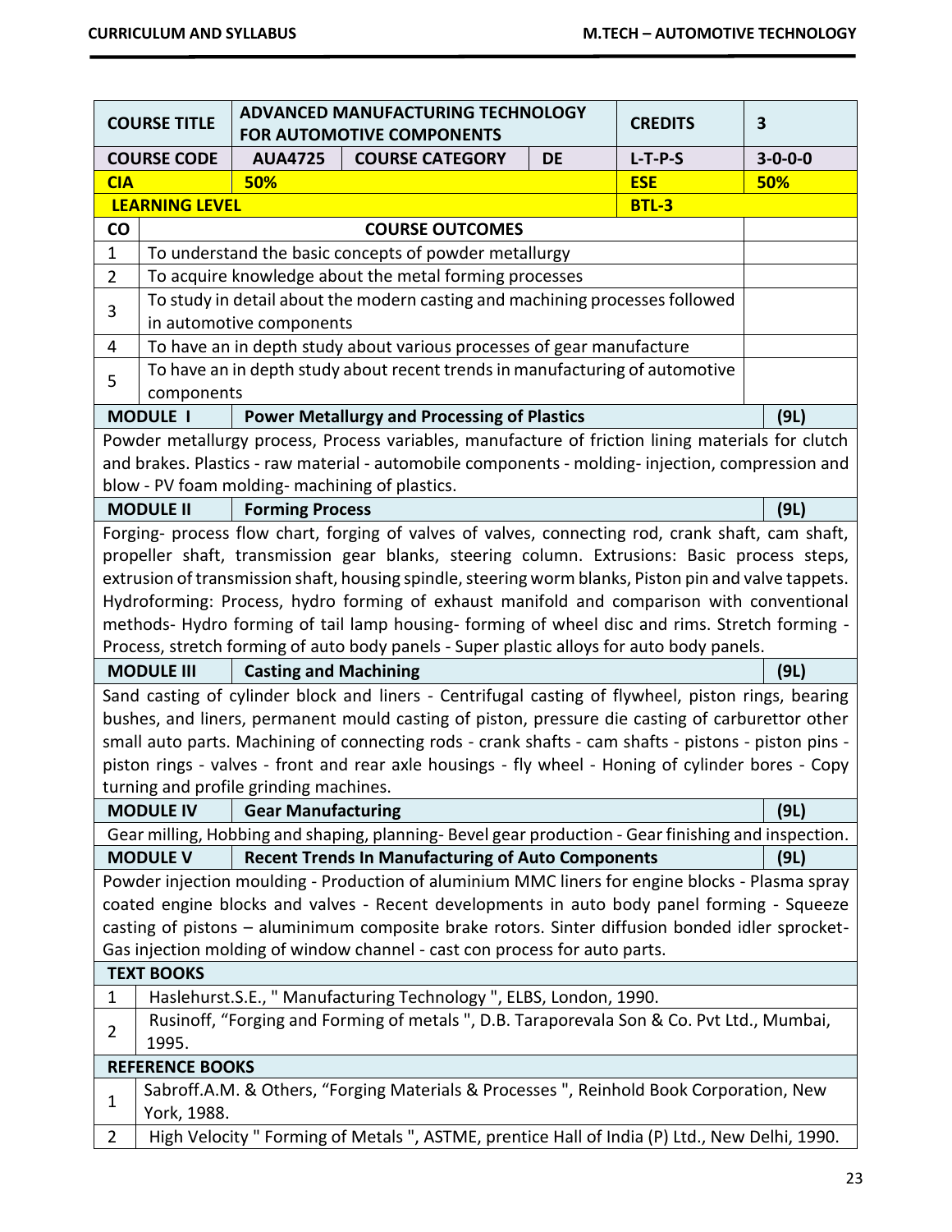| COURSE TITLE | ADVANCED MANUFACTURING TECHNOLOGY FOR AUTOMOTIVE COMPONENTS | | | CREDITS | 3 |
|---|---|---|---|---|---|
| **COURSE CODE** | **AUA4725** | **COURSE CATEGORY** | **DE** | **L-T-P-S** | **3-0-0-0** |
| **CIA** | **50%** | | | **ESE** | **50%** |
| **LEARNING LEVEL** | | | | **BTL-3** | |

| CO | COURSE OUTCOMES |
|---|---|
| 1 | To understand the basic concepts of powder metallurgy |
| 2 | To acquire knowledge about the metal forming processes |
| 3 | To study in detail about the modern casting and machining processes followed in automotive components |
| 4 | To have an in depth study about various processes of gear manufacture |
| 5 | To have an in depth study about recent trends in manufacturing of automotive components |

**MODULE I** | **Power Metallurgy and Processing of Plastics** | **(9L)**

Powder metallurgy process, Process variables, manufacture of friction lining materials for clutch and brakes. Plastics - raw material - automobile components - molding- injection, compression and blow - PV foam molding- machining of plastics.

**MODULE II** | **Forming Process** | **(9L)**

Forging- process flow chart, forging of valves of valves, connecting rod, crank shaft, cam shaft, propeller shaft, transmission gear blanks, steering column. Extrusions: Basic process steps, extrusion of transmission shaft, housing spindle, steering worm blanks, Piston pin and valve tappets. Hydroforming: Process, hydro forming of exhaust manifold and comparison with conventional methods- Hydro forming of tail lamp housing- forming of wheel disc and rims. Stretch forming - Process, stretch forming of auto body panels - Super plastic alloys for auto body panels.

**MODULE III** | **Casting and Machining** | **(9L)**

Sand casting of cylinder block and liners - Centrifugal casting of flywheel, piston rings, bearing bushes, and liners, permanent mould casting of piston, pressure die casting of carburettor other small auto parts. Machining of connecting rods - crank shafts - cam shafts - pistons - piston pins - piston rings - valves - front and rear axle housings - fly wheel - Honing of cylinder bores - Copy turning and profile grinding machines.

**MODULE IV** | **Gear Manufacturing** | **(9L)**

Gear milling, Hobbing and shaping, planning- Bevel gear production - Gear finishing and inspection.

**MODULE V** | **Recent Trends In Manufacturing of Auto Components** | **(9L)**

Powder injection moulding - Production of aluminium MMC liners for engine blocks - Plasma spray coated engine blocks and valves - Recent developments in auto body panel forming - Squeeze casting of pistons – aluminimum composite brake rotors. Sinter diffusion bonded idler sprocket- Gas injection molding of window channel - cast con process for auto parts.

**TEXT BOOKS**

| | |
|---|---|
| 1 | Haslehurst.S.E., " Manufacturing Technology ", ELBS, London, 1990. |
| 2 | Rusinoff, "Forging and Forming of metals ", D.B. Taraporevala Son & Co. Pvt Ltd., Mumbai, 1995. |

**REFERENCE BOOKS**

| | |
|---|---|
| 1 | Sabroff.A.M. & Others, "Forging Materials & Processes ", Reinhold Book Corporation, New York, 1988. |
| 2 | High Velocity " Forming of Metals ", ASTME, prentice Hall of India (P) Ltd., New Delhi, 1990. |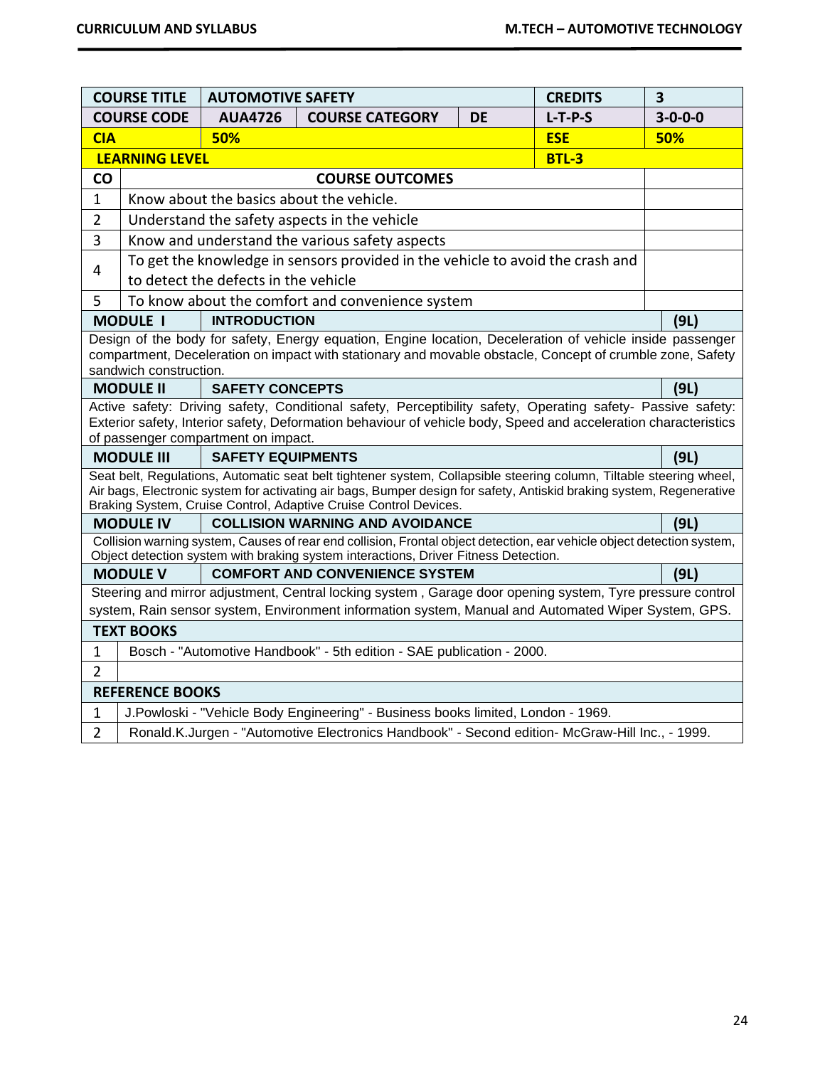| COURSE TITLE | AUTOMOTIVE SAFETY | | | CREDITS | 3 |
|---|---|---|---|---|---|
| COURSE CODE | AUA4726 | COURSE CATEGORY | DE | L-T-P-S | 3-0-0-0 |
| CIA | 50% | | | ESE | 50% |
| LEARNING LEVEL | | | | BTL-3 | |

| CO | COURSE OUTCOMES | |
|---|---|---|
| 1 | Know about the basics about the vehicle. | |
| 2 | Understand the safety aspects in the vehicle | |
| 3 | Know and understand the various safety aspects | |
| 4 | To get the knowledge in sensors provided in the vehicle to avoid the crash and to detect the defects in the vehicle | |
| 5 | To know about the comfort and convenience system | |

| MODULE I | INTRODUCTION | (9L) |
|---|---|---|
| Design of the body for safety, Energy equation, Engine location, Deceleration of vehicle inside passenger compartment, Deceleration on impact with stationary and movable obstacle, Concept of crumble zone, Safety sandwich construction. | | |
| **MODULE II** | **SAFETY CONCEPTS** | **(9L)** |
| Active safety: Driving safety, Conditional safety, Perceptibility safety, Operating safety- Passive safety: Exterior safety, Interior safety, Deformation behaviour of vehicle body, Speed and acceleration characteristics of passenger compartment on impact. | | |
| **MODULE III** | **SAFETY EQUIPMENTS** | **(9L)** |
| Seat belt, Regulations, Automatic seat belt tightener system, Collapsible steering column, Tiltable steering wheel, Air bags, Electronic system for activating air bags, Bumper design for safety, Antiskid braking system, Regenerative Braking System, Cruise Control, Adaptive Cruise Control Devices. | | |
| **MODULE IV** | **COLLISION WARNING AND AVOIDANCE** | **(9L)** |
| Collision warning system, Causes of rear end collision, Frontal object detection, ear vehicle object detection system, Object detection system with braking system interactions, Driver Fitness Detection. | | |
| **MODULE V** | **COMFORT AND CONVENIENCE SYSTEM** | **(9L)** |
| Steering and mirror adjustment, Central locking system , Garage door opening system, Tyre pressure control system, Rain sensor system, Environment information system, Manual and Automated Wiper System, GPS. | | |

| TEXT BOOKS | |
|---|---|
| 1 | Bosch - "Automotive Handbook" - 5th edition - SAE publication - 2000. |
| 2 | |

| REFERENCE BOOKS | |
|---|---|
| 1 | J.Powloski - "Vehicle Body Engineering" - Business books limited, London - 1969. |
| 2 | Ronald.K.Jurgen - "Automotive Electronics Handbook" - Second edition- McGraw-Hill Inc., - 1999. |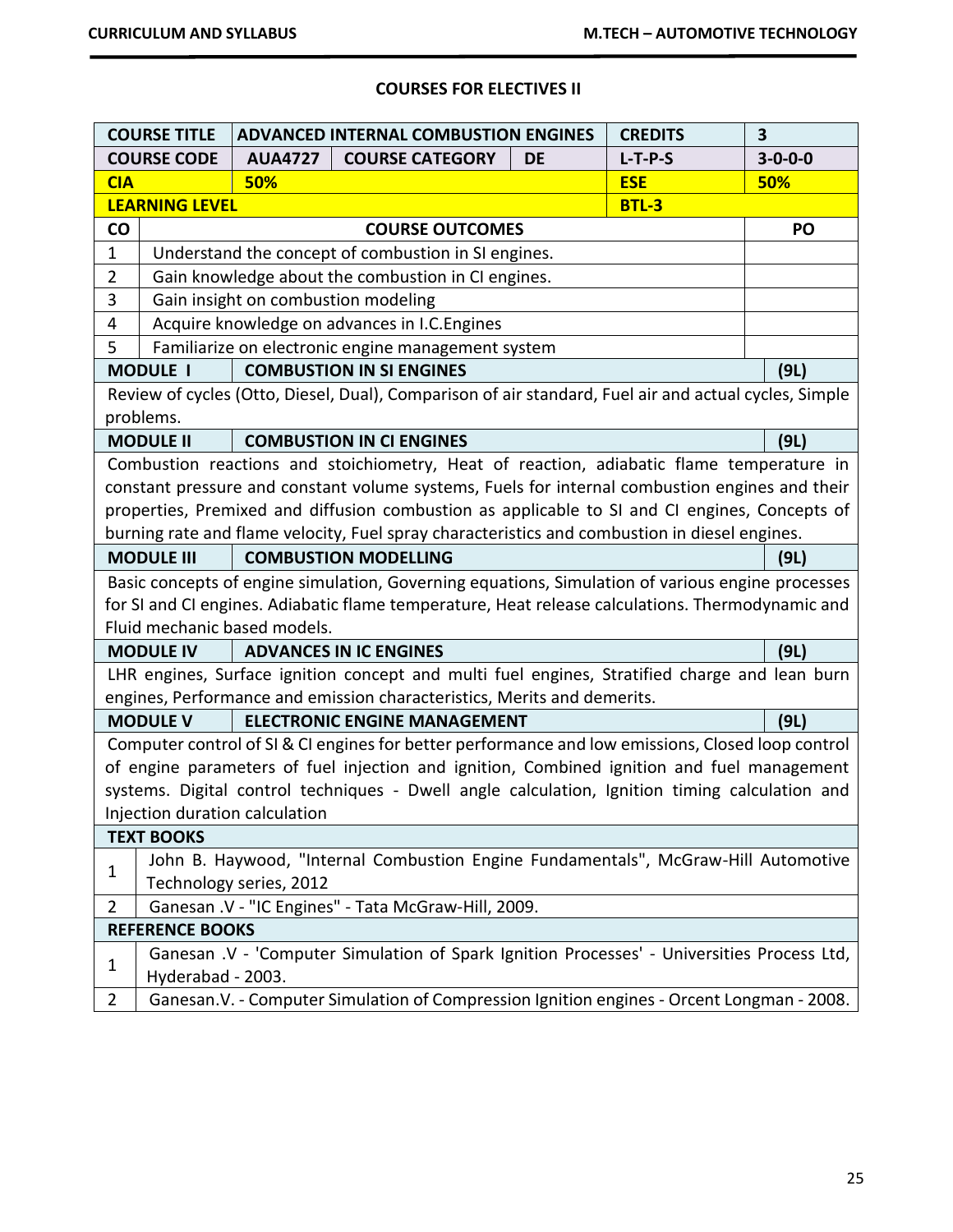## COURSES FOR ELECTIVES II

| COURSE TITLE | ADVANCED INTERNAL COMBUSTION ENGINES | | | CREDITS | 3 |
|---|---|---|---|---|---|
| COURSE CODE | AUA4727 | COURSE CATEGORY | DE | L-T-P-S | 3-0-0-0 |
| CIA | 50% | | | ESE | 50% |
| LEARNING LEVEL | | | | BTL-3 | |

| CO | COURSE OUTCOMES | PO |
|---|---|---|
| 1 | Understand the concept of combustion in SI engines. | |
| 2 | Gain knowledge about the combustion in CI engines. | |
| 3 | Gain insight on combustion modeling | |
| 4 | Acquire knowledge on advances in I.C.Engines | |
| 5 | Familiarize on electronic engine management system | |

### MODULE I — COMBUSTION IN SI ENGINES (9L)

Review of cycles (Otto, Diesel, Dual), Comparison of air standard, Fuel air and actual cycles, Simple problems.

### MODULE II — COMBUSTION IN CI ENGINES (9L)

Combustion reactions and stoichiometry, Heat of reaction, adiabatic flame temperature in constant pressure and constant volume systems, Fuels for internal combustion engines and their properties, Premixed and diffusion combustion as applicable to SI and CI engines, Concepts of burning rate and flame velocity, Fuel spray characteristics and combustion in diesel engines.

### MODULE III — COMBUSTION MODELLING (9L)

Basic concepts of engine simulation, Governing equations, Simulation of various engine processes for SI and CI engines. Adiabatic flame temperature, Heat release calculations. Thermodynamic and Fluid mechanic based models.

### MODULE IV — ADVANCES IN IC ENGINES (9L)

LHR engines, Surface ignition concept and multi fuel engines, Stratified charge and lean burn engines, Performance and emission characteristics, Merits and demerits.

### MODULE V — ELECTRONIC ENGINE MANAGEMENT (9L)

Computer control of SI & CI engines for better performance and low emissions, Closed loop control of engine parameters of fuel injection and ignition, Combined ignition and fuel management systems. Digital control techniques - Dwell angle calculation, Ignition timing calculation and Injection duration calculation

### TEXT BOOKS

1. John B. Haywood, "Internal Combustion Engine Fundamentals", McGraw-Hill Automotive Technology series, 2012
2. Ganesan .V - "IC Engines" - Tata McGraw-Hill, 2009.

### REFERENCE BOOKS

1. Ganesan .V - 'Computer Simulation of Spark Ignition Processes' - Universities Process Ltd, Hyderabad - 2003.
2. Ganesan.V. - Computer Simulation of Compression Ignition engines - Orcent Longman - 2008.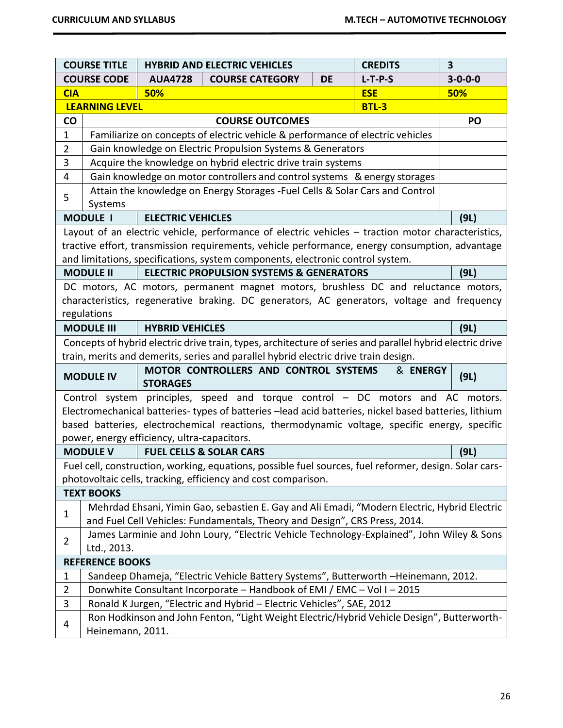| COURSE TITLE | HYBRID AND ELECTRIC VEHICLES | | | CREDITS | 3 |
|---|---|---|---|---|---|
| COURSE CODE | AUA4728 | COURSE CATEGORY | DE | L-T-P-S | 3-0-0-0 |
| CIA | 50% | | | ESE | 50% |
| LEARNING LEVEL | | | | BTL-3 | |

| CO | COURSE OUTCOMES | PO |
|---|---|---|
| 1 | Familiarize on concepts of electric vehicle & performance of electric vehicles | |
| 2 | Gain knowledge on Electric Propulsion Systems & Generators | |
| 3 | Acquire the knowledge on hybrid electric drive train systems | |
| 4 | Gain knowledge on motor controllers and control systems & energy storages | |
| 5 | Attain the knowledge on Energy Storages -Fuel Cells & Solar Cars and Control Systems | |

| MODULE I | ELECTRIC VEHICLES | (9L) |
|---|---|---|

Layout of an electric vehicle, performance of electric vehicles – traction motor characteristics, tractive effort, transmission requirements, vehicle performance, energy consumption, advantage and limitations, specifications, system components, electronic control system.

| MODULE II | ELECTRIC PROPULSION SYSTEMS & GENERATORS | (9L) |
|---|---|---|

DC motors, AC motors, permanent magnet motors, brushless DC and reluctance motors, characteristics, regenerative braking. DC generators, AC generators, voltage and frequency regulations

| MODULE III | HYBRID VEHICLES | (9L) |
|---|---|---|

Concepts of hybrid electric drive train, types, architecture of series and parallel hybrid electric drive train, merits and demerits, series and parallel hybrid electric drive train design.

| MODULE IV | MOTOR CONTROLLERS AND CONTROL SYSTEMS & ENERGY STORAGES | (9L) |
|---|---|---|

Control system principles, speed and torque control – DC motors and AC motors. Electromechanical batteries- types of batteries –lead acid batteries, nickel based batteries, lithium based batteries, electrochemical reactions, thermodynamic voltage, specific energy, specific power, energy efficiency, ultra-capacitors.

| MODULE V | FUEL CELLS & SOLAR CARS | (9L) |
|---|---|---|

Fuel cell, construction, working, equations, possible fuel sources, fuel reformer, design. Solar cars-photovoltaic cells, tracking, efficiency and cost comparison.

| TEXT BOOKS | |
|---|---|
| 1 | Mehrdad Ehsani, Yimin Gao, sebastien E. Gay and Ali Emadi, "Modern Electric, Hybrid Electric and Fuel Cell Vehicles: Fundamentals, Theory and Design", CRS Press, 2014. |
| 2 | James Larminie and John Loury, "Electric Vehicle Technology-Explained", John Wiley & Sons Ltd., 2013. |

| REFERENCE BOOKS | |
|---|---|
| 1 | Sandeep Dhameja, "Electric Vehicle Battery Systems", Butterworth –Heinemann, 2012. |
| 2 | Donwhite Consultant Incorporate – Handbook of EMI / EMC – Vol I – 2015 |
| 3 | Ronald K Jurgen, "Electric and Hybrid – Electric Vehicles", SAE, 2012 |
| 4 | Ron Hodkinson and John Fenton, "Light Weight Electric/Hybrid Vehicle Design", Butterworth-Heinemann, 2011. |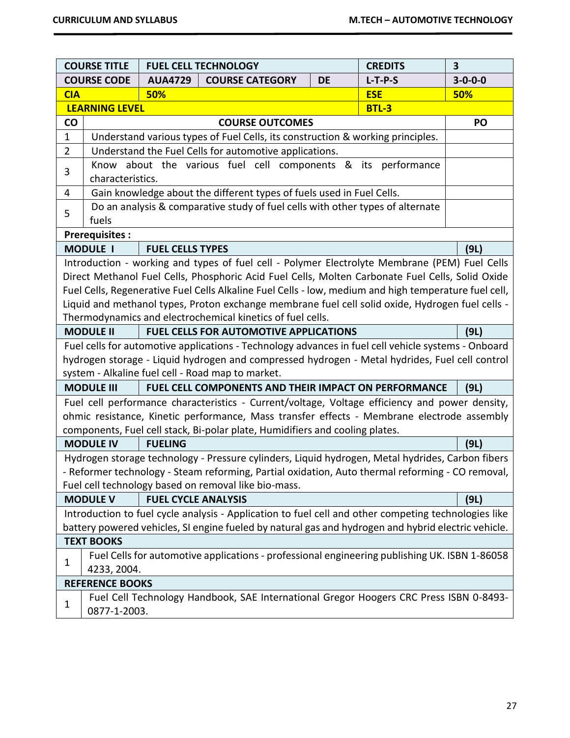| COURSE TITLE | FUEL CELL TECHNOLOGY | | | CREDITS | 3 |
|---|---|---|---|---|---|
| COURSE CODE | AUA4729 | COURSE CATEGORY | DE | L-T-P-S | 3-0-0-0 |
| CIA | 50% | | | ESE | 50% |
| LEARNING LEVEL | | | | BTL-3 | |

| CO | COURSE OUTCOMES | PO |
|---|---|---|
| 1 | Understand various types of Fuel Cells, its construction & working principles. | |
| 2 | Understand the Fuel Cells for automotive applications. | |
| 3 | Know about the various fuel cell components & its performance characteristics. | |
| 4 | Gain knowledge about the different types of fuels used in Fuel Cells. | |
| 5 | Do an analysis & comparative study of fuel cells with other types of alternate fuels | |

**Prerequisites :**

| MODULE I | FUEL CELLS TYPES | (9L) |
|---|---|---|

Introduction - working and types of fuel cell - Polymer Electrolyte Membrane (PEM) Fuel Cells Direct Methanol Fuel Cells, Phosphoric Acid Fuel Cells, Molten Carbonate Fuel Cells, Solid Oxide Fuel Cells, Regenerative Fuel Cells Alkaline Fuel Cells - low, medium and high temperature fuel cell, Liquid and methanol types, Proton exchange membrane fuel cell solid oxide, Hydrogen fuel cells - Thermodynamics and electrochemical kinetics of fuel cells.

| MODULE II | FUEL CELLS FOR AUTOMOTIVE APPLICATIONS | (9L) |
|---|---|---|

Fuel cells for automotive applications - Technology advances in fuel cell vehicle systems - Onboard hydrogen storage - Liquid hydrogen and compressed hydrogen - Metal hydrides, Fuel cell control system - Alkaline fuel cell - Road map to market.

| MODULE III | FUEL CELL COMPONENTS AND THEIR IMPACT ON PERFORMANCE | (9L) |
|---|---|---|

Fuel cell performance characteristics - Current/voltage, Voltage efficiency and power density, ohmic resistance, Kinetic performance, Mass transfer effects - Membrane electrode assembly components, Fuel cell stack, Bi-polar plate, Humidifiers and cooling plates.

| MODULE IV | FUELING | (9L) |
|---|---|---|

Hydrogen storage technology - Pressure cylinders, Liquid hydrogen, Metal hydrides, Carbon fibers - Reformer technology - Steam reforming, Partial oxidation, Auto thermal reforming - CO removal, Fuel cell technology based on removal like bio-mass.

| MODULE V | FUEL CYCLE ANALYSIS | (9L) |
|---|---|---|

Introduction to fuel cycle analysis - Application to fuel cell and other competing technologies like battery powered vehicles, SI engine fueled by natural gas and hydrogen and hybrid electric vehicle.

**TEXT BOOKS**

1. Fuel Cells for automotive applications - professional engineering publishing UK. ISBN 1-86058 4233, 2004.

**REFERENCE BOOKS**

1. Fuel Cell Technology Handbook, SAE International Gregor Hoogers CRC Press ISBN 0-8493-0877-1-2003.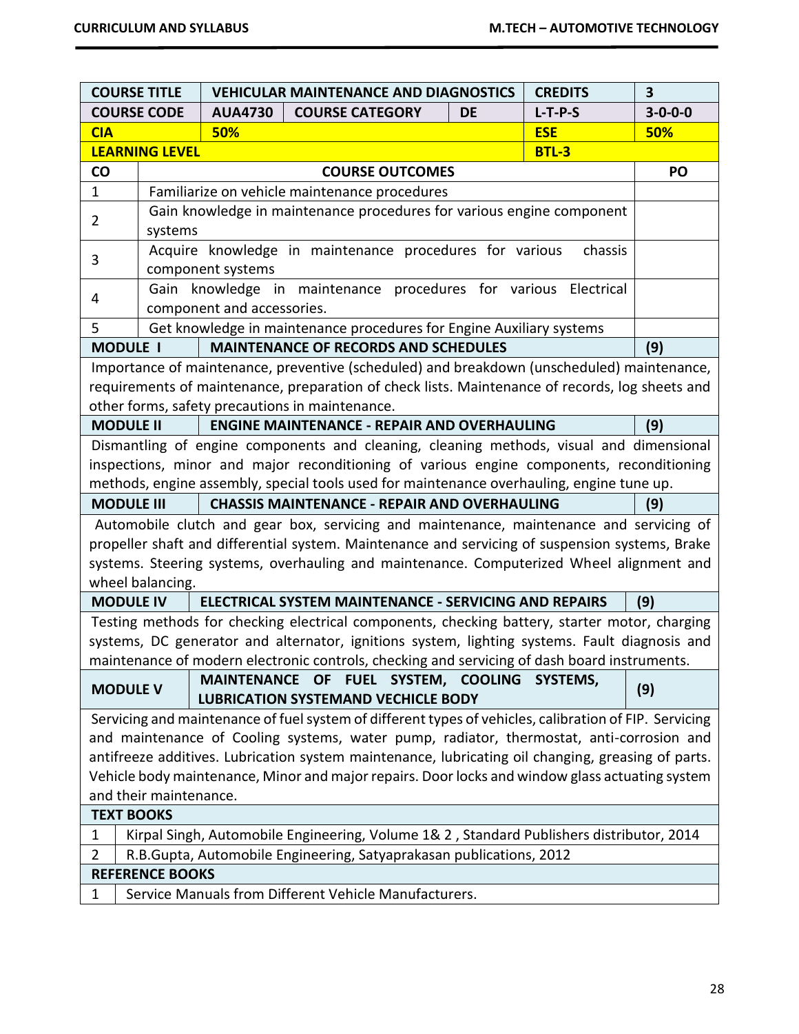| COURSE TITLE | VEHICULAR MAINTENANCE AND DIAGNOSTICS | | | CREDITS | 3 |
|---|---|---|---|---|---|
| COURSE CODE | AUA4730 | COURSE CATEGORY | DE | L-T-P-S | 3-0-0-0 |
| CIA | 50% | | | ESE | 50% |
| LEARNING LEVEL | | | | BTL-3 | |

| CO | COURSE OUTCOMES | PO |
|---|---|---|
| 1 | Familiarize on vehicle maintenance procedures | |
| 2 | Gain knowledge in maintenance procedures for various engine component systems | |
| 3 | Acquire knowledge in maintenance procedures for various chassis component systems | |
| 4 | Gain knowledge in maintenance procedures for various Electrical component and accessories. | |
| 5 | Get knowledge in maintenance procedures for Engine Auxiliary systems | |

| MODULE I | MAINTENANCE OF RECORDS AND SCHEDULES | (9) |
|---|---|---|

Importance of maintenance, preventive (scheduled) and breakdown (unscheduled) maintenance, requirements of maintenance, preparation of check lists. Maintenance of records, log sheets and other forms, safety precautions in maintenance.

| MODULE II | ENGINE MAINTENANCE - REPAIR AND OVERHAULING | (9) |
|---|---|---|

Dismantling of engine components and cleaning, cleaning methods, visual and dimensional inspections, minor and major reconditioning of various engine components, reconditioning methods, engine assembly, special tools used for maintenance overhauling, engine tune up.

| MODULE III | CHASSIS MAINTENANCE - REPAIR AND OVERHAULING | (9) |
|---|---|---|

Automobile clutch and gear box, servicing and maintenance, maintenance and servicing of propeller shaft and differential system. Maintenance and servicing of suspension systems, Brake systems. Steering systems, overhauling and maintenance. Computerized Wheel alignment and wheel balancing.

| MODULE IV | ELECTRICAL SYSTEM MAINTENANCE - SERVICING AND REPAIRS | (9) |
|---|---|---|

Testing methods for checking electrical components, checking battery, starter motor, charging systems, DC generator and alternator, ignitions system, lighting systems. Fault diagnosis and maintenance of modern electronic controls, checking and servicing of dash board instruments.

| MODULE V | MAINTENANCE OF FUEL SYSTEM, COOLING SYSTEMS, LUBRICATION SYSTEMAND VECHICLE BODY | (9) |
|---|---|---|

Servicing and maintenance of fuel system of different types of vehicles, calibration of FIP. Servicing and maintenance of Cooling systems, water pump, radiator, thermostat, anti-corrosion and antifreeze additives. Lubrication system maintenance, lubricating oil changing, greasing of parts. Vehicle body maintenance, Minor and major repairs. Door locks and window glass actuating system and their maintenance.

**TEXT BOOKS**

| | |
|---|---|
| 1 | Kirpal Singh, Automobile Engineering, Volume 1& 2 , Standard Publishers distributor, 2014 |
| 2 | R.B.Gupta, Automobile Engineering, Satyaprakasan publications, 2012 |

**REFERENCE BOOKS**

| | |
|---|---|
| 1 | Service Manuals from Different Vehicle Manufacturers. |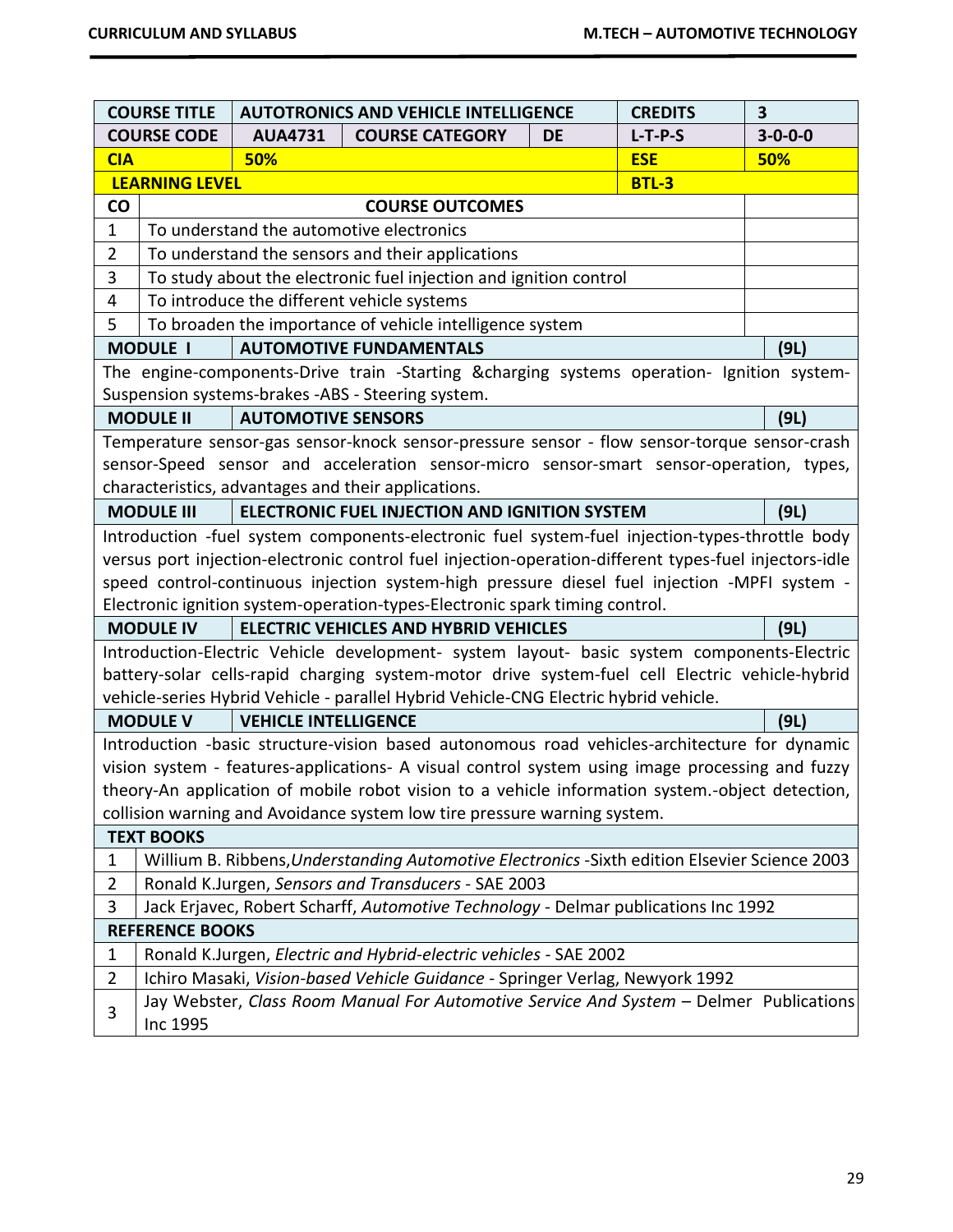| COURSE TITLE | AUTOTRONICS AND VEHICLE INTELLIGENCE | | | CREDITS | 3 |
|---|---|---|---|---|---|
| COURSE CODE | AUA4731 | COURSE CATEGORY | DE | L-T-P-S | 3-0-0-0 |
| CIA | 50% | | | ESE | 50% |
| LEARNING LEVEL | | | | BTL-3 | |

| CO | COURSE OUTCOMES | |
|---|---|---|
| 1 | To understand the automotive electronics | |
| 2 | To understand the sensors and their applications | |
| 3 | To study about the electronic fuel injection and ignition control | |
| 4 | To introduce the different vehicle systems | |
| 5 | To broaden the importance of vehicle intelligence system | |

**MODULE I — AUTOMOTIVE FUNDAMENTALS (9L)**

The engine-components-Drive train -Starting &charging systems operation- Ignition system-Suspension systems-brakes -ABS - Steering system.

**MODULE II — AUTOMOTIVE SENSORS (9L)**

Temperature sensor-gas sensor-knock sensor-pressure sensor - flow sensor-torque sensor-crash sensor-Speed sensor and acceleration sensor-micro sensor-smart sensor-operation, types, characteristics, advantages and their applications.

**MODULE III — ELECTRONIC FUEL INJECTION AND IGNITION SYSTEM (9L)**

Introduction -fuel system components-electronic fuel system-fuel injection-types-throttle body versus port injection-electronic control fuel injection-operation-different types-fuel injectors-idle speed control-continuous injection system-high pressure diesel fuel injection -MPFI system - Electronic ignition system-operation-types-Electronic spark timing control.

**MODULE IV — ELECTRIC VEHICLES AND HYBRID VEHICLES (9L)**

Introduction-Electric Vehicle development- system layout- basic system components-Electric battery-solar cells-rapid charging system-motor drive system-fuel cell Electric vehicle-hybrid vehicle-series Hybrid Vehicle - parallel Hybrid Vehicle-CNG Electric hybrid vehicle.

**MODULE V — VEHICLE INTELLIGENCE (9L)**

Introduction -basic structure-vision based autonomous road vehicles-architecture for dynamic vision system - features-applications- A visual control system using image processing and fuzzy theory-An application of mobile robot vision to a vehicle information system.-object detection, collision warning and Avoidance system low tire pressure warning system.

**TEXT BOOKS**

1. Willium B. Ribbens, *Understanding Automotive Electronics* -Sixth edition Elsevier Science 2003
2. Ronald K.Jurgen, *Sensors and Transducers* - SAE 2003
3. Jack Erjavec, Robert Scharff, *Automotive Technology* - Delmar publications Inc 1992

**REFERENCE BOOKS**

1. Ronald K.Jurgen, *Electric and Hybrid-electric vehicles* - SAE 2002
2. Ichiro Masaki, *Vision-based Vehicle Guidance* - Springer Verlag, Newyork 1992
3. Jay Webster, *Class Room Manual For Automotive Service And System* – Delmer Publications Inc 1995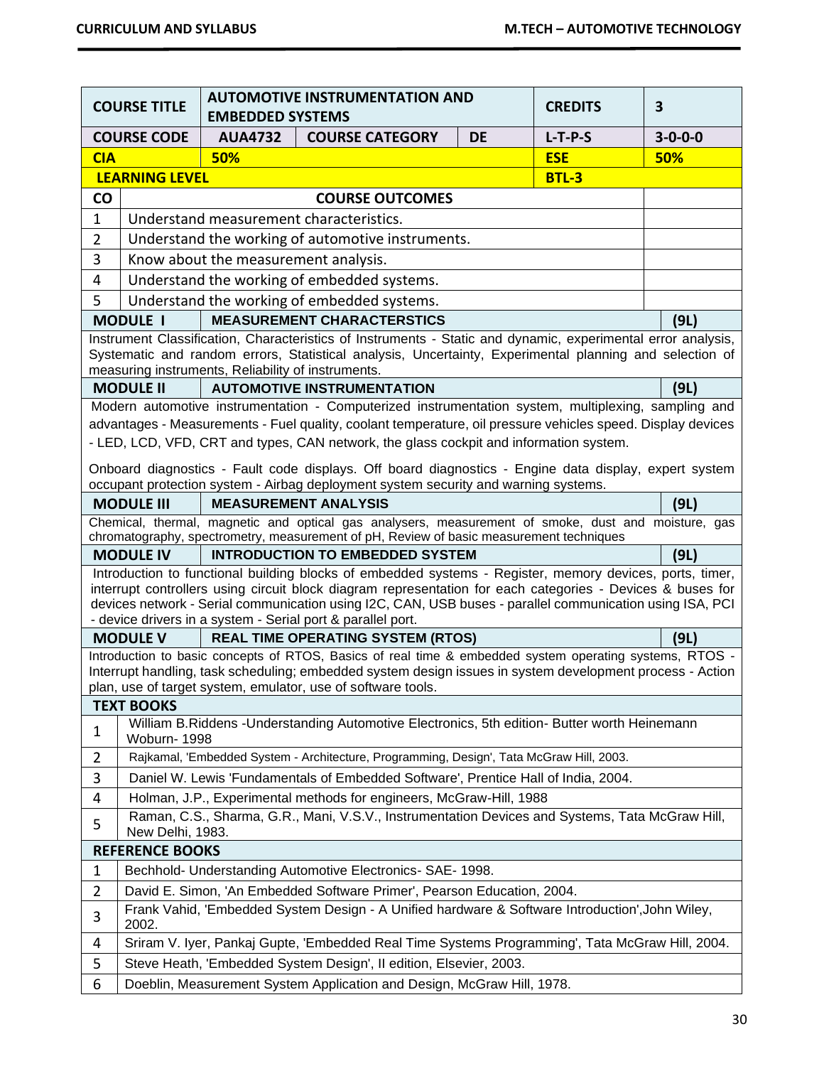| COURSE TITLE | AUTOMOTIVE INSTRUMENTATION AND EMBEDDED SYSTEMS | | | CREDITS | 3 |
|---|---|---|---|---|---|
| **COURSE CODE** | **AUA4732** | **COURSE CATEGORY** | **DE** | **L-T-P-S** | **3-0-0-0** |
| **CIA** | **50%** | | | **ESE** | **50%** |
| **LEARNING LEVEL** | | | | **BTL-3** | |

| CO | COURSE OUTCOMES | |
|---|---|---|
| 1 | Understand measurement characteristics. | |
| 2 | Understand the working of automotive instruments. | |
| 3 | Know about the measurement analysis. | |
| 4 | Understand the working of embedded systems. | |
| 5 | Understand the working of embedded systems. | |

| MODULE I | MEASUREMENT CHARACTERSTICS | (9L) |
|---|---|---|

Instrument Classification, Characteristics of Instruments - Static and dynamic, experimental error analysis, Systematic and random errors, Statistical analysis, Uncertainty, Experimental planning and selection of measuring instruments, Reliability of instruments.

| MODULE II | AUTOMOTIVE INSTRUMENTATION | (9L) |
|---|---|---|

Modern automotive instrumentation - Computerized instrumentation system, multiplexing, sampling and advantages - Measurements - Fuel quality, coolant temperature, oil pressure vehicles speed. Display devices - LED, LCD, VFD, CRT and types, CAN network, the glass cockpit and information system.

Onboard diagnostics - Fault code displays. Off board diagnostics - Engine data display, expert system occupant protection system - Airbag deployment system security and warning systems.

| MODULE III | MEASUREMENT ANALYSIS | (9L) |
|---|---|---|

Chemical, thermal, magnetic and optical gas analysers, measurement of smoke, dust and moisture, gas chromatography, spectrometry, measurement of pH, Review of basic measurement techniques

| MODULE IV | INTRODUCTION TO EMBEDDED SYSTEM | (9L) |
|---|---|---|

Introduction to functional building blocks of embedded systems - Register, memory devices, ports, timer, interrupt controllers using circuit block diagram representation for each categories - Devices & buses for devices network - Serial communication using I2C, CAN, USB buses - parallel communication using ISA, PCI - device drivers in a system - Serial port & parallel port.

| MODULE V | REAL TIME OPERATING SYSTEM (RTOS) | (9L) |
|---|---|---|

Introduction to basic concepts of RTOS, Basics of real time & embedded system operating systems, RTOS - Interrupt handling, task scheduling; embedded system design issues in system development process - Action plan, use of target system, emulator, use of software tools.

**TEXT BOOKS**

| | |
|---|---|
| 1 | William B.Riddens -Understanding Automotive Electronics, 5th edition- Butter worth Heinemann Woburn- 1998 |
| 2 | Rajkamal, 'Embedded System - Architecture, Programming, Design', Tata McGraw Hill, 2003. |
| 3 | Daniel W. Lewis 'Fundamentals of Embedded Software', Prentice Hall of India, 2004. |
| 4 | Holman, J.P., Experimental methods for engineers, McGraw-Hill, 1988 |
| 5 | Raman, C.S., Sharma, G.R., Mani, V.S.V., Instrumentation Devices and Systems, Tata McGraw Hill, New Delhi, 1983. |

**REFERENCE BOOKS**

| | |
|---|---|
| 1 | Bechhold- Understanding Automotive Electronics- SAE- 1998. |
| 2 | David E. Simon, 'An Embedded Software Primer', Pearson Education, 2004. |
| 3 | Frank Vahid, 'Embedded System Design - A Unified hardware & Software Introduction',John Wiley, 2002. |
| 4 | Sriram V. Iyer, Pankaj Gupte, 'Embedded Real Time Systems Programming', Tata McGraw Hill, 2004. |
| 5 | Steve Heath, 'Embedded System Design', II edition, Elsevier, 2003. |
| 6 | Doeblin, Measurement System Application and Design, McGraw Hill, 1978. |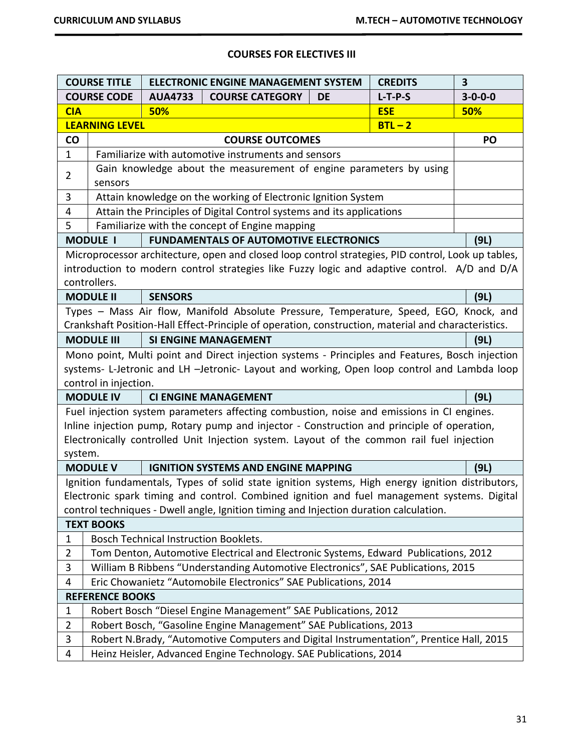## COURSES FOR ELECTIVES III

| COURSE TITLE | ELECTRONIC ENGINE MANAGEMENT SYSTEM | | | CREDITS | 3 |
|---|---|---|---|---|---|
| COURSE CODE | AUA4733 | COURSE CATEGORY | DE | L-T-P-S | 3-0-0-0 |
| CIA | 50% | | | ESE | 50% |
| LEARNING LEVEL | | | | BTL – 2 | |

| CO | COURSE OUTCOMES | PO |
|---|---|---|
| 1 | Familiarize with automotive instruments and sensors | |
| 2 | Gain knowledge about the measurement of engine parameters by using sensors | |
| 3 | Attain knowledge on the working of Electronic Ignition System | |
| 4 | Attain the Principles of Digital Control systems and its applications | |
| 5 | Familiarize with the concept of Engine mapping | |

### MODULE I — FUNDAMENTALS OF AUTOMOTIVE ELECTRONICS (9L)

Microprocessor architecture, open and closed loop control strategies, PID control, Look up tables, introduction to modern control strategies like Fuzzy logic and adaptive control. A/D and D/A controllers.

### MODULE II — SENSORS (9L)

Types – Mass Air flow, Manifold Absolute Pressure, Temperature, Speed, EGO, Knock, and Crankshaft Position-Hall Effect-Principle of operation, construction, material and characteristics.

### MODULE III — SI ENGINE MANAGEMENT (9L)

Mono point, Multi point and Direct injection systems - Principles and Features, Bosch injection systems- L-Jetronic and LH –Jetronic- Layout and working, Open loop control and Lambda loop control in injection.

### MODULE IV — CI ENGINE MANAGEMENT (9L)

Fuel injection system parameters affecting combustion, noise and emissions in CI engines. Inline injection pump, Rotary pump and injector - Construction and principle of operation, Electronically controlled Unit Injection system. Layout of the common rail fuel injection system.

### MODULE V — IGNITION SYSTEMS AND ENGINE MAPPING (9L)

Ignition fundamentals, Types of solid state ignition systems, High energy ignition distributors, Electronic spark timing and control. Combined ignition and fuel management systems. Digital control techniques - Dwell angle, Ignition timing and Injection duration calculation.

### TEXT BOOKS

1. Bosch Technical Instruction Booklets.
2. Tom Denton, Automotive Electrical and Electronic Systems, Edward Publications, 2012
3. William B Ribbens “Understanding Automotive Electronics”, SAE Publications, 2015
4. Eric Chowanietz “Automobile Electronics” SAE Publications, 2014

### REFERENCE BOOKS

1. Robert Bosch “Diesel Engine Management” SAE Publications, 2012
2. Robert Bosch, “Gasoline Engine Management” SAE Publications, 2013
3. Robert N.Brady, “Automotive Computers and Digital Instrumentation”, Prentice Hall, 2015
4. Heinz Heisler, Advanced Engine Technology. SAE Publications, 2014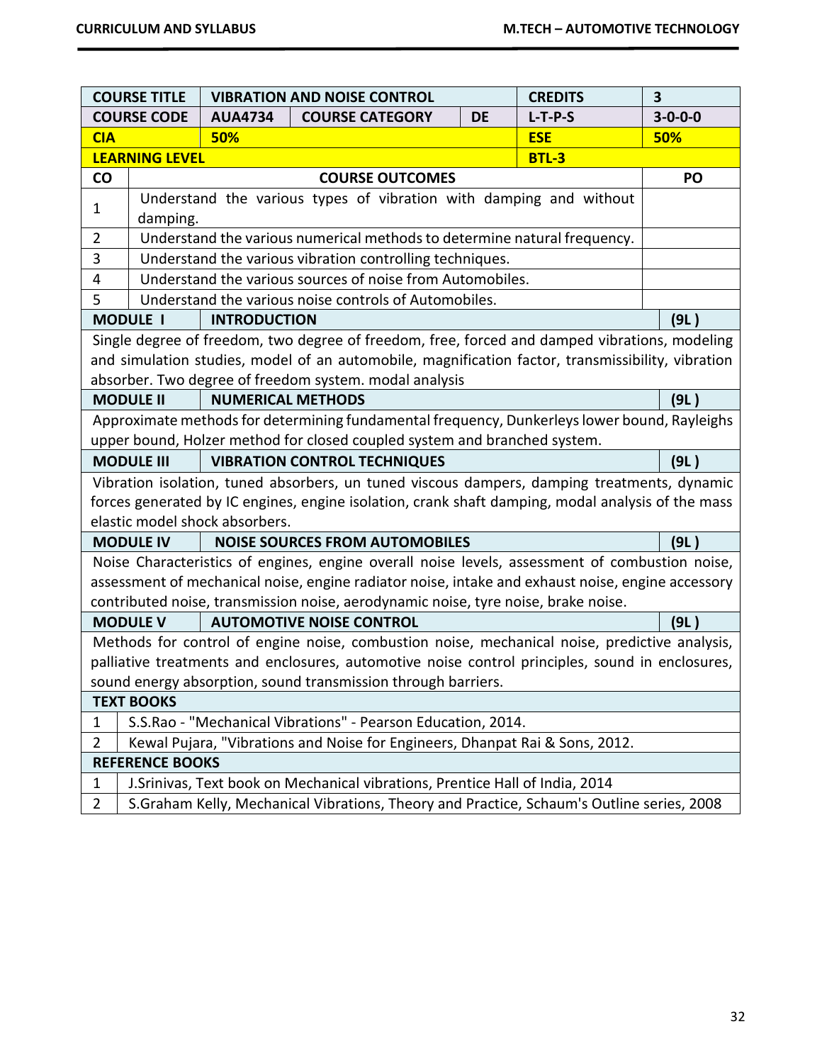| COURSE TITLE | VIBRATION AND NOISE CONTROL | | | CREDITS | 3 |
|---|---|---|---|---|---|
| COURSE CODE | AUA4734 | COURSE CATEGORY | DE | L-T-P-S | 3-0-0-0 |
| CIA | 50% | | | ESE | 50% |
| LEARNING LEVEL | | | | BTL-3 | |

| CO | COURSE OUTCOMES | PO |
|---|---|---|
| 1 | Understand the various types of vibration with damping and without damping. | |
| 2 | Understand the various numerical methods to determine natural frequency. | |
| 3 | Understand the various vibration controlling techniques. | |
| 4 | Understand the various sources of noise from Automobiles. | |
| 5 | Understand the various noise controls of Automobiles. | |

**MODULE I — INTRODUCTION (9L )**

Single degree of freedom, two degree of freedom, free, forced and damped vibrations, modeling and simulation studies, model of an automobile, magnification factor, transmissibility, vibration absorber. Two degree of freedom system. modal analysis

**MODULE II — NUMERICAL METHODS (9L )**

Approximate methods for determining fundamental frequency, Dunkerleys lower bound, Rayleighs upper bound, Holzer method for closed coupled system and branched system.

**MODULE III — VIBRATION CONTROL TECHNIQUES (9L )**

Vibration isolation, tuned absorbers, un tuned viscous dampers, damping treatments, dynamic forces generated by IC engines, engine isolation, crank shaft damping, modal analysis of the mass elastic model shock absorbers.

**MODULE IV — NOISE SOURCES FROM AUTOMOBILES (9L )**

Noise Characteristics of engines, engine overall noise levels, assessment of combustion noise, assessment of mechanical noise, engine radiator noise, intake and exhaust noise, engine accessory contributed noise, transmission noise, aerodynamic noise, tyre noise, brake noise.

**MODULE V — AUTOMOTIVE NOISE CONTROL (9L )**

Methods for control of engine noise, combustion noise, mechanical noise, predictive analysis, palliative treatments and enclosures, automotive noise control principles, sound in enclosures, sound energy absorption, sound transmission through barriers.

**TEXT BOOKS**

1. S.S.Rao - "Mechanical Vibrations" - Pearson Education, 2014.
2. Kewal Pujara, "Vibrations and Noise for Engineers, Dhanpat Rai & Sons, 2012.

**REFERENCE BOOKS**

1. J.Srinivas, Text book on Mechanical vibrations, Prentice Hall of India, 2014
2. S.Graham Kelly, Mechanical Vibrations, Theory and Practice, Schaum's Outline series, 2008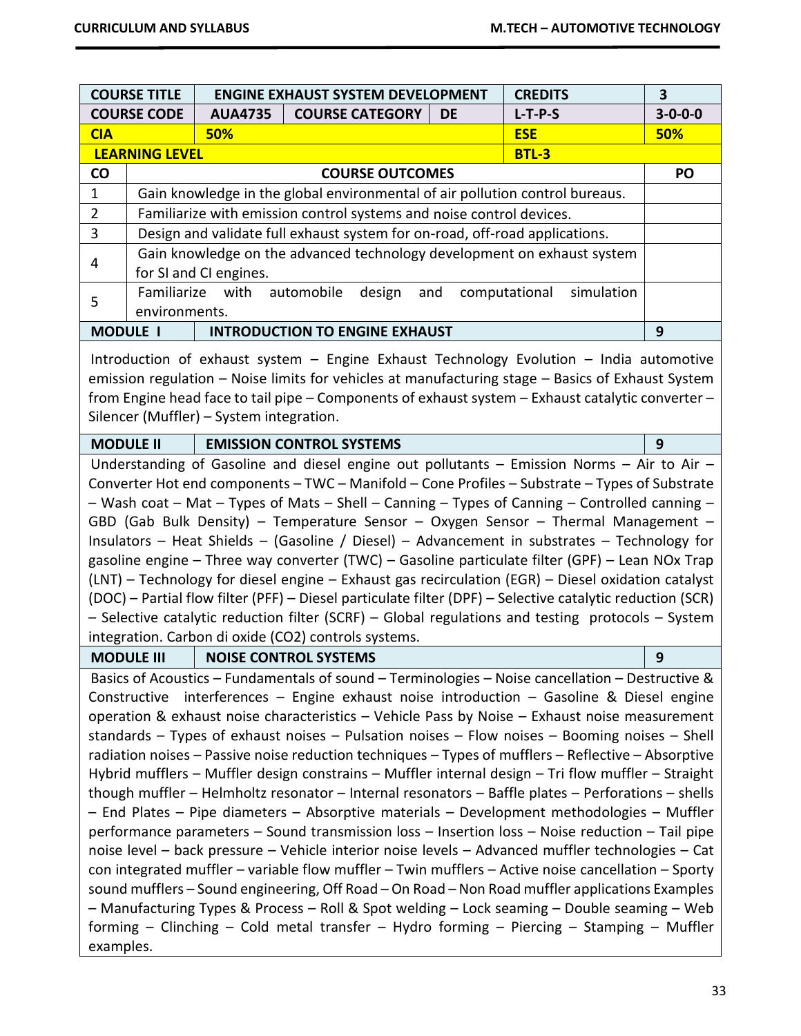| COURSE TITLE | ENGINE EXHAUST SYSTEM DEVELOPMENT | | | CREDITS | 3 |
|---|---|---|---|---|---|
| COURSE CODE | AUA4735 | COURSE CATEGORY | DE | L-T-P-S | 3-0-0-0 |
| CIA | 50% | | | ESE | 50% |
| LEARNING LEVEL | | | | BTL-3 | |

| CO | COURSE OUTCOMES | PO |
|---|---|---|
| 1 | Gain knowledge in the global environmental of air pollution control bureaus. | |
| 2 | Familiarize with emission control systems and noise control devices. | |
| 3 | Design and validate full exhaust system for on-road, off-road applications. | |
| 4 | Gain knowledge on the advanced technology development on exhaust system for SI and CI engines. | |
| 5 | Familiarize with automobile design and computational simulation environments. | |

| MODULE I | INTRODUCTION TO ENGINE EXHAUST | 9 |
|---|---|---|

Introduction of exhaust system – Engine Exhaust Technology Evolution – India automotive emission regulation – Noise limits for vehicles at manufacturing stage – Basics of Exhaust System from Engine head face to tail pipe – Components of exhaust system – Exhaust catalytic converter – Silencer (Muffler) – System integration.

| MODULE II | EMISSION CONTROL SYSTEMS | 9 |
|---|---|---|

Understanding of Gasoline and diesel engine out pollutants – Emission Norms – Air to Air – Converter Hot end components – TWC – Manifold – Cone Profiles – Substrate – Types of Substrate – Wash coat – Mat – Types of Mats – Shell – Canning – Types of Canning – Controlled canning – GBD (Gab Bulk Density) – Temperature Sensor – Oxygen Sensor – Thermal Management – Insulators – Heat Shields – (Gasoline / Diesel) – Advancement in substrates – Technology for gasoline engine – Three way converter (TWC) – Gasoline particulate filter (GPF) – Lean NOx Trap (LNT) – Technology for diesel engine – Exhaust gas recirculation (EGR) – Diesel oxidation catalyst (DOC) – Partial flow filter (PFF) – Diesel particulate filter (DPF) – Selective catalytic reduction (SCR) – Selective catalytic reduction filter (SCRF) – Global regulations and testing protocols – System integration. Carbon di oxide ($CO_2$) controls systems.

| MODULE III | NOISE CONTROL SYSTEMS | 9 |
|---|---|---|

Basics of Acoustics – Fundamentals of sound – Terminologies – Noise cancellation – Destructive & Constructive interferences – Engine exhaust noise introduction – Gasoline & Diesel engine operation & exhaust noise characteristics – Vehicle Pass by Noise – Exhaust noise measurement standards – Types of exhaust noises – Pulsation noises – Flow noises – Booming noises – Shell radiation noises – Passive noise reduction techniques – Types of mufflers – Reflective – Absorptive Hybrid mufflers – Muffler design constrains – Muffler internal design – Tri flow muffler – Straight though muffler – Helmholtz resonator – Internal resonators – Baffle plates – Perforations – shells – End Plates – Pipe diameters – Absorptive materials – Development methodologies – Muffler performance parameters – Sound transmission loss – Insertion loss – Noise reduction – Tail pipe noise level – back pressure – Vehicle interior noise levels – Advanced muffler technologies – Cat con integrated muffler – variable flow muffler – Twin mufflers – Active noise cancellation – Sporty sound mufflers – Sound engineering, Off Road – On Road – Non Road muffler applications Examples – Manufacturing Types & Process – Roll & Spot welding – Lock seaming – Double seaming – Web forming – Clinching – Cold metal transfer – Hydro forming – Piercing – Stamping – Muffler examples.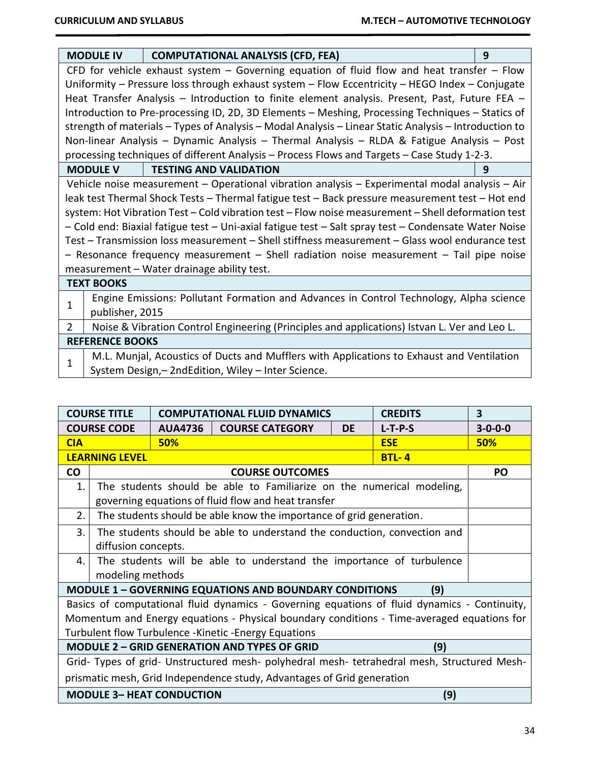| MODULE IV | COMPUTATIONAL ANALYSIS (CFD, FEA) | 9 |
|---|---|---|
| CFD for vehicle exhaust system – Governing equation of fluid flow and heat transfer – Flow Uniformity – Pressure loss through exhaust system – Flow Eccentricity – HEGO Index – Conjugate Heat Transfer Analysis – Introduction to finite element analysis. Present, Past, Future FEA – Introduction to Pre-processing ID, 2D, 3D Elements – Meshing, Processing Techniques – Statics of strength of materials – Types of Analysis – Modal Analysis – Linear Static Analysis – Introduction to Non-linear Analysis – Dynamic Analysis – Thermal Analysis – RLDA & Fatigue Analysis – Post processing techniques of different Analysis – Process Flows and Targets – Case Study 1-2-3. | | |
| **MODULE V** | **TESTING AND VALIDATION** | **9** |
| Vehicle noise measurement – Operational vibration analysis – Experimental modal analysis – Air leak test Thermal Shock Tests – Thermal fatigue test – Back pressure measurement test – Hot end system: Hot Vibration Test – Cold vibration test – Flow noise measurement – Shell deformation test – Cold end: Biaxial fatigue test – Uni-axial fatigue test – Salt spray test – Condensate Water Noise Test – Transmission loss measurement – Shell stiffness measurement – Glass wool endurance test – Resonance frequency measurement – Shell radiation noise measurement – Tail pipe noise measurement – Water drainage ability test. | | |

**TEXT BOOKS**

| # | Book |
|---|---|
| 1 | Engine Emissions: Pollutant Formation and Advances in Control Technology, Alpha science publisher, 2015 |
| 2 | Noise & Vibration Control Engineering (Principles and applications) Istvan L. Ver and Leo L. |

**REFERENCE BOOKS**

| # | Book |
|---|---|
| 1 | M.L. Munjal, Acoustics of Ducts and Mufflers with Applications to Exhaust and Ventilation System Design,– 2ndEdition, Wiley – Inter Science. |

| COURSE TITLE | COMPUTATIONAL FLUID DYNAMICS | | | CREDITS | 3 |
|---|---|---|---|---|---|
| **COURSE CODE** | **AUA4736** | **COURSE CATEGORY** | **DE** | **L-T-P-S** | **3-0-0-0** |
| **CIA** | **50%** | | | **ESE** | **50%** |
| **LEARNING LEVEL** | | | | **BTL- 4** | |

| CO | COURSE OUTCOMES | PO |
|---|---|---|
| 1. | The students should be able to Familiarize on the numerical modeling, governing equations of fluid flow and heat transfer | |
| 2. | The students should be able know the importance of grid generation. | |
| 3. | The students should be able to understand the conduction, convection and diffusion concepts. | |
| 4. | The students will be able to understand the importance of turbulence modeling methods | |

| MODULE 1 – GOVERNING EQUATIONS AND BOUNDARY CONDITIONS | (9) |
|---|---|
| Basics of computational fluid dynamics - Governing equations of fluid dynamics - Continuity, Momentum and Energy equations - Physical boundary conditions - Time-averaged equations for Turbulent flow Turbulence -Kinetic -Energy Equations | |
| **MODULE 2 – GRID GENERATION AND TYPES OF GRID** | **(9)** |
| Grid- Types of grid- Unstructured mesh- polyhedral mesh- tetrahedral mesh, Structured Mesh-prismatic mesh, Grid Independence study, Advantages of Grid generation | |
| **MODULE 3– HEAT CONDUCTION** | **(9)** |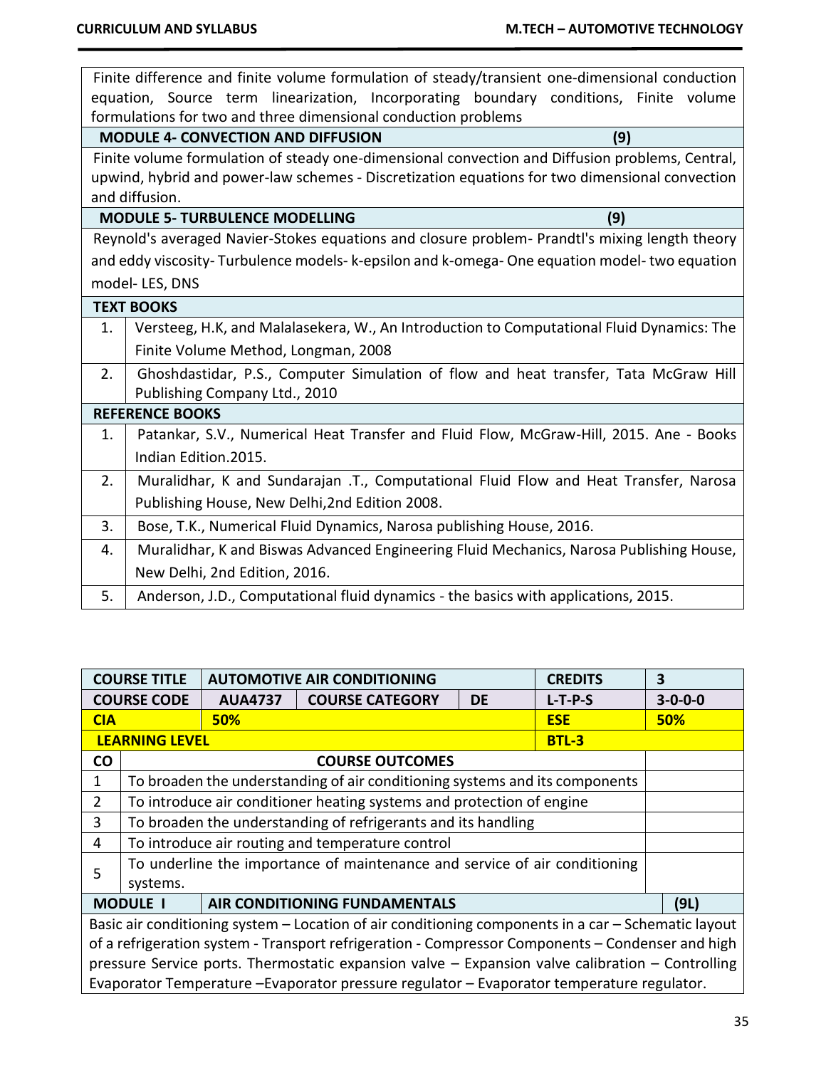| |
|---|
| Finite difference and finite volume formulation of steady/transient one-dimensional conduction equation, Source term linearization, Incorporating boundary conditions, Finite volume formulations for two and three dimensional conduction problems |
| **MODULE 4- CONVECTION AND DIFFUSION (9)** |
| Finite volume formulation of steady one-dimensional convection and Diffusion problems, Central, upwind, hybrid and power-law schemes - Discretization equations for two dimensional convection and diffusion. |
| **MODULE 5- TURBULENCE MODELLING (9)** |
| Reynold's averaged Navier-Stokes equations and closure problem- Prandtl's mixing length theory and eddy viscosity- Turbulence models- k-epsilon and k-omega- One equation model- two equation model- LES, DNS |

| **TEXT BOOKS** | |
|---|---|
| 1. | Versteeg, H.K, and Malalasekera, W., An Introduction to Computational Fluid Dynamics: The Finite Volume Method, Longman, 2008 |
| 2. | Ghoshdastidar, P.S., Computer Simulation of flow and heat transfer, Tata McGraw Hill Publishing Company Ltd., 2010 |
| **REFERENCE BOOKS** | |
| 1. | Patankar, S.V., Numerical Heat Transfer and Fluid Flow, McGraw-Hill, 2015. Ane - Books Indian Edition.2015. |
| 2. | Muralidhar, K and Sundarajan .T., Computational Fluid Flow and Heat Transfer, Narosa Publishing House, New Delhi,2nd Edition 2008. |
| 3. | Bose, T.K., Numerical Fluid Dynamics, Narosa publishing House, 2016. |
| 4. | Muralidhar, K and Biswas Advanced Engineering Fluid Mechanics, Narosa Publishing House, New Delhi, 2nd Edition, 2016. |
| 5. | Anderson, J.D., Computational fluid dynamics - the basics with applications, 2015. |

| **COURSE TITLE** | **AUTOMOTIVE AIR CONDITIONING** | | | **CREDITS** | **3** |
|---|---|---|---|---|---|
| **COURSE CODE** | **AUA4737** | **COURSE CATEGORY** | **DE** | **L-T-P-S** | **3-0-0-0** |
| **CIA** | **50%** | | | **ESE** | **50%** |
| **LEARNING LEVEL** | | | | **BTL-3** | |

| **CO** | **COURSE OUTCOMES** | |
|---|---|---|
| 1 | To broaden the understanding of air conditioning systems and its components | |
| 2 | To introduce air conditioner heating systems and protection of engine | |
| 3 | To broaden the understanding of refrigerants and its handling | |
| 4 | To introduce air routing and temperature control | |
| 5 | To underline the importance of maintenance and service of air conditioning systems. | |

| **MODULE I** | **AIR CONDITIONING FUNDAMENTALS** | **(9L)** |
|---|---|---|
| Basic air conditioning system – Location of air conditioning components in a car – Schematic layout of a refrigeration system - Transport refrigeration - Compressor Components – Condenser and high pressure Service ports. Thermostatic expansion valve – Expansion valve calibration – Controlling Evaporator Temperature –Evaporator pressure regulator – Evaporator temperature regulator. | | |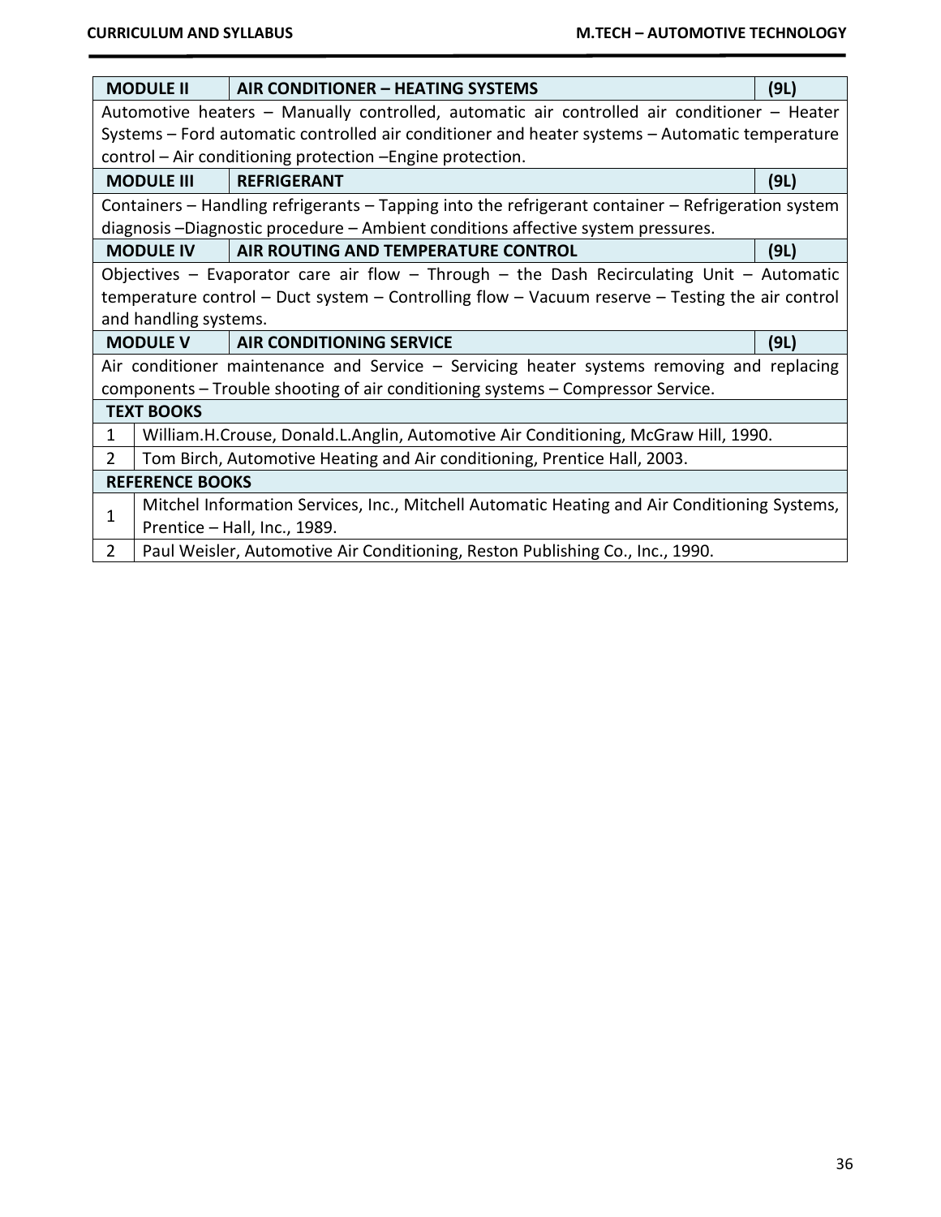| MODULE II | AIR CONDITIONER – HEATING SYSTEMS | (9L) |
|---|---|---|
| Automotive heaters – Manually controlled, automatic air controlled air conditioner – Heater Systems – Ford automatic controlled air conditioner and heater systems – Automatic temperature control – Air conditioning protection –Engine protection. | | |
| **MODULE III** | **REFRIGERANT** | **(9L)** |
| Containers – Handling refrigerants – Tapping into the refrigerant container – Refrigeration system diagnosis –Diagnostic procedure – Ambient conditions affective system pressures. | | |
| **MODULE IV** | **AIR ROUTING AND TEMPERATURE CONTROL** | **(9L)** |
| Objectives – Evaporator care air flow – Through – the Dash Recirculating Unit – Automatic temperature control – Duct system – Controlling flow – Vacuum reserve – Testing the air control and handling systems. | | |
| **MODULE V** | **AIR CONDITIONING SERVICE** | **(9L)** |
| Air conditioner maintenance and Service – Servicing heater systems removing and replacing components – Trouble shooting of air conditioning systems – Compressor Service. | | |

| TEXT BOOKS | |
|---|---|
| 1 | William.H.Crouse, Donald.L.Anglin, Automotive Air Conditioning, McGraw Hill, 1990. |
| 2 | Tom Birch, Automotive Heating and Air conditioning, Prentice Hall, 2003. |

| REFERENCE BOOKS | |
|---|---|
| 1 | Mitchel Information Services, Inc., Mitchell Automatic Heating and Air Conditioning Systems, Prentice – Hall, Inc., 1989. |
| 2 | Paul Weisler, Automotive Air Conditioning, Reston Publishing Co., Inc., 1990. |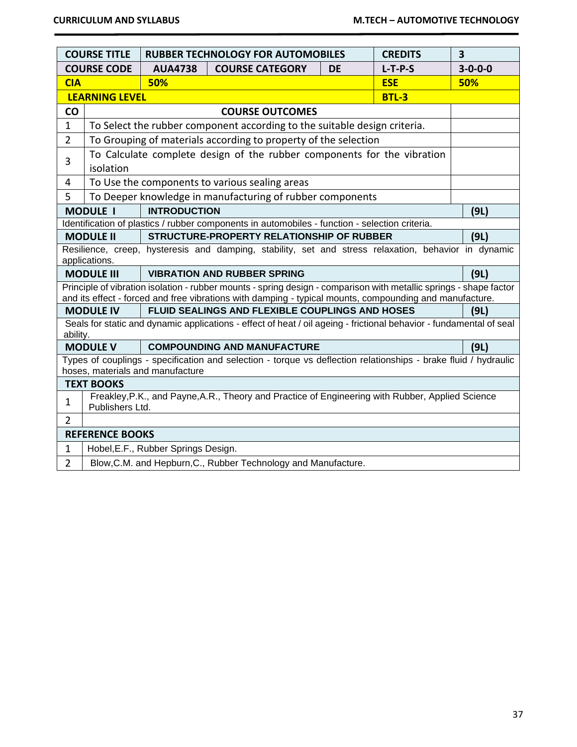| COURSE TITLE | RUBBER TECHNOLOGY FOR AUTOMOBILES | | | CREDITS | 3 |
|---|---|---|---|---|---|
| COURSE CODE | AUA4738 | COURSE CATEGORY | DE | L-T-P-S | 3-0-0-0 |
| CIA | 50% | | | ESE | 50% |
| LEARNING LEVEL | | | | BTL-3 | |

| CO | COURSE OUTCOMES | |
|---|---|---|
| 1 | To Select the rubber component according to the suitable design criteria. | |
| 2 | To Grouping of materials according to property of the selection | |
| 3 | To Calculate complete design of the rubber components for the vibration isolation | |
| 4 | To Use the components to various sealing areas | |
| 5 | To Deeper knowledge in manufacturing of rubber components | |

| MODULE I | INTRODUCTION | (9L) |
|---|---|---|
| Identification of plastics / rubber components in automobiles - function - selection criteria. | | |
| **MODULE II** | **STRUCTURE-PROPERTY RELATIONSHIP OF RUBBER** | **(9L)** |
| Resilience, creep, hysteresis and damping, stability, set and stress relaxation, behavior in dynamic applications. | | |
| **MODULE III** | **VIBRATION AND RUBBER SPRING** | **(9L)** |
| Principle of vibration isolation - rubber mounts - spring design - comparison with metallic springs - shape factor and its effect - forced and free vibrations with damping - typical mounts, compounding and manufacture. | | |
| **MODULE IV** | **FLUID SEALINGS AND FLEXIBLE COUPLINGS AND HOSES** | **(9L)** |
| Seals for static and dynamic applications - effect of heat / oil ageing - frictional behavior - fundamental of seal ability. | | |
| **MODULE V** | **COMPOUNDING AND MANUFACTURE** | **(9L)** |
| Types of couplings - specification and selection - torque vs deflection relationships - brake fluid / hydraulic hoses, materials and manufacture | | |

| TEXT BOOKS | |
|---|---|
| 1 | Freakley,P.K., and Payne,A.R., Theory and Practice of Engineering with Rubber, Applied Science Publishers Ltd. |
| 2 | |

| REFERENCE BOOKS | |
|---|---|
| 1 | Hobel,E.F., Rubber Springs Design. |
| 2 | Blow,C.M. and Hepburn,C., Rubber Technology and Manufacture. |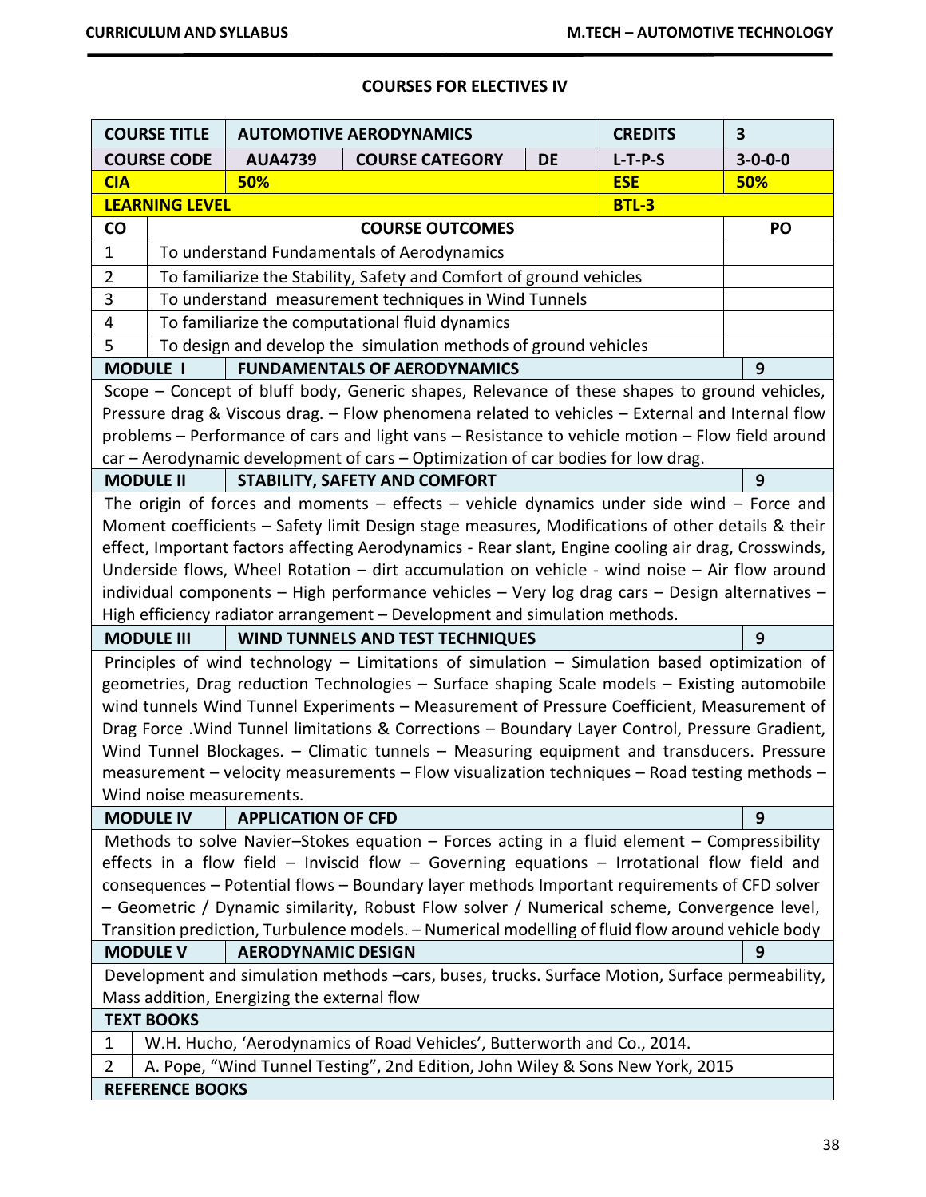## COURSES FOR ELECTIVES IV

| COURSE TITLE | AUTOMOTIVE AERODYNAMICS | | | CREDITS | 3 |
|---|---|---|---|---|---|
| COURSE CODE | AUA4739 | COURSE CATEGORY | DE | L-T-P-S | 3-0-0-0 |
| CIA | 50% | | | ESE | 50% |
| LEARNING LEVEL | | | | BTL-3 | |

| CO | COURSE OUTCOMES | PO |
|---|---|---|
| 1 | To understand Fundamentals of Aerodynamics | |
| 2 | To familiarize the Stability, Safety and Comfort of ground vehicles | |
| 3 | To understand measurement techniques in Wind Tunnels | |
| 4 | To familiarize the computational fluid dynamics | |
| 5 | To design and develop the simulation methods of ground vehicles | |

**MODULE I — FUNDAMENTALS OF AERODYNAMICS — 9**

Scope – Concept of bluff body, Generic shapes, Relevance of these shapes to ground vehicles, Pressure drag & Viscous drag. – Flow phenomena related to vehicles – External and Internal flow problems – Performance of cars and light vans – Resistance to vehicle motion – Flow field around car – Aerodynamic development of cars – Optimization of car bodies for low drag.

**MODULE II — STABILITY, SAFETY AND COMFORT — 9**

The origin of forces and moments – effects – vehicle dynamics under side wind – Force and Moment coefficients – Safety limit Design stage measures, Modifications of other details & their effect, Important factors affecting Aerodynamics - Rear slant, Engine cooling air drag, Crosswinds, Underside flows, Wheel Rotation – dirt accumulation on vehicle - wind noise – Air flow around individual components – High performance vehicles – Very log drag cars – Design alternatives – High efficiency radiator arrangement – Development and simulation methods.

**MODULE III — WIND TUNNELS AND TEST TECHNIQUES — 9**

Principles of wind technology – Limitations of simulation – Simulation based optimization of geometries, Drag reduction Technologies – Surface shaping Scale models – Existing automobile wind tunnels Wind Tunnel Experiments – Measurement of Pressure Coefficient, Measurement of Drag Force .Wind Tunnel limitations & Corrections – Boundary Layer Control, Pressure Gradient, Wind Tunnel Blockages. – Climatic tunnels – Measuring equipment and transducers. Pressure measurement – velocity measurements – Flow visualization techniques – Road testing methods – Wind noise measurements.

**MODULE IV — APPLICATION OF CFD — 9**

Methods to solve Navier–Stokes equation – Forces acting in a fluid element – Compressibility effects in a flow field – Inviscid flow – Governing equations – Irrotational flow field and consequences – Potential flows – Boundary layer methods Important requirements of CFD solver – Geometric / Dynamic similarity, Robust Flow solver / Numerical scheme, Convergence level, Transition prediction, Turbulence models. – Numerical modelling of fluid flow around vehicle body

**MODULE V — AERODYNAMIC DESIGN — 9**

Development and simulation methods –cars, buses, trucks. Surface Motion, Surface permeability, Mass addition, Energizing the external flow

**TEXT BOOKS**

1. W.H. Hucho, 'Aerodynamics of Road Vehicles', Butterworth and Co., 2014.
2. A. Pope, "Wind Tunnel Testing", 2nd Edition, John Wiley & Sons New York, 2015

**REFERENCE BOOKS**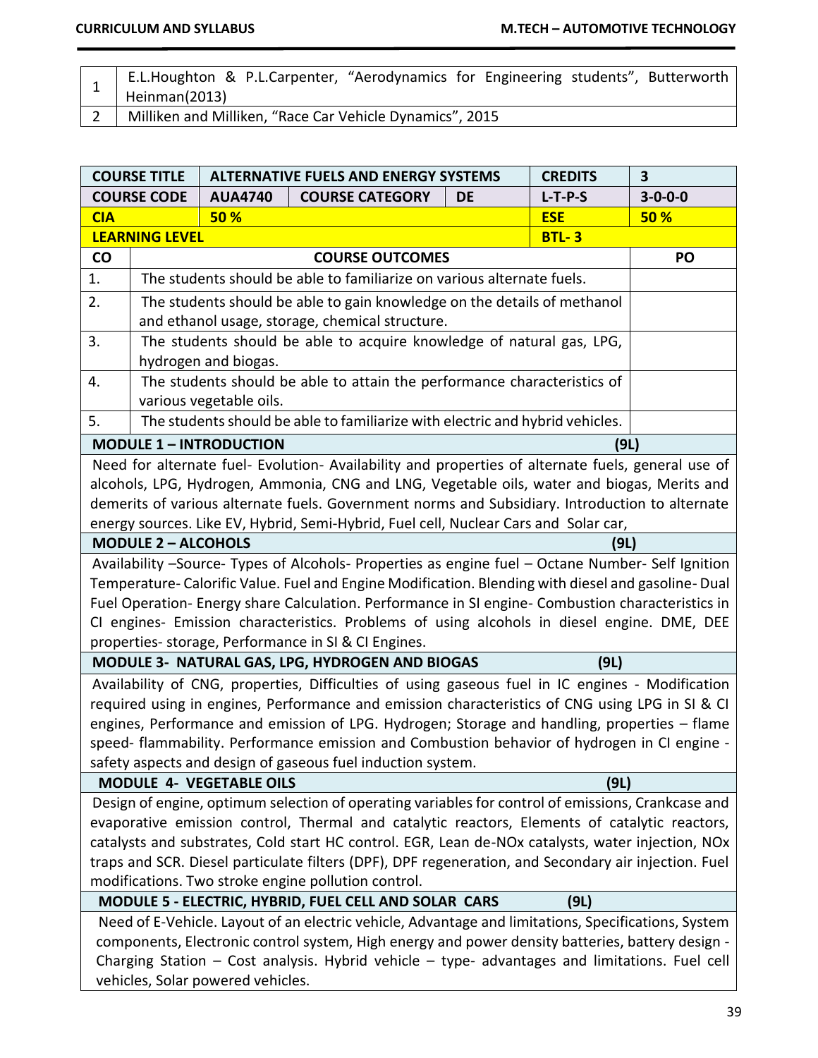| | |
|---|---|
| 1 | E.L.Houghton & P.L.Carpenter, "Aerodynamics for Engineering students", Butterworth Heinman(2013) |
| 2 | Milliken and Milliken, "Race Car Vehicle Dynamics", 2015 |

| COURSE TITLE | ALTERNATIVE FUELS AND ENERGY SYSTEMS | | | CREDITS | 3 |
|---|---|---|---|---|---|
| COURSE CODE | AUA4740 | COURSE CATEGORY | DE | L-T-P-S | 3-0-0-0 |
| CIA | 50 % | | | ESE | 50 % |
| LEARNING LEVEL | | | | BTL- 3 | |

| CO | COURSE OUTCOMES | PO |
|---|---|---|
| 1. | The students should be able to familiarize on various alternate fuels. | |
| 2. | The students should be able to gain knowledge on the details of methanol and ethanol usage, storage, chemical structure. | |
| 3. | The students should be able to acquire knowledge of natural gas, LPG, hydrogen and biogas. | |
| 4. | The students should be able to attain the performance characteristics of various vegetable oils. | |
| 5. | The students should be able to familiarize with electric and hybrid vehicles. | |

**MODULE 1 – INTRODUCTION (9L)**

Need for alternate fuel- Evolution- Availability and properties of alternate fuels, general use of alcohols, LPG, Hydrogen, Ammonia, CNG and LNG, Vegetable oils, water and biogas, Merits and demerits of various alternate fuels. Government norms and Subsidiary. Introduction to alternate energy sources. Like EV, Hybrid, Semi-Hybrid, Fuel cell, Nuclear Cars and Solar car,

**MODULE 2 – ALCOHOLS (9L)**

Availability –Source- Types of Alcohols- Properties as engine fuel – Octane Number- Self Ignition Temperature- Calorific Value. Fuel and Engine Modification. Blending with diesel and gasoline- Dual Fuel Operation- Energy share Calculation. Performance in SI engine- Combustion characteristics in CI engines- Emission characteristics. Problems of using alcohols in diesel engine. DME, DEE properties- storage, Performance in SI & CI Engines.

**MODULE 3- NATURAL GAS, LPG, HYDROGEN AND BIOGAS (9L)**

Availability of CNG, properties, Difficulties of using gaseous fuel in IC engines - Modification required using in engines, Performance and emission characteristics of CNG using LPG in SI & CI engines, Performance and emission of LPG. Hydrogen; Storage and handling, properties – flame speed- flammability. Performance emission and Combustion behavior of hydrogen in CI engine - safety aspects and design of gaseous fuel induction system.

**MODULE 4- VEGETABLE OILS (9L)**

Design of engine, optimum selection of operating variables for control of emissions, Crankcase and evaporative emission control, Thermal and catalytic reactors, Elements of catalytic reactors, catalysts and substrates, Cold start HC control. EGR, Lean de-NOx catalysts, water injection, NOx traps and SCR. Diesel particulate filters (DPF), DPF regeneration, and Secondary air injection. Fuel modifications. Two stroke engine pollution control.

**MODULE 5 - ELECTRIC, HYBRID, FUEL CELL AND SOLAR CARS (9L)**

Need of E-Vehicle. Layout of an electric vehicle, Advantage and limitations, Specifications, System components, Electronic control system, High energy and power density batteries, battery design - Charging Station – Cost analysis. Hybrid vehicle – type- advantages and limitations. Fuel cell vehicles, Solar powered vehicles.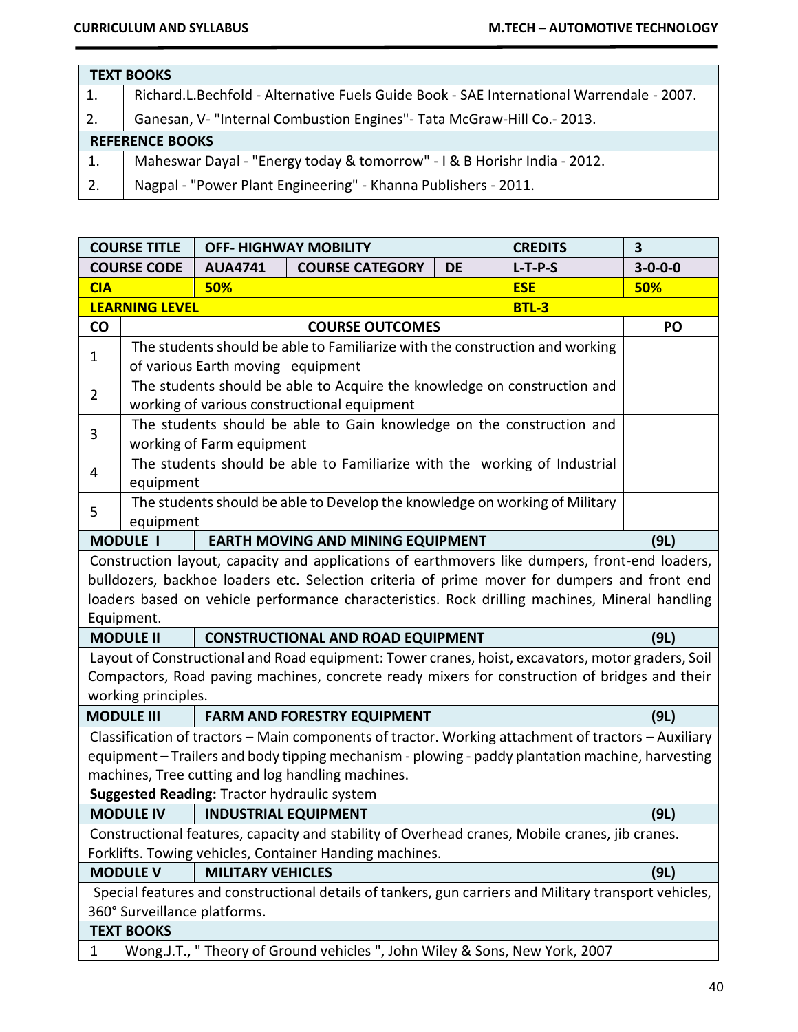| TEXT BOOKS | |
|---|---|
| 1. | Richard.L.Bechfold - Alternative Fuels Guide Book - SAE International Warrendale - 2007. |
| 2. | Ganesan, V- "Internal Combustion Engines"- Tata McGraw-Hill Co.- 2013. |
| **REFERENCE BOOKS** | |
| 1. | Maheswar Dayal - "Energy today & tomorrow" - I & B Horishr India - 2012. |
| 2. | Nagpal - "Power Plant Engineering" - Khanna Publishers - 2011. |

| COURSE TITLE | OFF- HIGHWAY MOBILITY | | | CREDITS | 3 |
|---|---|---|---|---|---|
| **COURSE CODE** | **AUA4741** | **COURSE CATEGORY** | **DE** | **L-T-P-S** | **3-0-0-0** |
| **CIA** | **50%** | | | **ESE** | **50%** |
| **LEARNING LEVEL** | | | | **BTL-3** | |

| CO | COURSE OUTCOMES | PO |
|---|---|---|
| 1 | The students should be able to Familiarize with the construction and working of various Earth moving equipment | |
| 2 | The students should be able to Acquire the knowledge on construction and working of various constructional equipment | |
| 3 | The students should be able to Gain knowledge on the construction and working of Farm equipment | |
| 4 | The students should be able to Familiarize with the working of Industrial equipment | |
| 5 | The students should be able to Develop the knowledge on working of Military equipment | |

**MODULE I — EARTH MOVING AND MINING EQUIPMENT (9L)**

Construction layout, capacity and applications of earthmovers like dumpers, front-end loaders, bulldozers, backhoe loaders etc. Selection criteria of prime mover for dumpers and front end loaders based on vehicle performance characteristics. Rock drilling machines, Mineral handling Equipment.

**MODULE II — CONSTRUCTIONAL AND ROAD EQUIPMENT (9L)**

Layout of Constructional and Road equipment: Tower cranes, hoist, excavators, motor graders, Soil Compactors, Road paving machines, concrete ready mixers for construction of bridges and their working principles.

**MODULE III — FARM AND FORESTRY EQUIPMENT (9L)**

Classification of tractors – Main components of tractor. Working attachment of tractors – Auxiliary equipment – Trailers and body tipping mechanism - plowing - paddy plantation machine, harvesting machines, Tree cutting and log handling machines.

**Suggested Reading:** Tractor hydraulic system

**MODULE IV — INDUSTRIAL EQUIPMENT (9L)**

Constructional features, capacity and stability of Overhead cranes, Mobile cranes, jib cranes. Forklifts. Towing vehicles, Container Handing machines.

**MODULE V — MILITARY VEHICLES (9L)**

Special features and constructional details of tankers, gun carriers and Military transport vehicles, 360° Surveillance platforms.

| TEXT BOOKS | |
|---|---|
| 1 | Wong.J.T., " Theory of Ground vehicles ", John Wiley & Sons, New York, 2007 |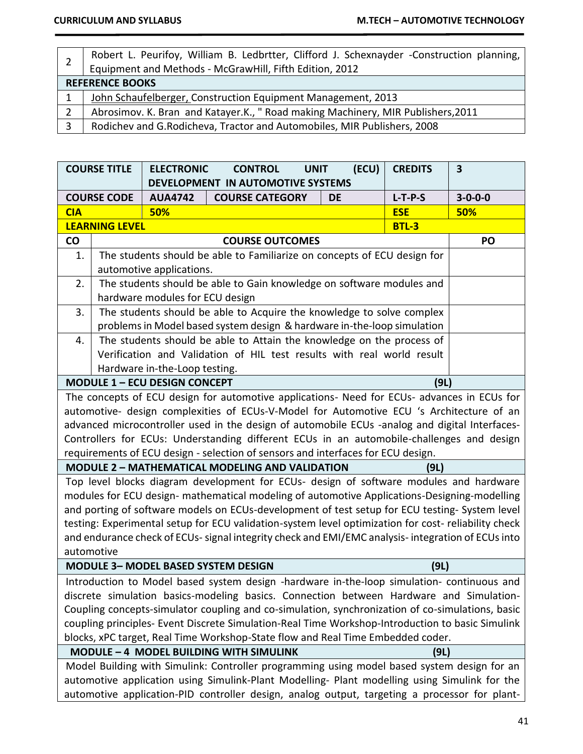| | |
|---|---|
| 2 | Robert L. Peurifoy, William B. Ledbrtter, Clifford J. Schexnayder -Construction planning, Equipment and Methods - McGrawHill, Fifth Edition, 2012 |
| **REFERENCE BOOKS** | |
| 1 | John Schaufelberger, Construction Equipment Management, 2013 |
| 2 | Abrosimov. K. Bran and Katayer.K., " Road making Machinery, MIR Publishers,2011 |
| 3 | Rodichev and G.Rodicheva, Tractor and Automobiles, MIR Publishers, 2008 |

| **COURSE TITLE** | **ELECTRONIC CONTROL UNIT (ECU) DEVELOPMENT IN AUTOMOTIVE SYSTEMS** | | | **CREDITS** | **3** |
|---|---|---|---|---|---|
| **COURSE CODE** | **AUA4742** | **COURSE CATEGORY** | **DE** | **L-T-P-S** | **3-0-0-0** |
| **CIA** | **50%** | | | **ESE** | **50%** |
| **LEARNING LEVEL** | | | | **BTL-3** | |

| CO | COURSE OUTCOMES | PO |
|---|---|---|
| 1. | The students should be able to Familiarize on concepts of ECU design for automotive applications. | |
| 2. | The students should be able to Gain knowledge on software modules and hardware modules for ECU design | |
| 3. | The students should be able to Acquire the knowledge to solve complex problems in Model based system design & hardware in-the-loop simulation | |
| 4. | The students should be able to Attain the knowledge on the process of Verification and Validation of HIL test results with real world result Hardware in-the-Loop testing. | |

**MODULE 1 – ECU DESIGN CONCEPT (9L)**

The concepts of ECU design for automotive applications- Need for ECUs- advances in ECUs for automotive- design complexities of ECUs-V-Model for Automotive ECU 's Architecture of an advanced microcontroller used in the design of automobile ECUs -analog and digital Interfaces-Controllers for ECUs: Understanding different ECUs in an automobile-challenges and design requirements of ECU design - selection of sensors and interfaces for ECU design.

**MODULE 2 – MATHEMATICAL MODELING AND VALIDATION (9L)**

Top level blocks diagram development for ECUs- design of software modules and hardware modules for ECU design- mathematical modeling of automotive Applications-Designing-modelling and porting of software models on ECUs-development of test setup for ECU testing- System level testing: Experimental setup for ECU validation-system level optimization for cost- reliability check and endurance check of ECUs- signal integrity check and EMI/EMC analysis- integration of ECUs into automotive

**MODULE 3– MODEL BASED SYSTEM DESIGN (9L)**

Introduction to Model based system design -hardware in-the-loop simulation- continuous and discrete simulation basics-modeling basics. Connection between Hardware and Simulation-Coupling concepts-simulator coupling and co-simulation, synchronization of co-simulations, basic coupling principles- Event Discrete Simulation-Real Time Workshop-Introduction to basic Simulink blocks, xPC target, Real Time Workshop-State flow and Real Time Embedded coder.

**MODULE – 4 MODEL BUILDING WITH SIMULINK (9L)**

Model Building with Simulink: Controller programming using model based system design for an automotive application using Simulink-Plant Modelling- Plant modelling using Simulink for the automotive application-PID controller design, analog output, targeting a processor for plant-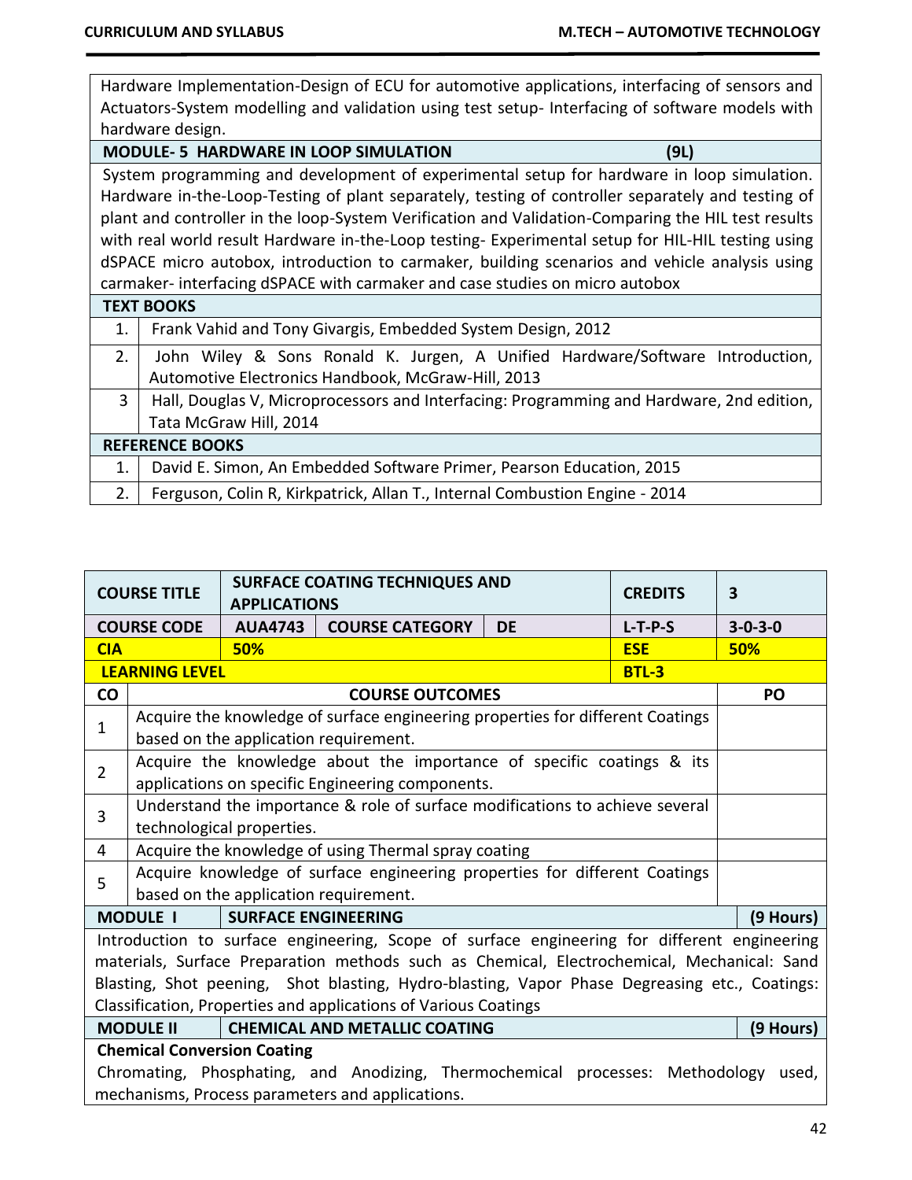| |
|---|
| Hardware Implementation-Design of ECU for automotive applications, interfacing of sensors and Actuators-System modelling and validation using test setup- Interfacing of software models with hardware design. |
| **MODULE- 5 HARDWARE IN LOOP SIMULATION (9L)** |
| System programming and development of experimental setup for hardware in loop simulation. Hardware in-the-Loop-Testing of plant separately, testing of controller separately and testing of plant and controller in the loop-System Verification and Validation-Comparing the HIL test results with real world result Hardware in-the-Loop testing- Experimental setup for HIL-HIL testing using dSPACE micro autobox, introduction to carmaker, building scenarios and vehicle analysis using carmaker- interfacing dSPACE with carmaker and case studies on micro autobox |

| **TEXT BOOKS** | |
|---|---|
| 1. | Frank Vahid and Tony Givargis, Embedded System Design, 2012 |
| 2. | John Wiley & Sons Ronald K. Jurgen, A Unified Hardware/Software Introduction, Automotive Electronics Handbook, McGraw-Hill, 2013 |
| 3 | Hall, Douglas V, Microprocessors and Interfacing: Programming and Hardware, 2nd edition, Tata McGraw Hill, 2014 |
| **REFERENCE BOOKS** | |
| 1. | David E. Simon, An Embedded Software Primer, Pearson Education, 2015 |
| 2. | Ferguson, Colin R, Kirkpatrick, Allan T., Internal Combustion Engine - 2014 |

| **COURSE TITLE** | **SURFACE COATING TECHNIQUES AND APPLICATIONS** | | | **CREDITS** | **3** |
|---|---|---|---|---|---|
| **COURSE CODE** | **AUA4743** | **COURSE CATEGORY** | **DE** | **L-T-P-S** | **3-0-3-0** |
| **CIA** | **50%** | | | **ESE** | **50%** |
| **LEARNING LEVEL** | | | | **BTL-3** | |

| **CO** | **COURSE OUTCOMES** | **PO** |
|---|---|---|
| 1 | Acquire the knowledge of surface engineering properties for different Coatings based on the application requirement. | |
| 2 | Acquire the knowledge about the importance of specific coatings & its applications on specific Engineering components. | |
| 3 | Understand the importance & role of surface modifications to achieve several technological properties. | |
| 4 | Acquire the knowledge of using Thermal spray coating | |
| 5 | Acquire knowledge of surface engineering properties for different Coatings based on the application requirement. | |

| **MODULE I** | **SURFACE ENGINEERING** | **(9 Hours)** |
|---|---|---|
| Introduction to surface engineering, Scope of surface engineering for different engineering materials, Surface Preparation methods such as Chemical, Electrochemical, Mechanical: Sand Blasting, Shot peening, Shot blasting, Hydro-blasting, Vapor Phase Degreasing etc., Coatings: Classification, Properties and applications of Various Coatings | | |
| **MODULE II** | **CHEMICAL AND METALLIC COATING** | **(9 Hours)** |
| **Chemical Conversion Coating**<br>Chromating, Phosphating, and Anodizing, Thermochemical processes: Methodology used, mechanisms, Process parameters and applications. | | |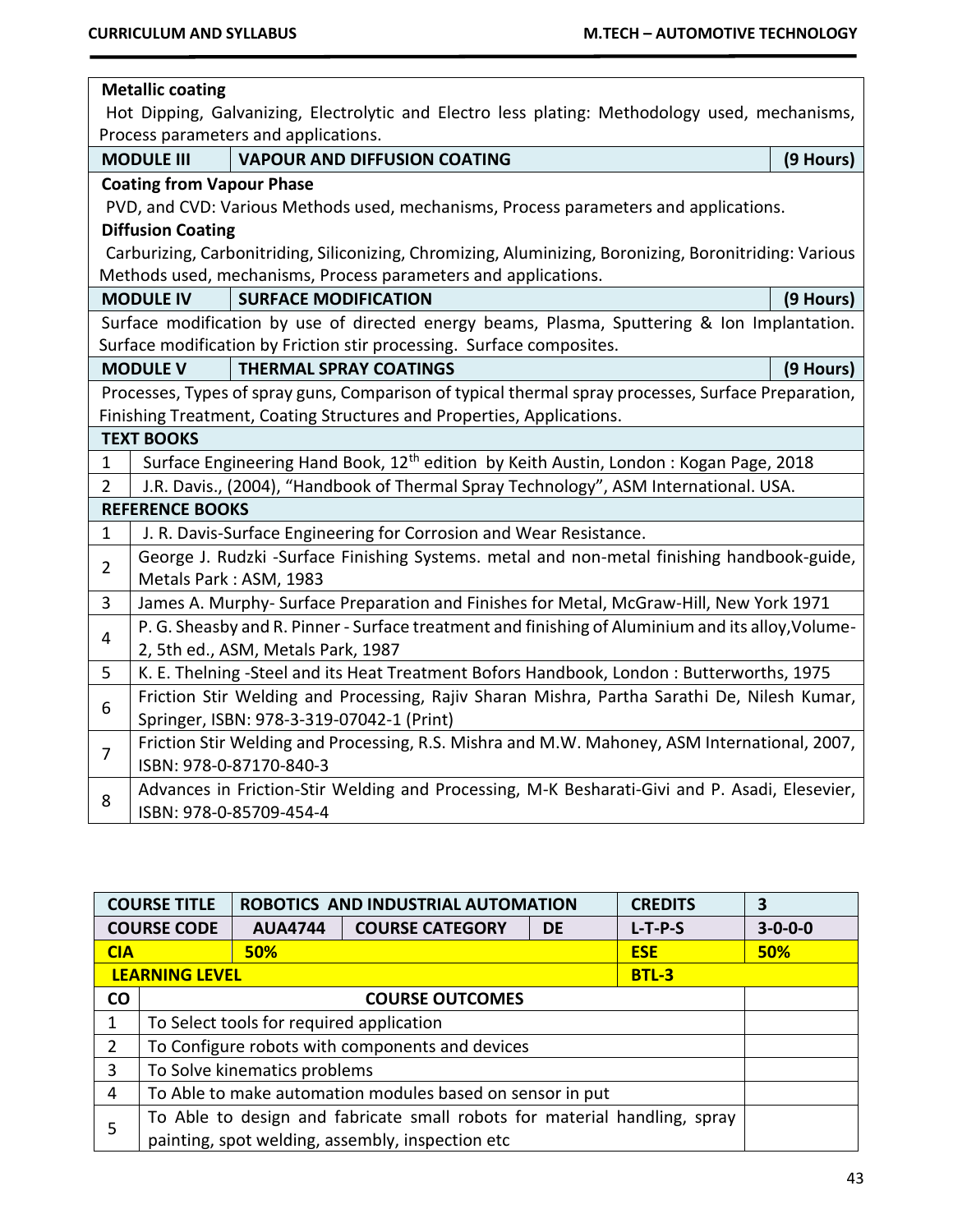**Metallic coating**

Hot Dipping, Galvanizing, Electrolytic and Electro less plating: Methodology used, mechanisms, Process parameters and applications.

| MODULE III | VAPOUR AND DIFFUSION COATING | (9 Hours) |
|---|---|---|

**Coating from Vapour Phase**

PVD, and CVD: Various Methods used, mechanisms, Process parameters and applications.

**Diffusion Coating**

Carburizing, Carbonitriding, Siliconizing, Chromizing, Aluminizing, Boronizing, Boronitriding: Various Methods used, mechanisms, Process parameters and applications.

| MODULE IV | SURFACE MODIFICATION | (9 Hours) |
|---|---|---|

Surface modification by use of directed energy beams, Plasma, Sputtering & Ion Implantation. Surface modification by Friction stir processing. Surface composites.

| MODULE V | THERMAL SPRAY COATINGS | (9 Hours) |
|---|---|---|

Processes, Types of spray guns, Comparison of typical thermal spray processes, Surface Preparation, Finishing Treatment, Coating Structures and Properties, Applications.

| TEXT BOOKS | |
|---|---|
| 1 | Surface Engineering Hand Book, 12th edition by Keith Austin, London : Kogan Page, 2018 |
| 2 | J.R. Davis., (2004), "Handbook of Thermal Spray Technology", ASM International. USA. |

| REFERENCE BOOKS | |
|---|---|
| 1 | J. R. Davis-Surface Engineering for Corrosion and Wear Resistance. |
| 2 | George J. Rudzki -Surface Finishing Systems. metal and non-metal finishing handbook-guide, Metals Park : ASM, 1983 |
| 3 | James A. Murphy- Surface Preparation and Finishes for Metal, McGraw-Hill, New York 1971 |
| 4 | P. G. Sheasby and R. Pinner - Surface treatment and finishing of Aluminium and its alloy,Volume-2, 5th ed., ASM, Metals Park, 1987 |
| 5 | K. E. Thelning -Steel and its Heat Treatment Bofors Handbook, London : Butterworths, 1975 |
| 6 | Friction Stir Welding and Processing, Rajiv Sharan Mishra, Partha Sarathi De, Nilesh Kumar, Springer, ISBN: 978-3-319-07042-1 (Print) |
| 7 | Friction Stir Welding and Processing, R.S. Mishra and M.W. Mahoney, ASM International, 2007, ISBN: 978-0-87170-840-3 |
| 8 | Advances in Friction-Stir Welding and Processing, M-K Besharati-Givi and P. Asadi, Elesevier, ISBN: 978-0-85709-454-4 |

| COURSE TITLE | ROBOTICS AND INDUSTRIAL AUTOMATION | | | CREDITS | 3 |
|---|---|---|---|---|---|
| COURSE CODE | AUA4744 | COURSE CATEGORY | DE | L-T-P-S | 3-0-0-0 |
| CIA | 50% | | | ESE | 50% |
| LEARNING LEVEL | | | | BTL-3 | |

| CO | COURSE OUTCOMES | |
|---|---|---|
| 1 | To Select tools for required application | |
| 2 | To Configure robots with components and devices | |
| 3 | To Solve kinematics problems | |
| 4 | To Able to make automation modules based on sensor in put | |
| 5 | To Able to design and fabricate small robots for material handling, spray painting, spot welding, assembly, inspection etc | |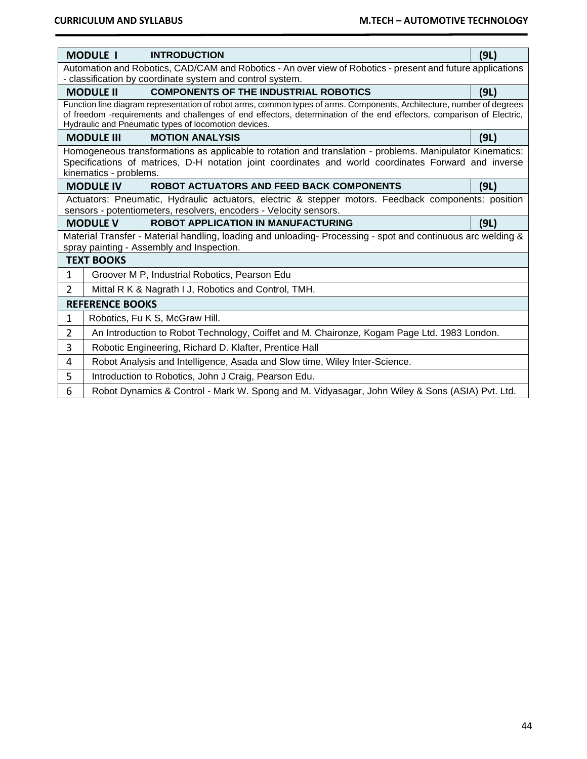| MODULE I | INTRODUCTION | (9L) |
|---|---|---|
| Automation and Robotics, CAD/CAM and Robotics - An over view of Robotics - present and future applications - classification by coordinate system and control system. | | |
| **MODULE II** | **COMPONENTS OF THE INDUSTRIAL ROBOTICS** | **(9L)** |
| Function line diagram representation of robot arms, common types of arms. Components, Architecture, number of degrees of freedom -requirements and challenges of end effectors, determination of the end effectors, comparison of Electric, Hydraulic and Pneumatic types of locomotion devices. | | |
| **MODULE III** | **MOTION ANALYSIS** | **(9L)** |
| Homogeneous transformations as applicable to rotation and translation - problems. Manipulator Kinematics: Specifications of matrices, D-H notation joint coordinates and world coordinates Forward and inverse kinematics - problems. | | |
| **MODULE IV** | **ROBOT ACTUATORS AND FEED BACK COMPONENTS** | **(9L)** |
| Actuators: Pneumatic, Hydraulic actuators, electric & stepper motors. Feedback components: position sensors - potentiometers, resolvers, encoders - Velocity sensors. | | |
| **MODULE V** | **ROBOT APPLICATION IN MANUFACTURING** | **(9L)** |
| Material Transfer - Material handling, loading and unloading- Processing - spot and continuous arc welding & spray painting - Assembly and Inspection. | | |

| TEXT BOOKS | |
|---|---|
| 1 | Groover M P, Industrial Robotics, Pearson Edu |
| 2 | Mittal R K & Nagrath I J, Robotics and Control, TMH. |

| REFERENCE BOOKS | |
|---|---|
| 1 | Robotics, Fu K S, McGraw Hill. |
| 2 | An Introduction to Robot Technology, Coiffet and M. Chaironze, Kogam Page Ltd. 1983 London. |
| 3 | Robotic Engineering, Richard D. Klafter, Prentice Hall |
| 4 | Robot Analysis and Intelligence, Asada and Slow time, Wiley Inter-Science. |
| 5 | Introduction to Robotics, John J Craig, Pearson Edu. |
| 6 | Robot Dynamics & Control - Mark W. Spong and M. Vidyasagar, John Wiley & Sons (ASIA) Pvt. Ltd. |